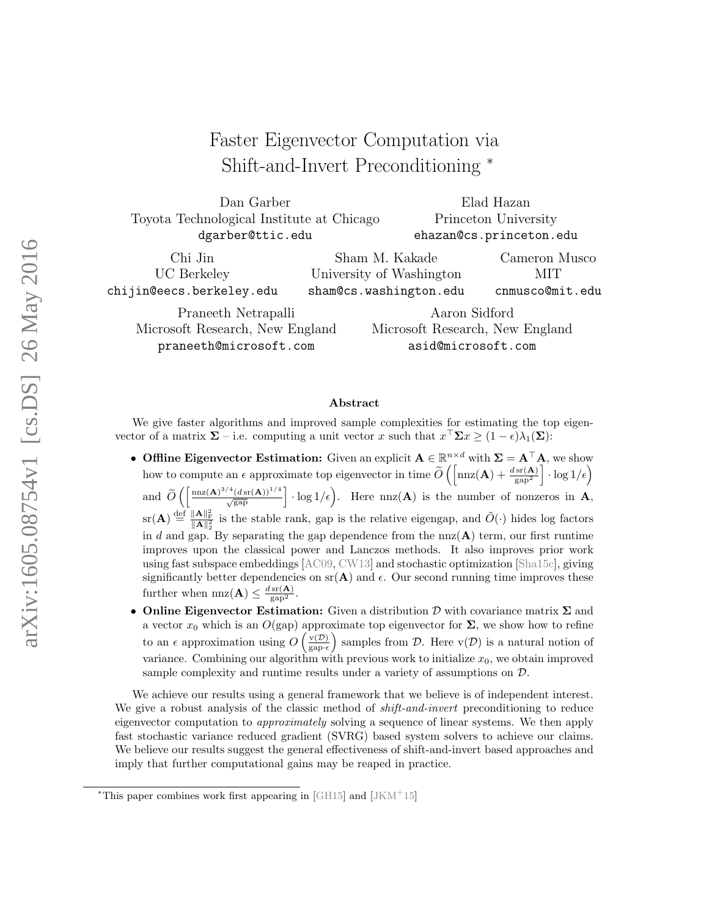# Faster Eigenvector Computation via Shift-and-Invert Preconditioning [*]

Dan Garber
Toyota Technological Institute at Chicago
dgarber@ttic.edu

Elad Hazan
Princeton University
ehazan@cs.princeton.edu

Chi Jin
UC Berkeley
chijin@eecs.berkeley.edu

Sham M. Kakade
University of Washington
sham@cs.washington.edu

Cameron Musco
MIT
cnmusco@mit.edu

Praneeth Netrapalli
Microsoft Research, New England
praneeth@microsoft.com

Aaron Sidford
Microsoft Research, New England
asid@microsoft.com

### Abstract

We give faster algorithms and improved sample complexities for estimating the top eigenvector of a matrix $\mathbf{\Sigma}$ – i.e. computing a unit vector $x$ such that $x^\top \mathbf{\Sigma} x \geq (1-\epsilon)\lambda_1(\mathbf{\Sigma})$:

- **Offline Eigenvector Estimation:** Given an explicit $\mathbf{A} \in \mathbb{R}^{n \times d}$ with $\mathbf{\Sigma} = \mathbf{A}^\top \mathbf{A}$, we show how to compute an $\epsilon$ approximate top eigenvector in time $\widetilde{O}\left(\left[\mathrm{nnz}(\mathbf{A}) + \frac{d\,\mathrm{sr}(\mathbf{A})}{\mathrm{gap}^2}\right] \cdot \log 1/\epsilon\right)$ and $\widetilde{O}\left(\left[\frac{\mathrm{nnz}(\mathbf{A})^{3/4}(d\,\mathrm{sr}(\mathbf{A}))^{1/4}}{\sqrt{\mathrm{gap}}}\right] \cdot \log 1/\epsilon\right)$. Here $\mathrm{nnz}(\mathbf{A})$ is the number of nonzeros in $\mathbf{A}$, $\mathrm{sr}(\mathbf{A}) \stackrel{\mathrm{def}}{=} \frac{\|\mathbf{A}\|_F^2}{\|\mathbf{A}\|_2^2}$ is the stable rank, gap is the relative eigengap, and $\widetilde{O}(\cdot)$ hides log factors in $d$ and gap. By separating the gap dependence from the $\mathrm{nnz}(\mathbf{A})$ term, our first runtime improves upon the classical power and Lanczos methods. It also improves prior work using fast subspace embeddings [AC09, CW13] and stochastic optimization [Sha15c], giving significantly better dependencies on $\mathrm{sr}(\mathbf{A})$ and $\epsilon$. Our second running time improves these further when $\mathrm{nnz}(\mathbf{A}) \leq \frac{d\,\mathrm{sr}(\mathbf{A})}{\mathrm{gap}^2}$.
- **Online Eigenvector Estimation:** Given a distribution $\mathcal{D}$ with covariance matrix $\mathbf{\Sigma}$ and a vector $x_0$ which is an $O(\mathrm{gap})$ approximate top eigenvector for $\mathbf{\Sigma}$, we show how to refine to an $\epsilon$ approximation using $O\left(\frac{\mathrm{v}(\mathcal{D})}{\mathrm{gap}\cdot\epsilon}\right)$ samples from $\mathcal{D}$. Here $\mathrm{v}(\mathcal{D})$ is a natural notion of variance. Combining our algorithm with previous work to initialize $x_0$, we obtain improved sample complexity and runtime results under a variety of assumptions on $\mathcal{D}$.

We achieve our results using a general framework that we believe is of independent interest. We give a robust analysis of the classic method of *shift-and-invert* preconditioning to reduce eigenvector computation to *approximately* solving a sequence of linear systems. We then apply fast stochastic variance reduced gradient (SVRG) based system solvers to achieve our claims. We believe our results suggest the general effectiveness of shift-and-invert based approaches and imply that further computational gains may be reaped in practice.

[*] This paper combines work first appearing in [GH15] and [JKM+15]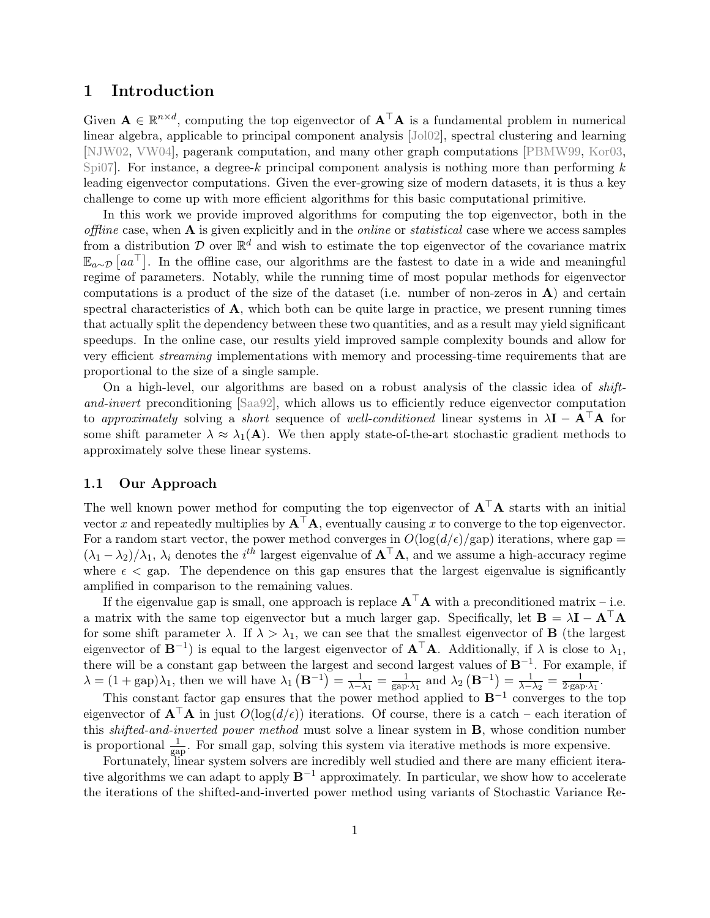# 1 Introduction

Given $\mathbf{A} \in \mathbb{R}^{n \times d}$, computing the top eigenvector of $\mathbf{A}^\top \mathbf{A}$ is a fundamental problem in numerical linear algebra, applicable to principal component analysis [Jol02], spectral clustering and learning [NJW02, VW04], pagerank computation, and many other graph computations [PBMW99, Kor03, Spi07]. For instance, a degree-$k$ principal component analysis is nothing more than performing $k$ leading eigenvector computations. Given the ever-growing size of modern datasets, it is thus a key challenge to come up with more efficient algorithms for this basic computational primitive.

In this work we provide improved algorithms for computing the top eigenvector, both in the *offline* case, when $\mathbf{A}$ is given explicitly and in the *online* or *statistical* case where we access samples from a distribution $\mathcal{D}$ over $\mathbb{R}^d$ and wish to estimate the top eigenvector of the covariance matrix $\mathbb{E}_{a \sim \mathcal{D}} \left[ aa^\top \right]$. In the offline case, our algorithms are the fastest to date in a wide and meaningful regime of parameters. Notably, while the running time of most popular methods for eigenvector computations is a product of the size of the dataset (i.e. number of non-zeros in $\mathbf{A}$) and certain spectral characteristics of $\mathbf{A}$, which both can be quite large in practice, we present running times that actually split the dependency between these two quantities, and as a result may yield significant speedups. In the online case, our results yield improved sample complexity bounds and allow for very efficient *streaming* implementations with memory and processing-time requirements that are proportional to the size of a single sample.

On a high-level, our algorithms are based on a robust analysis of the classic idea of *shift-and-invert* preconditioning [Saa92], which allows us to efficiently reduce eigenvector computation to *approximately* solving a *short* sequence of *well-conditioned* linear systems in $\lambda \mathbf{I} - \mathbf{A}^\top \mathbf{A}$ for some shift parameter $\lambda \approx \lambda_1(\mathbf{A})$. We then apply state-of-the-art stochastic gradient methods to approximately solve these linear systems.

## 1.1 Our Approach

The well known power method for computing the top eigenvector of $\mathbf{A}^\top \mathbf{A}$ starts with an initial vector $x$ and repeatedly multiplies by $\mathbf{A}^\top \mathbf{A}$, eventually causing $x$ to converge to the top eigenvector. For a random start vector, the power method converges in $O(\log(d/\epsilon)/\text{gap})$ iterations, where $\text{gap} = (\lambda_1 - \lambda_2)/\lambda_1$, $\lambda_i$ denotes the $i^{th}$ largest eigenvalue of $\mathbf{A}^\top \mathbf{A}$, and we assume a high-accuracy regime where $\epsilon < \text{gap}$. The dependence on this gap ensures that the largest eigenvalue is significantly amplified in comparison to the remaining values.

If the eigenvalue gap is small, one approach is replace $\mathbf{A}^\top \mathbf{A}$ with a preconditioned matrix – i.e. a matrix with the same top eigenvector but a much larger gap. Specifically, let $\mathbf{B} = \lambda \mathbf{I} - \mathbf{A}^\top \mathbf{A}$ for some shift parameter $\lambda$. If $\lambda > \lambda_1$, we can see that the smallest eigenvector of $\mathbf{B}$ (the largest eigenvector of $\mathbf{B}^{-1}$) is equal to the largest eigenvector of $\mathbf{A}^\top \mathbf{A}$. Additionally, if $\lambda$ is close to $\lambda_1$, there will be a constant gap between the largest and second largest values of $\mathbf{B}^{-1}$. For example, if $\lambda = (1 + \text{gap})\lambda_1$, then we will have $\lambda_1\left(\mathbf{B}^{-1}\right) = \frac{1}{\lambda - \lambda_1} = \frac{1}{\text{gap} \cdot \lambda_1}$ and $\lambda_2\left(\mathbf{B}^{-1}\right) = \frac{1}{\lambda - \lambda_2} = \frac{1}{2 \cdot \text{gap} \cdot \lambda_1}$.

This constant factor gap ensures that the power method applied to $\mathbf{B}^{-1}$ converges to the top eigenvector of $\mathbf{A}^\top \mathbf{A}$ in just $O(\log(d/\epsilon))$ iterations. Of course, there is a catch – each iteration of this *shifted-and-inverted power method* must solve a linear system in $\mathbf{B}$, whose condition number is proportional $\frac{1}{\text{gap}}$. For small gap, solving this system via iterative methods is more expensive.

Fortunately, linear system solvers are incredibly well studied and there are many efficient iterative algorithms we can adapt to apply $\mathbf{B}^{-1}$ approximately. In particular, we show how to accelerate the iterations of the shifted-and-inverted power method using variants of Stochastic Variance Re-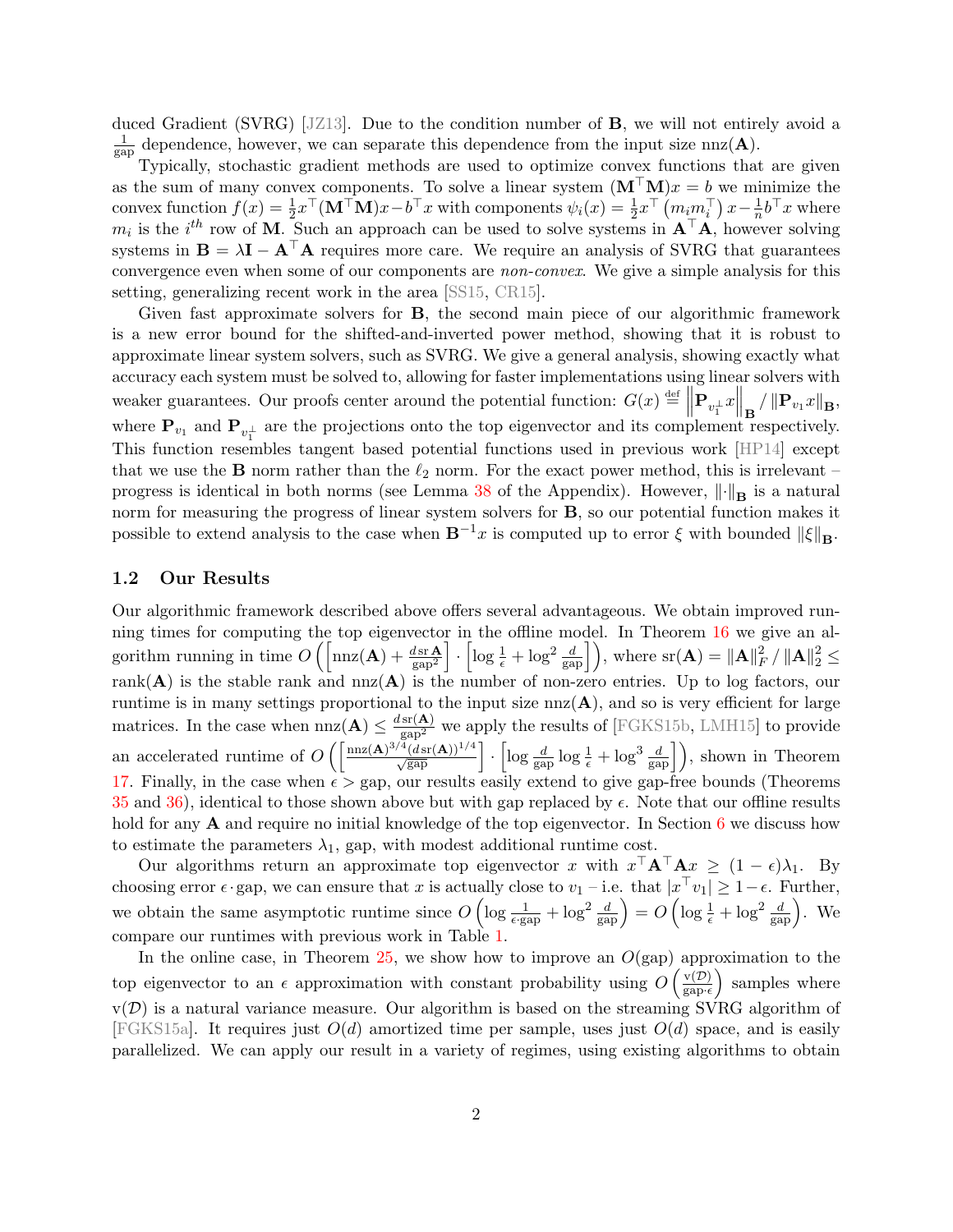duced Gradient (SVRG) [JZ13]. Due to the condition number of $\mathbf{B}$, we will not entirely avoid a $\frac{1}{\text{gap}}$ dependence, however, we can separate this dependence from the input size $\text{nnz}(\mathbf{A})$.

Typically, stochastic gradient methods are used to optimize convex functions that are given as the sum of many convex components. To solve a linear system $(\mathbf{M}^\top\mathbf{M})x = b$ we minimize the convex function $f(x) = \frac{1}{2}x^\top(\mathbf{M}^\top\mathbf{M})x - b^\top x$ with components $\psi_i(x) = \frac{1}{2}x^\top\left(m_i m_i^\top\right)x - \frac{1}{n}b^\top x$ where $m_i$ is the $i^{th}$ row of $\mathbf{M}$. Such an approach can be used to solve systems in $\mathbf{A}^\top\mathbf{A}$, however solving systems in $\mathbf{B} = \lambda\mathbf{I} - \mathbf{A}^\top\mathbf{A}$ requires more care. We require an analysis of SVRG that guarantees convergence even when some of our components are *non-convex*. We give a simple analysis for this setting, generalizing recent work in the area [SS15, CR15].

Given fast approximate solvers for $\mathbf{B}$, the second main piece of our algorithmic framework is a new error bound for the shifted-and-inverted power method, showing that it is robust to approximate linear system solvers, such as SVRG. We give a general analysis, showing exactly what accuracy each system must be solved to, allowing for faster implementations using linear solvers with weaker guarantees. Our proofs center around the potential function: $G(x) \stackrel{\text{def}}{=} \left\|\mathbf{P}_{v_1^\perp}x\right\|_{\mathbf{B}} / \left\|\mathbf{P}_{v_1}x\right\|_{\mathbf{B}}$, where $\mathbf{P}_{v_1}$ and $\mathbf{P}_{v_1^\perp}$ are the projections onto the top eigenvector and its complement respectively. This function resembles tangent based potential functions used in previous work [HP14] except that we use the $\mathbf{B}$ norm rather than the $\ell_2$ norm. For the exact power method, this is irrelevant – progress is identical in both norms (see Lemma 38 of the Appendix). However, $\|\cdot\|_{\mathbf{B}}$ is a natural norm for measuring the progress of linear system solvers for $\mathbf{B}$, so our potential function makes it possible to extend analysis to the case when $\mathbf{B}^{-1}x$ is computed up to error $\xi$ with bounded $\|\xi\|_{\mathbf{B}}$.

## 1.2 Our Results

Our algorithmic framework described above offers several advantageous. We obtain improved running times for computing the top eigenvector in the offline model. In Theorem 16 we give an algorithm running in time $O\left(\left[\text{nnz}(\mathbf{A}) + \frac{d\,\text{sr}\,\mathbf{A}}{\text{gap}^2}\right] \cdot \left[\log\frac{1}{\epsilon} + \log^2\frac{d}{\text{gap}}\right]\right)$, where $\text{sr}(\mathbf{A}) = \|\mathbf{A}\|_F^2 / \|\mathbf{A}\|_2^2 \leq \text{rank}(\mathbf{A})$ is the stable rank and $\text{nnz}(\mathbf{A})$ is the number of non-zero entries. Up to log factors, our runtime is in many settings proportional to the input size $\text{nnz}(\mathbf{A})$, and so is very efficient for large matrices. In the case when $\text{nnz}(\mathbf{A}) \leq \frac{d\,\text{sr}(\mathbf{A})}{\text{gap}^2}$ we apply the results of [FGKS15b, LMH15] to provide an accelerated runtime of $O\left(\left[\frac{\text{nnz}(\mathbf{A})^{3/4}(d\,\text{sr}(\mathbf{A}))^{1/4}}{\sqrt{\text{gap}}}\right] \cdot \left[\log\frac{d}{\text{gap}}\log\frac{1}{\epsilon} + \log^3\frac{d}{\text{gap}}\right]\right)$, shown in Theorem 17. Finally, in the case when $\epsilon > \text{gap}$, our results easily extend to give gap-free bounds (Theorems 35 and 36), identical to those shown above but with gap replaced by $\epsilon$. Note that our offline results hold for any $\mathbf{A}$ and require no initial knowledge of the top eigenvector. In Section 6 we discuss how to estimate the parameters $\lambda_1$, gap, with modest additional runtime cost.

Our algorithms return an approximate top eigenvector $x$ with $x^\top\mathbf{A}^\top\mathbf{A}x \geq (1-\epsilon)\lambda_1$. By choosing error $\epsilon \cdot \text{gap}$, we can ensure that $x$ is actually close to $v_1$ – i.e. that $|x^\top v_1| \geq 1 - \epsilon$. Further, we obtain the same asymptotic runtime since $O\left(\log\frac{1}{\epsilon\cdot\text{gap}} + \log^2\frac{d}{\text{gap}}\right) = O\left(\log\frac{1}{\epsilon} + \log^2\frac{d}{\text{gap}}\right)$. We compare our runtimes with previous work in Table 1.

In the online case, in Theorem 25, we show how to improve an $O(\text{gap})$ approximation to the top eigenvector to an $\epsilon$ approximation with constant probability using $O\left(\frac{\text{v}(\mathcal{D})}{\text{gap}\cdot\epsilon}\right)$ samples where $\text{v}(\mathcal{D})$ is a natural variance measure. Our algorithm is based on the streaming SVRG algorithm of [FGKS15a]. It requires just $O(d)$ amortized time per sample, uses just $O(d)$ space, and is easily parallelized. We can apply our result in a variety of regimes, using existing algorithms to obtain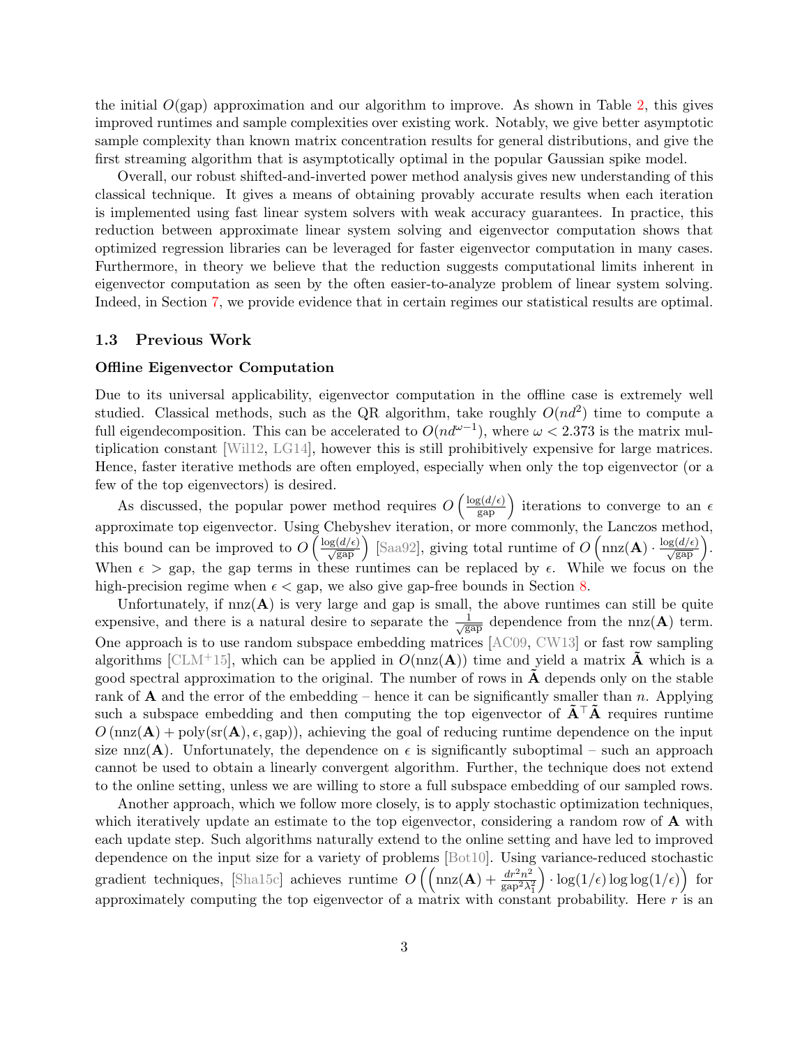the initial $O(\text{gap})$ approximation and our algorithm to improve. As shown in Table 2, this gives improved runtimes and sample complexities over existing work. Notably, we give better asymptotic sample complexity than known matrix concentration results for general distributions, and give the first streaming algorithm that is asymptotically optimal in the popular Gaussian spike model.

Overall, our robust shifted-and-inverted power method analysis gives new understanding of this classical technique. It gives a means of obtaining provably accurate results when each iteration is implemented using fast linear system solvers with weak accuracy guarantees. In practice, this reduction between approximate linear system solving and eigenvector computation shows that optimized regression libraries can be leveraged for faster eigenvector computation in many cases. Furthermore, in theory we believe that the reduction suggests computational limits inherent in eigenvector computation as seen by the often easier-to-analyze problem of linear system solving. Indeed, in Section 7, we provide evidence that in certain regimes our statistical results are optimal.

### 1.3 Previous Work

**Offline Eigenvector Computation**

Due to its universal applicability, eigenvector computation in the offline case is extremely well studied. Classical methods, such as the QR algorithm, take roughly $O(nd^2)$ time to compute a full eigendecomposition. This can be accelerated to $O(nd^{\omega-1})$, where $\omega < 2.373$ is the matrix multiplication constant [Wil12, LG14], however this is still prohibitively expensive for large matrices. Hence, faster iterative methods are often employed, especially when only the top eigenvector (or a few of the top eigenvectors) is desired.

As discussed, the popular power method requires $O\left(\frac{\log(d/\epsilon)}{\text{gap}}\right)$ iterations to converge to an $\epsilon$ approximate top eigenvector. Using Chebyshev iteration, or more commonly, the Lanczos method, this bound can be improved to $O\left(\frac{\log(d/\epsilon)}{\sqrt{\text{gap}}}\right)$ [Saa92], giving total runtime of $O\left(\text{nnz}(\mathbf{A}) \cdot \frac{\log(d/\epsilon)}{\sqrt{\text{gap}}}\right)$. When $\epsilon > \text{gap}$, the gap terms in these runtimes can be replaced by $\epsilon$. While we focus on the high-precision regime when $\epsilon < \text{gap}$, we also give gap-free bounds in Section 8.

Unfortunately, if $\text{nnz}(\mathbf{A})$ is very large and gap is small, the above runtimes can still be quite expensive, and there is a natural desire to separate the $\frac{1}{\sqrt{\text{gap}}}$ dependence from the $\text{nnz}(\mathbf{A})$ term. One approach is to use random subspace embedding matrices [AC09, CW13] or fast row sampling algorithms [CLM+15], which can be applied in $O(\text{nnz}(\mathbf{A}))$ time and yield a matrix $\tilde{\mathbf{A}}$ which is a good spectral approximation to the original. The number of rows in $\tilde{\mathbf{A}}$ depends only on the stable rank of $\mathbf{A}$ and the error of the embedding – hence it can be significantly smaller than $n$. Applying such a subspace embedding and then computing the top eigenvector of $\tilde{\mathbf{A}}^\top \tilde{\mathbf{A}}$ requires runtime $O\left(\text{nnz}(\mathbf{A}) + \text{poly}(\text{sr}(\mathbf{A}), \epsilon, \text{gap})\right)$, achieving the goal of reducing runtime dependence on the input size $\text{nnz}(\mathbf{A})$. Unfortunately, the dependence on $\epsilon$ is significantly suboptimal – such an approach cannot be used to obtain a linearly convergent algorithm. Further, the technique does not extend to the online setting, unless we are willing to store a full subspace embedding of our sampled rows.

Another approach, which we follow more closely, is to apply stochastic optimization techniques, which iteratively update an estimate to the top eigenvector, considering a random row of $\mathbf{A}$ with each update step. Such algorithms naturally extend to the online setting and have led to improved dependence on the input size for a variety of problems [Bot10]. Using variance-reduced stochastic gradient techniques, [Sha15c] achieves runtime $O\left(\left(\text{nnz}(\mathbf{A}) + \frac{dr^2n^2}{\text{gap}^2\lambda_1^2}\right) \cdot \log(1/\epsilon)\log\log(1/\epsilon)\right)$ for approximately computing the top eigenvector of a matrix with constant probability. Here $r$ is an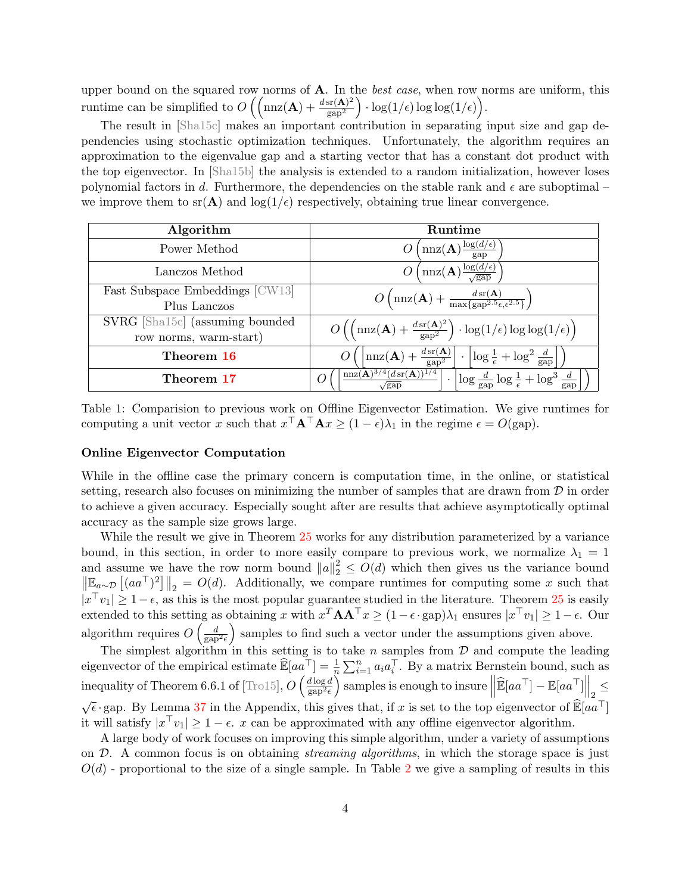upper bound on the squared row norms of $\mathbf{A}$. In the *best case*, when row norms are uniform, this runtime can be simplified to $O\left(\left(\text{nnz}(\mathbf{A}) + \frac{d\,\text{sr}(\mathbf{A})^2}{\text{gap}^2}\right) \cdot \log(1/\epsilon)\log\log(1/\epsilon)\right)$.

The result in [Sha15c] makes an important contribution in separating input size and gap dependencies using stochastic optimization techniques. Unfortunately, the algorithm requires an approximation to the eigenvalue gap and a starting vector that has a constant dot product with the top eigenvector. In [Sha15b] the analysis is extended to a random initialization, however loses polynomial factors in $d$. Furthermore, the dependencies on the stable rank and $\epsilon$ are suboptimal – we improve them to $\text{sr}(\mathbf{A})$ and $\log(1/\epsilon)$ respectively, obtaining true linear convergence.

| Algorithm | Runtime |
|---|---|
| Power Method | $O\left(\text{nnz}(\mathbf{A})\frac{\log(d/\epsilon)}{\text{gap}}\right)$ |
| Lanczos Method | $O\left(\text{nnz}(\mathbf{A})\frac{\log(d/\epsilon)}{\sqrt{\text{gap}}}\right)$ |
| Fast Subspace Embeddings [CW13] Plus Lanczos | $O\left(\text{nnz}(\mathbf{A}) + \frac{d\,\text{sr}(\mathbf{A})}{\max\{\text{gap}^{2.5}\epsilon, \epsilon^{2.5}\}}\right)$ |
| SVRG [Sha15c] (assuming bounded row norms, warm-start) | $O\left(\left(\text{nnz}(\mathbf{A}) + \frac{d\,\text{sr}(\mathbf{A})^2}{\text{gap}^2}\right) \cdot \log(1/\epsilon)\log\log(1/\epsilon)\right)$ |
| **Theorem 16** | $O\left(\left[\text{nnz}(\mathbf{A}) + \frac{d\,\text{sr}(\mathbf{A})}{\text{gap}^2}\right] \cdot \left[\log\frac{1}{\epsilon} + \log^2\frac{d}{\text{gap}}\right]\right)$ |
| **Theorem 17** | $O\left(\left[\frac{\text{nnz}(\mathbf{A})^{3/4}(d\,\text{sr}(\mathbf{A}))^{1/4}}{\sqrt{\text{gap}}}\right] \cdot \left[\log\frac{d}{\text{gap}}\log\frac{1}{\epsilon} + \log^3\frac{d}{\text{gap}}\right]\right)$ |

Table 1: Comparision to previous work on Offline Eigenvector Estimation. We give runtimes for computing a unit vector $x$ such that $x^\top \mathbf{A}^\top \mathbf{A} x \geq (1-\epsilon)\lambda_1$ in the regime $\epsilon = O(\text{gap})$.

### Online Eigenvector Computation

While in the offline case the primary concern is computation time, in the online, or statistical setting, research also focuses on minimizing the number of samples that are drawn from $\mathcal{D}$ in order to achieve a given accuracy. Especially sought after are results that achieve asymptotically optimal accuracy as the sample size grows large.

While the result we give in Theorem 25 works for any distribution parameterized by a variance bound, in this section, in order to more easily compare to previous work, we normalize $\lambda_1 = 1$ and assume we have the row norm bound $\|a\|_2^2 \leq O(d)$ which then gives us the variance bound $\left\|\mathbb{E}_{a\sim\mathcal{D}}\left[(aa^\top)^2\right]\right\|_2 = O(d)$. Additionally, we compare runtimes for computing some $x$ such that $|x^\top v_1| \geq 1-\epsilon$, as this is the most popular guarantee studied in the literature. Theorem 25 is easily extended to this setting as obtaining $x$ with $x^T \mathbf{A}\mathbf{A}^\top x \geq (1-\epsilon\cdot\text{gap})\lambda_1$ ensures $|x^\top v_1| \geq 1-\epsilon$. Our algorithm requires $O\left(\frac{d}{\text{gap}^2\epsilon}\right)$ samples to find such a vector under the assumptions given above.

The simplest algorithm in this setting is to take $n$ samples from $\mathcal{D}$ and compute the leading eigenvector of the empirical estimate $\widehat{\mathbb{E}}[aa^\top] = \frac{1}{n}\sum_{i=1}^n a_i a_i^\top$. By a matrix Bernstein bound, such as inequality of Theorem 6.6.1 of [Tro15], $O\left(\frac{d\log d}{\text{gap}^2\epsilon}\right)$ samples is enough to insure $\left\|\widehat{\mathbb{E}}[aa^\top] - \mathbb{E}[aa^\top]\right\|_2 \leq \sqrt{\epsilon}\cdot\text{gap}$. By Lemma 37 in the Appendix, this gives that, if $x$ is set to the top eigenvector of $\widehat{\mathbb{E}}[aa^\top]$ it will satisfy $|x^\top v_1| \geq 1-\epsilon$. $x$ can be approximated with any offline eigenvector algorithm.

A large body of work focuses on improving this simple algorithm, under a variety of assumptions on $\mathcal{D}$. A common focus is on obtaining *streaming algorithms*, in which the storage space is just $O(d)$ - proportional to the size of a single sample. In Table 2 we give a sampling of results in this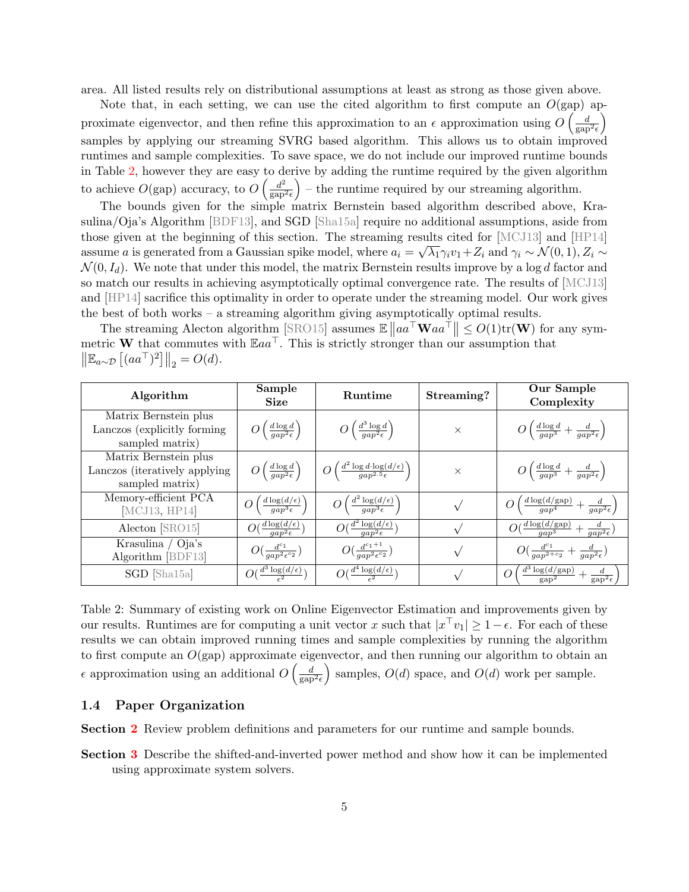area. All listed results rely on distributional assumptions at least as strong as those given above.

Note that, in each setting, we can use the cited algorithm to first compute an $O(\text{gap})$ approximate eigenvector, and then refine this approximation to an $\epsilon$ approximation using $O\left(\frac{d}{\text{gap}^2\epsilon}\right)$ samples by applying our streaming SVRG based algorithm. This allows us to obtain improved runtimes and sample complexities. To save space, we do not include our improved runtime bounds in Table 2, however they are easy to derive by adding the runtime required by the given algorithm to achieve $O(\text{gap})$ accuracy, to $O\left(\frac{d^2}{\text{gap}^2\epsilon}\right)$ – the runtime required by our streaming algorithm.

The bounds given for the simple matrix Bernstein based algorithm described above, Krasulina/Oja's Algorithm [BDF13], and SGD [Sha15a] require no additional assumptions, aside from those given at the beginning of this section. The streaming results cited for [MCJ13] and [HP14] assume $a$ is generated from a Gaussian spike model, where $a_i = \sqrt{\lambda_1}\gamma_i v_1 + Z_i$ and $\gamma_i \sim \mathcal{N}(0,1), Z_i \sim \mathcal{N}(0, I_d)$. We note that under this model, the matrix Bernstein results improve by a $\log d$ factor and so match our results in achieving asymptotically optimal convergence rate. The results of [MCJ13] and [HP14] sacrifice this optimality in order to operate under the streaming model. Our work gives the best of both works – a streaming algorithm giving asymptotically optimal results.

The streaming Alecton algorithm [SRO15] assumes $\mathbb{E}\left\|aa^\top \mathbf{W} aa^\top\right\| \leq O(1)\text{tr}(\mathbf{W})$ for any symmetric $\mathbf{W}$ that commutes with $\mathbb{E}aa^\top$. This is strictly stronger than our assumption that $\left\|\mathbb{E}_{a\sim\mathcal{D}}\left[(aa^\top)^2\right]\right\|_2 = O(d)$.

| Algorithm | Sample Size | Runtime | Streaming? | Our Sample Complexity |
|---|---|---|---|---|
| Matrix Bernstein plus Lanczos (explicitly forming sampled matrix) | $O\left(\frac{d\log d}{gap^2\epsilon}\right)$ | $O\left(\frac{d^3\log d}{gap^2\epsilon}\right)$ | × | $O\left(\frac{d\log d}{gap^3} + \frac{d}{gap^2\epsilon}\right)$ |
| Matrix Bernstein plus Lanczos (iteratively applying sampled matrix) | $O\left(\frac{d\log d}{gap^2\epsilon}\right)$ | $O\left(\frac{d^2\log d\cdot\log(d/\epsilon)}{gap^{2.5}\epsilon}\right)$ | × | $O\left(\frac{d\log d}{gap^3} + \frac{d}{gap^2\epsilon}\right)$ |
| Memory-efficient PCA [MCJ13, HP14] | $O\left(\frac{d\log(d/\epsilon)}{gap^3\epsilon}\right)$ | $O\left(\frac{d^2\log(d/\epsilon)}{gap^3\epsilon}\right)$ | √ | $O\left(\frac{d\log(d/\text{gap})}{gap^4} + \frac{d}{gap^2\epsilon}\right)$ |
| Alecton [SRO15] | $O(\frac{d\log(d/\epsilon)}{gap^2\epsilon})$ | $O(\frac{d^2\log(d/\epsilon)}{gap^2\epsilon})$ | √ | $O(\frac{d\log(d/\text{gap})}{gap^3} + \frac{d}{gap^2\epsilon})$ |
| Krasulina / Oja's Algorithm [BDF13] | $O(\frac{d^{c_1}}{gap^2\epsilon^{c_2}})$ | $O(\frac{d^{c_1+1}}{gap^2\epsilon^{c_2}})$ | √ | $O(\frac{d^{c_1}}{gap^{2+c_2}} + \frac{d}{gap^2\epsilon})$ |
| SGD [Sha15a] | $O(\frac{d^3\log(d/\epsilon)}{\epsilon^2})$ | $O(\frac{d^4\log(d/\epsilon)}{\epsilon^2})$ | √ | $O\left(\frac{d^3\log(d/\text{gap})}{\text{gap}^2} + \frac{d}{\text{gap}^2\epsilon}\right)$ |

Table 2: Summary of existing work on Online Eigenvector Estimation and improvements given by our results. Runtimes are for computing a unit vector $x$ such that $|x^\top v_1| \geq 1-\epsilon$. For each of these results we can obtain improved running times and sample complexities by running the algorithm to first compute an $O(\text{gap})$ approximate eigenvector, and then running our algorithm to obtain an $\epsilon$ approximation using an additional $O\left(\frac{d}{\text{gap}^2\epsilon}\right)$ samples, $O(d)$ space, and $O(d)$ work per sample.

### 1.4 Paper Organization

**Section 2** Review problem definitions and parameters for our runtime and sample bounds.

**Section 3** Describe the shifted-and-inverted power method and show how it can be implemented using approximate system solvers.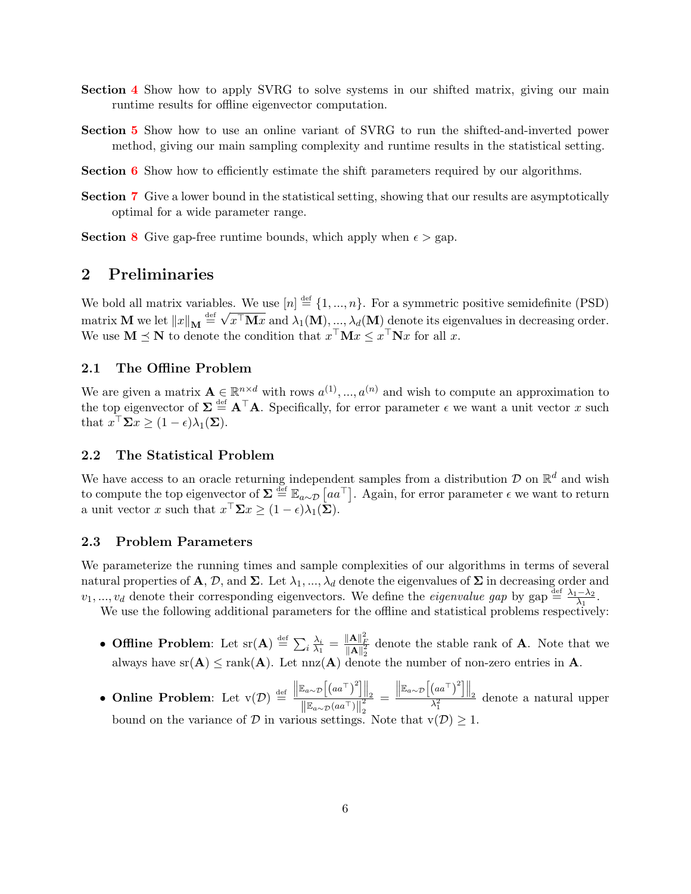**Section 4** Show how to apply SVRG to solve systems in our shifted matrix, giving our main runtime results for offline eigenvector computation.

**Section 5** Show how to use an online variant of SVRG to run the shifted-and-inverted power method, giving our main sampling complexity and runtime results in the statistical setting.

**Section 6** Show how to efficiently estimate the shift parameters required by our algorithms.

**Section 7** Give a lower bound in the statistical setting, showing that our results are asymptotically optimal for a wide parameter range.

**Section 8** Give gap-free runtime bounds, which apply when $\epsilon > \text{gap}$.

## 2 Preliminaries

We bold all matrix variables. We use $[n] \stackrel{\text{def}}{=} \{1, ..., n\}$. For a symmetric positive semidefinite (PSD) matrix $\mathbf{M}$ we let $\|x\|_{\mathbf{M}} \stackrel{\text{def}}{=} \sqrt{x^\top \mathbf{M} x}$ and $\lambda_1(\mathbf{M}), ..., \lambda_d(\mathbf{M})$ denote its eigenvalues in decreasing order. We use $\mathbf{M} \preceq \mathbf{N}$ to denote the condition that $x^\top \mathbf{M} x \leq x^\top \mathbf{N} x$ for all $x$.

### 2.1 The Offline Problem

We are given a matrix $\mathbf{A} \in \mathbb{R}^{n \times d}$ with rows $a^{(1)}, ..., a^{(n)}$ and wish to compute an approximation to the top eigenvector of $\mathbf{\Sigma} \stackrel{\text{def}}{=} \mathbf{A}^\top \mathbf{A}$. Specifically, for error parameter $\epsilon$ we want a unit vector $x$ such that $x^\top \mathbf{\Sigma} x \geq (1 - \epsilon)\lambda_1(\mathbf{\Sigma})$.

### 2.2 The Statistical Problem

We have access to an oracle returning independent samples from a distribution $\mathcal{D}$ on $\mathbb{R}^d$ and wish to compute the top eigenvector of $\mathbf{\Sigma} \stackrel{\text{def}}{=} \mathbb{E}_{a \sim \mathcal{D}}\left[aa^\top\right]$. Again, for error parameter $\epsilon$ we want to return a unit vector $x$ such that $x^\top \mathbf{\Sigma} x \geq (1 - \epsilon)\lambda_1(\mathbf{\Sigma})$.

### 2.3 Problem Parameters

We parameterize the running times and sample complexities of our algorithms in terms of several natural properties of $\mathbf{A}$, $\mathcal{D}$, and $\mathbf{\Sigma}$. Let $\lambda_1, ..., \lambda_d$ denote the eigenvalues of $\mathbf{\Sigma}$ in decreasing order and $v_1, ..., v_d$ denote their corresponding eigenvectors. We define the *eigenvalue gap* by $\text{gap} \stackrel{\text{def}}{=} \frac{\lambda_1 - \lambda_2}{\lambda_1}$.

We use the following additional parameters for the offline and statistical problems respectively:

- **Offline Problem**: Let $\text{sr}(\mathbf{A}) \stackrel{\text{def}}{=} \sum_i \frac{\lambda_i}{\lambda_1} = \frac{\|\mathbf{A}\|_F^2}{\|\mathbf{A}\|_2^2}$ denote the stable rank of $\mathbf{A}$. Note that we always have $\text{sr}(\mathbf{A}) \leq \text{rank}(\mathbf{A})$. Let $\text{nnz}(\mathbf{A})$ denote the number of non-zero entries in $\mathbf{A}$.

- **Online Problem**: Let $\text{v}(\mathcal{D}) \stackrel{\text{def}}{=} \frac{\left\|\mathbb{E}_{a\sim\mathcal{D}}\left[\left(aa^\top\right)^2\right]\right\|_2}{\left\|\mathbb{E}_{a\sim\mathcal{D}}(aa^\top)\right\|_2^2} = \frac{\left\|\mathbb{E}_{a\sim\mathcal{D}}\left[\left(aa^\top\right)^2\right]\right\|_2}{\lambda_1^2}$ denote a natural upper bound on the variance of $\mathcal{D}$ in various settings. Note that $\text{v}(\mathcal{D}) \geq 1$.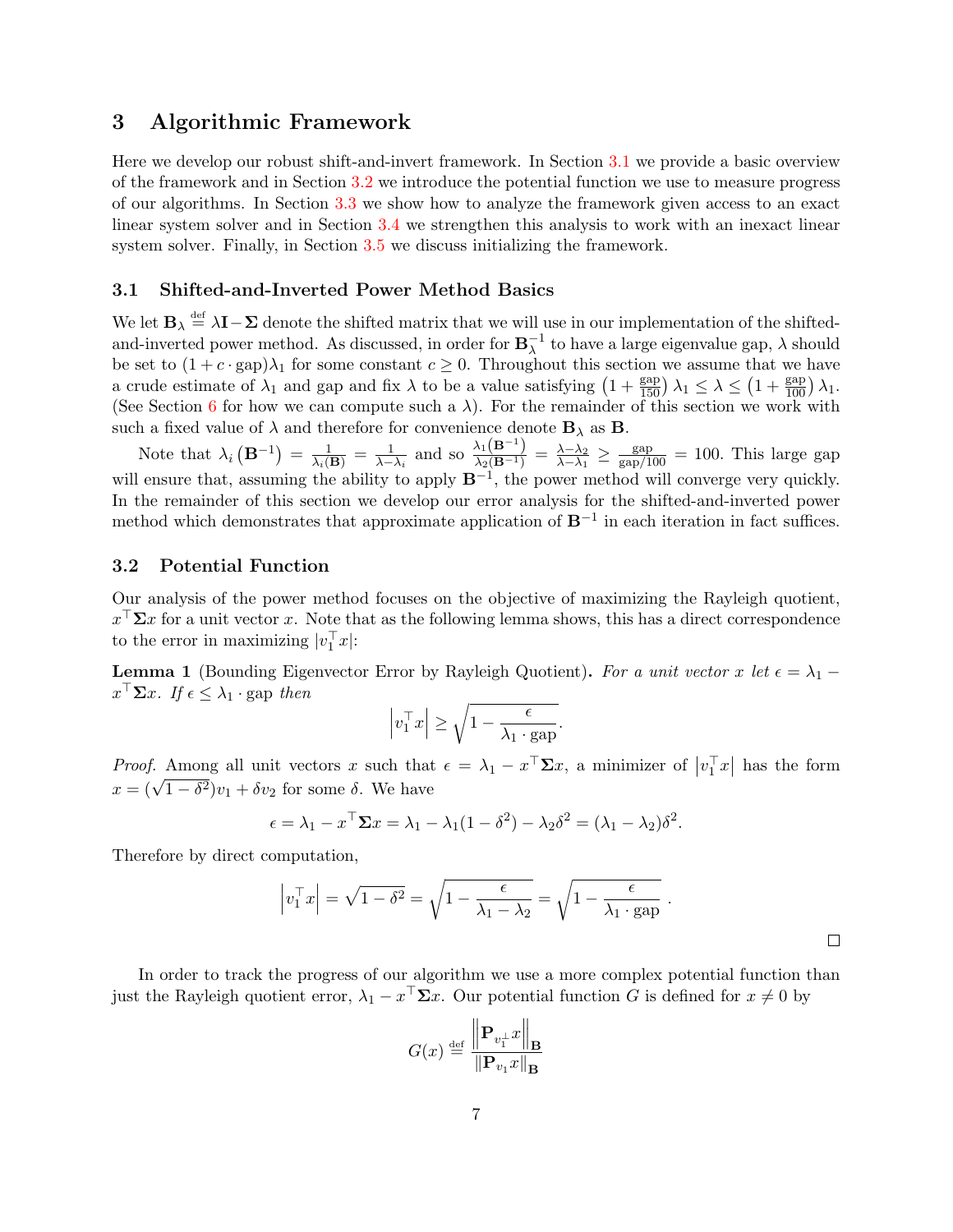## 3 Algorithmic Framework

Here we develop our robust shift-and-invert framework. In Section 3.1 we provide a basic overview of the framework and in Section 3.2 we introduce the potential function we use to measure progress of our algorithms. In Section 3.3 we show how to analyze the framework given access to an exact linear system solver and in Section 3.4 we strengthen this analysis to work with an inexact linear system solver. Finally, in Section 3.5 we discuss initializing the framework.

### 3.1 Shifted-and-Inverted Power Method Basics

We let $\mathbf{B}_\lambda \stackrel{\text{def}}{=} \lambda \mathbf{I} - \mathbf{\Sigma}$ denote the shifted matrix that we will use in our implementation of the shifted-and-inverted power method. As discussed, in order for $\mathbf{B}_\lambda^{-1}$ to have a large eigenvalue gap, $\lambda$ should be set to $(1 + c \cdot \text{gap})\lambda_1$ for some constant $c \geq 0$. Throughout this section we assume that we have a crude estimate of $\lambda_1$ and gap and fix $\lambda$ to be a value satisfying $\left(1 + \frac{\text{gap}}{150}\right)\lambda_1 \leq \lambda \leq \left(1 + \frac{\text{gap}}{100}\right)\lambda_1$. (See Section 6 for how we can compute such a $\lambda$). For the remainder of this section we work with such a fixed value of $\lambda$ and therefore for convenience denote $\mathbf{B}_\lambda$ as $\mathbf{B}$.

Note that $\lambda_i\left(\mathbf{B}^{-1}\right) = \frac{1}{\lambda_i(\mathbf{B})} = \frac{1}{\lambda - \lambda_i}$ and so $\frac{\lambda_1\left(\mathbf{B}^{-1}\right)}{\lambda_2\left(\mathbf{B}^{-1}\right)} = \frac{\lambda - \lambda_2}{\lambda - \lambda_1} \geq \frac{\text{gap}}{\text{gap}/100} = 100$. This large gap will ensure that, assuming the ability to apply $\mathbf{B}^{-1}$, the power method will converge very quickly. In the remainder of this section we develop our error analysis for the shifted-and-inverted power method which demonstrates that approximate application of $\mathbf{B}^{-1}$ in each iteration in fact suffices.

### 3.2 Potential Function

Our analysis of the power method focuses on the objective of maximizing the Rayleigh quotient, $x^\top \mathbf{\Sigma} x$ for a unit vector $x$. Note that as the following lemma shows, this has a direct correspondence to the error in maximizing $|v_1^\top x|$:

**Lemma 1** (Bounding Eigenvector Error by Rayleigh Quotient)**.** *For a unit vector $x$ let $\epsilon = \lambda_1 - x^\top \mathbf{\Sigma} x$. If $\epsilon \leq \lambda_1 \cdot \text{gap}$ then*

$$\left|v_1^\top x\right| \geq \sqrt{1 - \frac{\epsilon}{\lambda_1 \cdot \text{gap}}}.$$

*Proof.* Among all unit vectors $x$ such that $\epsilon = \lambda_1 - x^\top \mathbf{\Sigma} x$, a minimizer of $\left|v_1^\top x\right|$ has the form $x = (\sqrt{1-\delta^2})v_1 + \delta v_2$ for some $\delta$. We have

$$\epsilon = \lambda_1 - x^\top \mathbf{\Sigma} x = \lambda_1 - \lambda_1(1 - \delta^2) - \lambda_2 \delta^2 = (\lambda_1 - \lambda_2)\delta^2.$$

Therefore by direct computation,

$$\left|v_1^\top x\right| = \sqrt{1 - \delta^2} = \sqrt{1 - \frac{\epsilon}{\lambda_1 - \lambda_2}} = \sqrt{1 - \frac{\epsilon}{\lambda_1 \cdot \text{gap}}}\ .$$

□

In order to track the progress of our algorithm we use a more complex potential function than just the Rayleigh quotient error, $\lambda_1 - x^\top \mathbf{\Sigma} x$. Our potential function $G$ is defined for $x \neq 0$ by

$$G(x) \stackrel{\text{def}}{=} \frac{\left\|\mathbf{P}_{v_1^\perp} x\right\|_{\mathbf{B}}}{\left\|\mathbf{P}_{v_1} x\right\|_{\mathbf{B}}}$$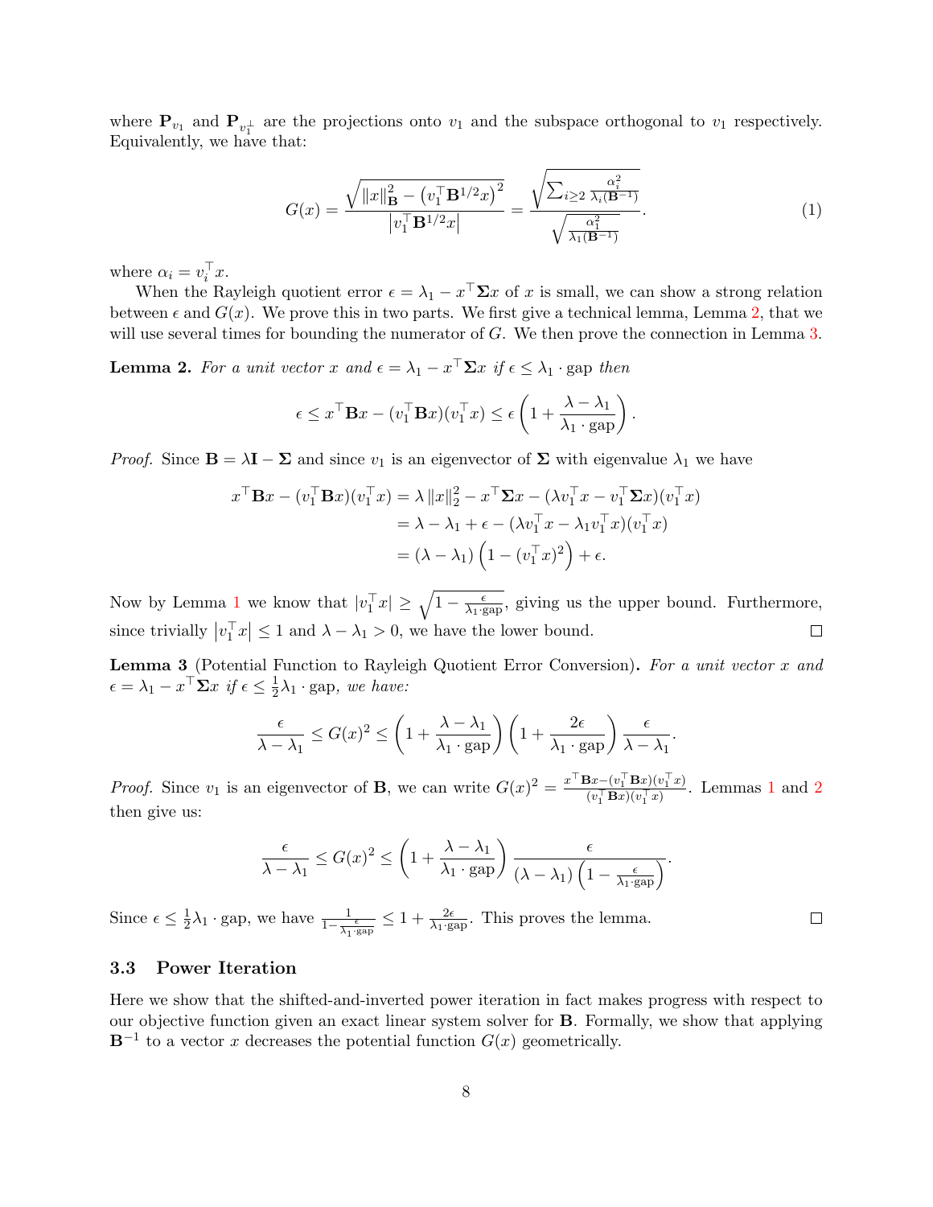where $\mathbf{P}_{v_1}$ and $\mathbf{P}_{v_1^\perp}$ are the projections onto $v_1$ and the subspace orthogonal to $v_1$ respectively. Equivalently, we have that:

$$G(x) = \frac{\sqrt{\|x\|_{\mathbf{B}}^2 - \left(v_1^\top \mathbf{B}^{1/2} x\right)^2}}{\left|v_1^\top \mathbf{B}^{1/2} x\right|} = \frac{\sqrt{\sum_{i\geq 2} \frac{\alpha_i^2}{\lambda_i(\mathbf{B}^{-1})}}}{\sqrt{\frac{\alpha_1^2}{\lambda_1(\mathbf{B}^{-1})}}}. \tag{1}$$

where $\alpha_i = v_i^\top x$.

When the Rayleigh quotient error $\epsilon = \lambda_1 - x^\top \mathbf{\Sigma} x$ of $x$ is small, we can show a strong relation between $\epsilon$ and $G(x)$. We prove this in two parts. We first give a technical lemma, Lemma 2, that we will use several times for bounding the numerator of $G$. We then prove the connection in Lemma 3.

**Lemma 2.** *For a unit vector $x$ and $\epsilon = \lambda_1 - x^\top \mathbf{\Sigma} x$ if $\epsilon \leq \lambda_1 \cdot \mathrm{gap}$ then*

$$\epsilon \leq x^\top \mathbf{B} x - (v_1^\top \mathbf{B} x)(v_1^\top x) \leq \epsilon \left(1 + \frac{\lambda - \lambda_1}{\lambda_1 \cdot \mathrm{gap}}\right).$$

*Proof.* Since $\mathbf{B} = \lambda \mathbf{I} - \mathbf{\Sigma}$ and since $v_1$ is an eigenvector of $\mathbf{\Sigma}$ with eigenvalue $\lambda_1$ we have

$$\begin{aligned}
x^\top \mathbf{B} x - (v_1^\top \mathbf{B} x)(v_1^\top x) &= \lambda \|x\|_2^2 - x^\top \mathbf{\Sigma} x - (\lambda v_1^\top x - v_1^\top \mathbf{\Sigma} x)(v_1^\top x) \\
&= \lambda - \lambda_1 + \epsilon - (\lambda v_1^\top x - \lambda_1 v_1^\top x)(v_1^\top x) \\
&= (\lambda - \lambda_1)\left(1 - (v_1^\top x)^2\right) + \epsilon.
\end{aligned}$$

Now by Lemma 1 we know that $|v_1^\top x| \geq \sqrt{1 - \frac{\epsilon}{\lambda_1 \cdot \mathrm{gap}}}$, giving us the upper bound. Furthermore, since trivially $\left|v_1^\top x\right| \leq 1$ and $\lambda - \lambda_1 > 0$, we have the lower bound. □

**Lemma 3** (Potential Function to Rayleigh Quotient Error Conversion)**.** *For a unit vector $x$ and $\epsilon = \lambda_1 - x^\top \mathbf{\Sigma} x$ if $\epsilon \leq \frac{1}{2}\lambda_1 \cdot \mathrm{gap}$, we have:*

$$\frac{\epsilon}{\lambda - \lambda_1} \leq G(x)^2 \leq \left(1 + \frac{\lambda - \lambda_1}{\lambda_1 \cdot \mathrm{gap}}\right)\left(1 + \frac{2\epsilon}{\lambda_1 \cdot \mathrm{gap}}\right)\frac{\epsilon}{\lambda - \lambda_1}.$$

*Proof.* Since $v_1$ is an eigenvector of $\mathbf{B}$, we can write $G(x)^2 = \frac{x^\top \mathbf{B} x - (v_1^\top \mathbf{B} x)(v_1^\top x)}{(v_1^\top \mathbf{B} x)(v_1^\top x)}$. Lemmas 1 and 2 then give us:

$$\frac{\epsilon}{\lambda - \lambda_1} \leq G(x)^2 \leq \left(1 + \frac{\lambda - \lambda_1}{\lambda_1 \cdot \mathrm{gap}}\right)\frac{\epsilon}{(\lambda - \lambda_1)\left(1 - \frac{\epsilon}{\lambda_1 \cdot \mathrm{gap}}\right)}.$$

Since $\epsilon \leq \frac{1}{2}\lambda_1 \cdot \mathrm{gap}$, we have $\frac{1}{1 - \frac{\epsilon}{\lambda_1 \cdot \mathrm{gap}}} \leq 1 + \frac{2\epsilon}{\lambda_1 \cdot \mathrm{gap}}$. This proves the lemma. □

### 3.3 Power Iteration

Here we show that the shifted-and-inverted power iteration in fact makes progress with respect to our objective function given an exact linear system solver for $\mathbf{B}$. Formally, we show that applying $\mathbf{B}^{-1}$ to a vector $x$ decreases the potential function $G(x)$ geometrically.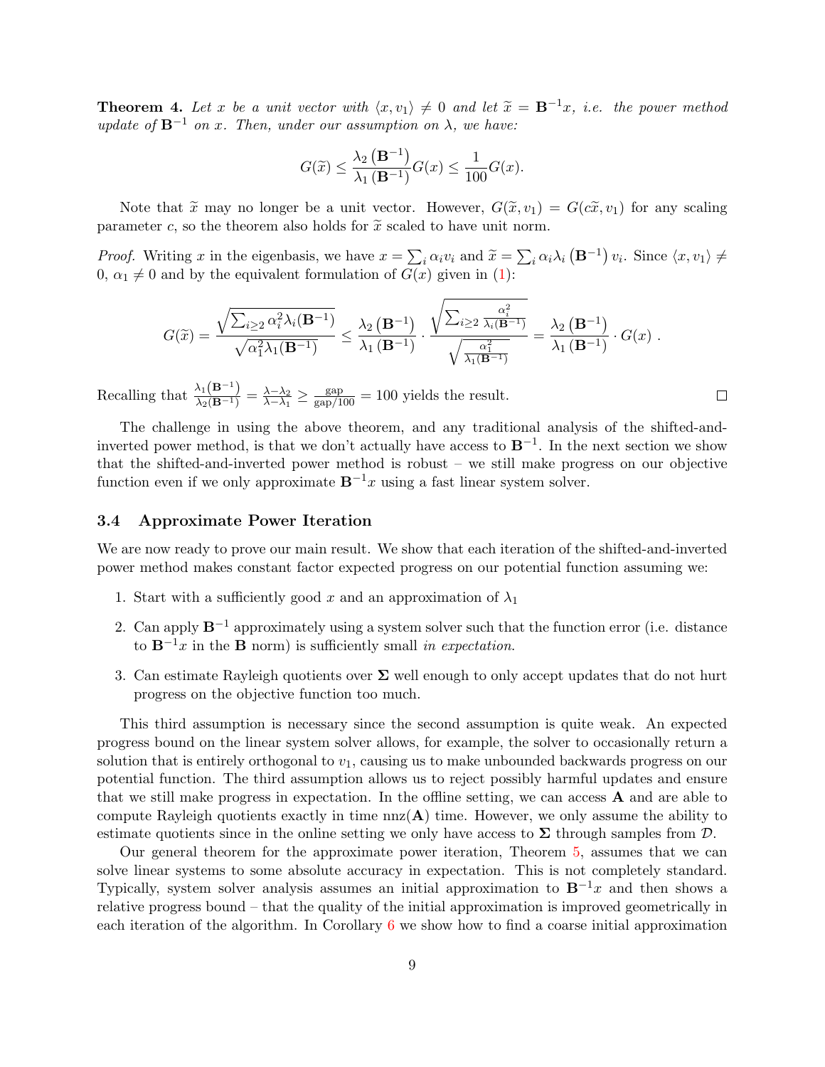**Theorem 4.** *Let $x$ be a unit vector with $\langle x, v_1 \rangle \neq 0$ and let $\widetilde{x} = \mathbf{B}^{-1}x$, i.e. the power method update of $\mathbf{B}^{-1}$ on $x$. Then, under our assumption on $\lambda$, we have:*

$$G(\widetilde{x}) \leq \frac{\lambda_2\left(\mathbf{B}^{-1}\right)}{\lambda_1\left(\mathbf{B}^{-1}\right)} G(x) \leq \frac{1}{100} G(x).$$

Note that $\widetilde{x}$ may no longer be a unit vector. However, $G(\widetilde{x}, v_1) = G(c\widetilde{x}, v_1)$ for any scaling parameter $c$, so the theorem also holds for $\widetilde{x}$ scaled to have unit norm.

*Proof.* Writing $x$ in the eigenbasis, we have $x = \sum_i \alpha_i v_i$ and $\widetilde{x} = \sum_i \alpha_i \lambda_i\left(\mathbf{B}^{-1}\right) v_i$. Since $\langle x, v_1 \rangle \neq 0$, $\alpha_1 \neq 0$ and by the equivalent formulation of $G(x)$ given in (1):

$$G(\widetilde{x}) = \frac{\sqrt{\sum_{i \geq 2} \alpha_i^2 \lambda_i(\mathbf{B}^{-1})}}{\sqrt{\alpha_1^2 \lambda_1(\mathbf{B}^{-1})}} \leq \frac{\lambda_2\left(\mathbf{B}^{-1}\right)}{\lambda_1\left(\mathbf{B}^{-1}\right)} \cdot \frac{\sqrt{\sum_{i \geq 2} \frac{\alpha_i^2}{\lambda_i(\mathbf{B}^{-1})}}}{\sqrt{\frac{\alpha_1^2}{\lambda_1(\mathbf{B}^{-1})}}} = \frac{\lambda_2\left(\mathbf{B}^{-1}\right)}{\lambda_1\left(\mathbf{B}^{-1}\right)} \cdot G(x) \ .$$

Recalling that $\frac{\lambda_1(\mathbf{B}^{-1})}{\lambda_2(\mathbf{B}^{-1})} = \frac{\lambda - \lambda_2}{\lambda - \lambda_1} \geq \frac{\text{gap}}{\text{gap}/100} = 100$ yields the result. $\square$

The challenge in using the above theorem, and any traditional analysis of the shifted-and-inverted power method, is that we don't actually have access to $\mathbf{B}^{-1}$. In the next section we show that the shifted-and-inverted power method is robust – we still make progress on our objective function even if we only approximate $\mathbf{B}^{-1}x$ using a fast linear system solver.

### 3.4 Approximate Power Iteration

We are now ready to prove our main result. We show that each iteration of the shifted-and-inverted power method makes constant factor expected progress on our potential function assuming we:

1. Start with a sufficiently good $x$ and an approximation of $\lambda_1$
2. Can apply $\mathbf{B}^{-1}$ approximately using a system solver such that the function error (i.e. distance to $\mathbf{B}^{-1}x$ in the $\mathbf{B}$ norm) is sufficiently small *in expectation*.
3. Can estimate Rayleigh quotients over $\mathbf{\Sigma}$ well enough to only accept updates that do not hurt progress on the objective function too much.

This third assumption is necessary since the second assumption is quite weak. An expected progress bound on the linear system solver allows, for example, the solver to occasionally return a solution that is entirely orthogonal to $v_1$, causing us to make unbounded backwards progress on our potential function. The third assumption allows us to reject possibly harmful updates and ensure that we still make progress in expectation. In the offline setting, we can access $\mathbf{A}$ and are able to compute Rayleigh quotients exactly in time $\text{nnz}(\mathbf{A})$ time. However, we only assume the ability to estimate quotients since in the online setting we only have access to $\mathbf{\Sigma}$ through samples from $\mathcal{D}$.

Our general theorem for the approximate power iteration, Theorem 5, assumes that we can solve linear systems to some absolute accuracy in expectation. This is not completely standard. Typically, system solver analysis assumes an initial approximation to $\mathbf{B}^{-1}x$ and then shows a relative progress bound – that the quality of the initial approximation is improved geometrically in each iteration of the algorithm. In Corollary 6 we show how to find a coarse initial approximation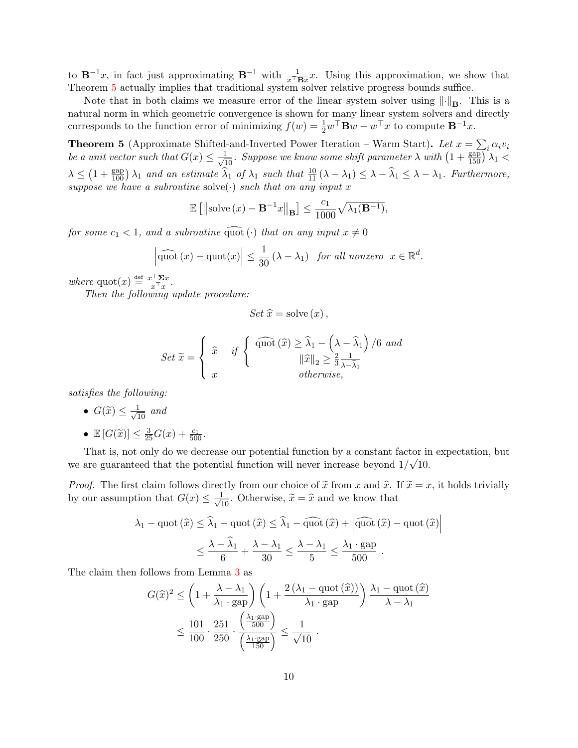to $\mathbf{B}^{-1}x$, in fact just approximating $\mathbf{B}^{-1}$ with $\frac{1}{x^\top \mathbf{B} x}x$. Using this approximation, we show that Theorem 5 actually implies that traditional system solver relative progress bounds suffice.

Note that in both claims we measure error of the linear system solver using $\|\cdot\|_{\mathbf{B}}$. This is a natural norm in which geometric convergence is shown for many linear system solvers and directly corresponds to the function error of minimizing $f(w) = \frac{1}{2}w^\top \mathbf{B} w - w^\top x$ to compute $\mathbf{B}^{-1}x$.

**Theorem 5** (Approximate Shifted-and-Inverted Power Iteration – Warm Start)**.** *Let $x = \sum_i \alpha_i v_i$ be a unit vector such that $G(x) \leq \frac{1}{\sqrt{10}}$. Suppose we know some shift parameter $\lambda$ with $\left(1 + \frac{\mathrm{gap}}{150}\right)\lambda_1 < \lambda \leq \left(1 + \frac{\mathrm{gap}}{100}\right)\lambda_1$ and an estimate $\widehat{\lambda}_1$ of $\lambda_1$ such that $\frac{10}{11}(\lambda - \lambda_1) \leq \lambda - \widehat{\lambda}_1 \leq \lambda - \lambda_1$. Furthermore, suppose we have a subroutine* $\mathrm{solve}(\cdot)$ *such that on any input $x$*

$$\mathbb{E}\left[\left\|\mathrm{solve}(x) - \mathbf{B}^{-1}x\right\|_{\mathbf{B}}\right] \leq \frac{c_1}{1000}\sqrt{\lambda_1(\mathbf{B}^{-1})},$$

*for some $c_1 < 1$, and a subroutine $\widehat{\mathrm{quot}}(\cdot)$ that on any input $x \neq 0$*

$$\left|\widehat{\mathrm{quot}}(x) - \mathrm{quot}(x)\right| \leq \frac{1}{30}(\lambda - \lambda_1) \quad \textit{for all nonzero } \; x \in \mathbb{R}^d.$$

*where* $\mathrm{quot}(x) \stackrel{\mathrm{def}}{=} \frac{x^\top \mathbf{\Sigma} x}{x^\top x}$.

*Then the following update procedure:*

$$\textit{Set } \widehat{x} = \mathrm{solve}(x),$$

$$\textit{Set } \widetilde{x} = \begin{cases} \widehat{x} & \textit{if } \begin{cases} \widehat{\mathrm{quot}}(\widehat{x}) \geq \widehat{\lambda}_1 - \left(\lambda - \widehat{\lambda}_1\right)/6 \textit{ and} \\ \|\widehat{x}\|_2 \geq \frac{2}{3}\frac{1}{\lambda - \widehat{\lambda}_1} \end{cases} \\ x & \textit{otherwise,} \end{cases}$$

*satisfies the following:*

- $G(\widetilde{x}) \leq \frac{1}{\sqrt{10}}$ *and*
- $\mathbb{E}\left[G(\widetilde{x})\right] \leq \frac{3}{25}G(x) + \frac{c_1}{500}$.

That is, not only do we decrease our potential function by a constant factor in expectation, but we are guaranteed that the potential function will never increase beyond $1/\sqrt{10}$.

*Proof.* The first claim follows directly from our choice of $\widetilde{x}$ from $x$ and $\widehat{x}$. If $\widetilde{x} = x$, it holds trivially by our assumption that $G(x) \leq \frac{1}{\sqrt{10}}$. Otherwise, $\widetilde{x} = \widehat{x}$ and we know that

$$\begin{aligned}
\lambda_1 - \mathrm{quot}(\widehat{x}) \leq \widehat{\lambda}_1 - \mathrm{quot}(\widehat{x}) &\leq \widehat{\lambda}_1 - \widehat{\mathrm{quot}}(\widehat{x}) + \left|\widehat{\mathrm{quot}}(\widehat{x}) - \mathrm{quot}(\widehat{x})\right| \\
&\leq \frac{\lambda - \widehat{\lambda}_1}{6} + \frac{\lambda - \lambda_1}{30} \leq \frac{\lambda - \lambda_1}{5} \leq \frac{\lambda_1 \cdot \mathrm{gap}}{500}.
\end{aligned}$$

The claim then follows from Lemma 3 as

$$\begin{aligned}
G(\widehat{x})^2 &\leq \left(1 + \frac{\lambda - \lambda_1}{\lambda_1 \cdot \mathrm{gap}}\right)\left(1 + \frac{2\left(\lambda_1 - \mathrm{quot}(\widehat{x})\right)}{\lambda_1 \cdot \mathrm{gap}}\right)\frac{\lambda_1 - \mathrm{quot}(\widehat{x})}{\lambda - \lambda_1} \\
&\leq \frac{101}{100} \cdot \frac{251}{250} \cdot \frac{\left(\frac{\lambda_1 \cdot \mathrm{gap}}{500}\right)}{\left(\frac{\lambda_1 \cdot \mathrm{gap}}{150}\right)} \leq \frac{1}{\sqrt{10}}.
\end{aligned}$$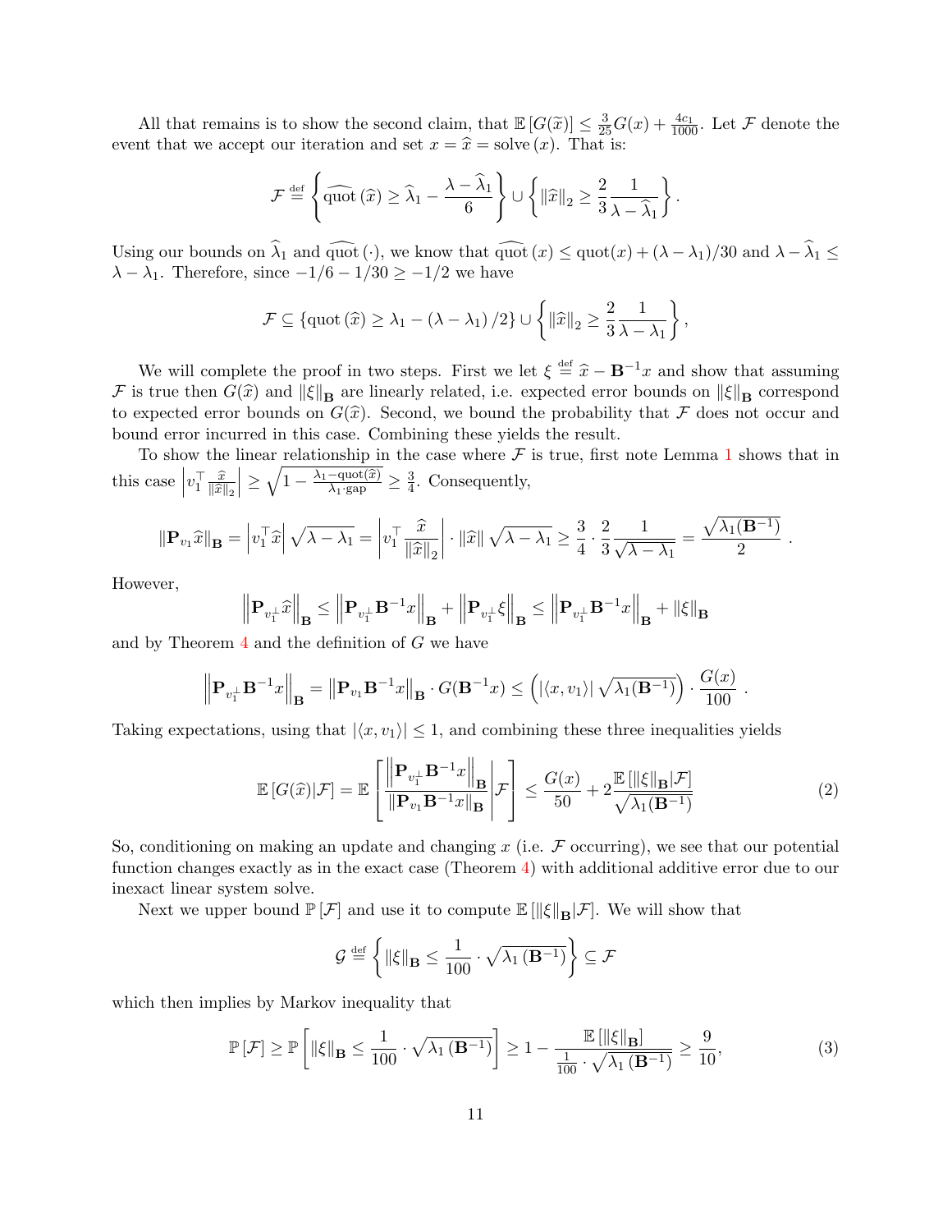All that remains is to show the second claim, that $\mathbb{E}\left[G(\widetilde{x})\right] \leq \frac{3}{25}G(x) + \frac{4c_1}{1000}$. Let $\mathcal{F}$ denote the event that we accept our iteration and set $x = \widehat{x} = \text{solve}\left(x\right)$. That is:

$$\mathcal{F} \stackrel{\text{def}}{=} \left\{ \widehat{\text{quot}}\left(\widehat{x}\right) \geq \widehat{\lambda}_1 - \frac{\lambda - \widehat{\lambda}_1}{6} \right\} \cup \left\{ \left\|\widehat{x}\right\|_2 \geq \frac{2}{3}\frac{1}{\lambda - \widehat{\lambda}_1} \right\}.$$

Using our bounds on $\widehat{\lambda}_1$ and $\widehat{\text{quot}}\left(\cdot\right)$, we know that $\widehat{\text{quot}}\left(x\right) \leq \text{quot}(x) + (\lambda - \lambda_1)/30$ and $\lambda - \widehat{\lambda}_1 \leq \lambda - \lambda_1$. Therefore, since $-1/6 - 1/30 \geq -1/2$ we have

$$\mathcal{F} \subseteq \left\{\text{quot}\left(\widehat{x}\right) \geq \lambda_1 - \left(\lambda - \lambda_1\right)/2\right\} \cup \left\{ \left\|\widehat{x}\right\|_2 \geq \frac{2}{3}\frac{1}{\lambda - \lambda_1} \right\},$$

We will complete the proof in two steps. First we let $\xi \stackrel{\text{def}}{=} \widehat{x} - \mathbf{B}^{-1}x$ and show that assuming $\mathcal{F}$ is true then $G(\widehat{x})$ and $\left\|\xi\right\|_{\mathbf{B}}$ are linearly related, i.e. expected error bounds on $\left\|\xi\right\|_{\mathbf{B}}$ correspond to expected error bounds on $G(\widehat{x})$. Second, we bound the probability that $\mathcal{F}$ does not occur and bound error incurred in this case. Combining these yields the result.

To show the linear relationship in the case where $\mathcal{F}$ is true, first note Lemma 1 shows that in this case $\left|v_1^\top \frac{\widehat{x}}{\|\widehat{x}\|_2}\right| \geq \sqrt{1 - \frac{\lambda_1 - \text{quot}(\widehat{x})}{\lambda_1 \cdot \text{gap}}} \geq \frac{3}{4}$. Consequently,

$$\left\|\mathbf{P}_{v_1}\widehat{x}\right\|_{\mathbf{B}} = \left|v_1^\top \widehat{x}\right|\sqrt{\lambda - \lambda_1} = \left|v_1^\top \frac{\widehat{x}}{\|\widehat{x}\|_2}\right| \cdot \left\|\widehat{x}\right\|\sqrt{\lambda - \lambda_1} \geq \frac{3}{4} \cdot \frac{2}{3}\frac{1}{\sqrt{\lambda - \lambda_1}} = \frac{\sqrt{\lambda_1(\mathbf{B}^{-1})}}{2}\ .$$

However,

$$\left\|\mathbf{P}_{v_1^\perp}\widehat{x}\right\|_{\mathbf{B}} \leq \left\|\mathbf{P}_{v_1^\perp}\mathbf{B}^{-1}x\right\|_{\mathbf{B}} + \left\|\mathbf{P}_{v_1^\perp}\xi\right\|_{\mathbf{B}} \leq \left\|\mathbf{P}_{v_1^\perp}\mathbf{B}^{-1}x\right\|_{\mathbf{B}} + \left\|\xi\right\|_{\mathbf{B}}$$

and by Theorem 4 and the definition of $G$ we have

$$\left\|\mathbf{P}_{v_1^\perp}\mathbf{B}^{-1}x\right\|_{\mathbf{B}} = \left\|\mathbf{P}_{v_1}\mathbf{B}^{-1}x\right\|_{\mathbf{B}} \cdot G(\mathbf{B}^{-1}x) \leq \left(\left|\langle x, v_1\rangle\right|\sqrt{\lambda_1(\mathbf{B}^{-1})}\right) \cdot \frac{G(x)}{100}\ .$$

Taking expectations, using that $\left|\langle x, v_1\rangle\right| \leq 1$, and combining these three inequalities yields

$$\mathbb{E}\left[G(\widehat{x})|\mathcal{F}\right] = \mathbb{E}\left[\frac{\left\|\mathbf{P}_{v_1^\perp}\mathbf{B}^{-1}x\right\|_{\mathbf{B}}}{\left\|\mathbf{P}_{v_1}\mathbf{B}^{-1}x\right\|_{\mathbf{B}}}\middle|\mathcal{F}\right] \leq \frac{G(x)}{50} + 2\frac{\mathbb{E}\left[\left\|\xi\right\|_{\mathbf{B}}|\mathcal{F}\right]}{\sqrt{\lambda_1(\mathbf{B}^{-1})}} \tag{2}$$

So, conditioning on making an update and changing $x$ (i.e. $\mathcal{F}$ occurring), we see that our potential function changes exactly as in the exact case (Theorem 4) with additional additive error due to our inexact linear system solve.

Next we upper bound $\mathbb{P}\left[\mathcal{F}\right]$ and use it to compute $\mathbb{E}\left[\left\|\xi\right\|_{\mathbf{B}}|\mathcal{F}\right]$. We will show that

$$\mathcal{G} \stackrel{\text{def}}{=} \left\{ \left\|\xi\right\|_{\mathbf{B}} \leq \frac{1}{100} \cdot \sqrt{\lambda_1\left(\mathbf{B}^{-1}\right)} \right\} \subseteq \mathcal{F}$$

which then implies by Markov inequality that

$$\mathbb{P}\left[\mathcal{F}\right] \geq \mathbb{P}\left[\left\|\xi\right\|_{\mathbf{B}} \leq \frac{1}{100} \cdot \sqrt{\lambda_1\left(\mathbf{B}^{-1}\right)}\right] \geq 1 - \frac{\mathbb{E}\left[\left\|\xi\right\|_{\mathbf{B}}\right]}{\frac{1}{100} \cdot \sqrt{\lambda_1\left(\mathbf{B}^{-1}\right)}} \geq \frac{9}{10}, \tag{3}$$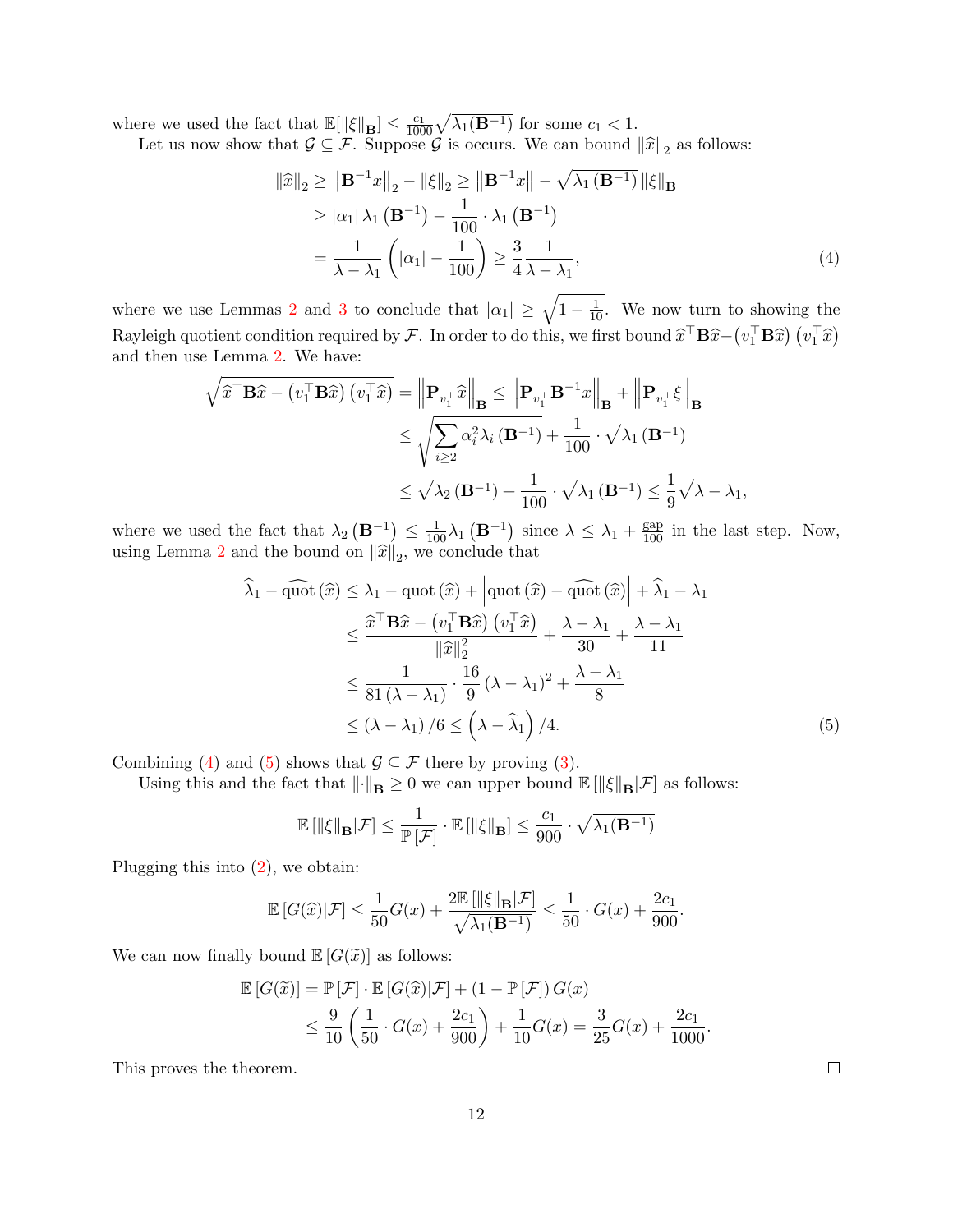where we used the fact that $\mathbb{E}[\|\xi\|_{\mathbf{B}}] \leq \frac{c_1}{1000}\sqrt{\lambda_1(\mathbf{B}^{-1})}$ for some $c_1 < 1$.

Let us now show that $\mathcal{G} \subseteq \mathcal{F}$. Suppose $\mathcal{G}$ is occurs. We can bound $\|\widehat{x}\|_2$ as follows:

$$
\begin{aligned}
\|\widehat{x}\|_2 &\geq \left\|\mathbf{B}^{-1}x\right\|_2 - \|\xi\|_2 \geq \left\|\mathbf{B}^{-1}x\right\| - \sqrt{\lambda_1\left(\mathbf{B}^{-1}\right)}\,\|\xi\|_{\mathbf{B}} \\
&\geq |\alpha_1|\,\lambda_1\left(\mathbf{B}^{-1}\right) - \frac{1}{100}\cdot\lambda_1\left(\mathbf{B}^{-1}\right) \\
&= \frac{1}{\lambda-\lambda_1}\left(|\alpha_1| - \frac{1}{100}\right) \geq \frac{3}{4}\frac{1}{\lambda-\lambda_1},
\end{aligned} \tag{4}
$$

where we use Lemmas 2 and 3 to conclude that $|\alpha_1| \geq \sqrt{1-\frac{1}{10}}$. We now turn to showing the Rayleigh quotient condition required by $\mathcal{F}$. In order to do this, we first bound $\widehat{x}^\top\mathbf{B}\widehat{x} - \left(v_1^\top\mathbf{B}\widehat{x}\right)\left(v_1^\top\widehat{x}\right)$ and then use Lemma 2. We have:

$$
\begin{aligned}
\sqrt{\widehat{x}^\top\mathbf{B}\widehat{x} - \left(v_1^\top\mathbf{B}\widehat{x}\right)\left(v_1^\top\widehat{x}\right)} &= \left\|\mathbf{P}_{v_1^\perp}\widehat{x}\right\|_{\mathbf{B}} \leq \left\|\mathbf{P}_{v_1^\perp}\mathbf{B}^{-1}x\right\|_{\mathbf{B}} + \left\|\mathbf{P}_{v_1^\perp}\xi\right\|_{\mathbf{B}} \\
&\leq \sqrt{\sum_{i\geq 2}\alpha_i^2\lambda_i\left(\mathbf{B}^{-1}\right)} + \frac{1}{100}\cdot\sqrt{\lambda_1\left(\mathbf{B}^{-1}\right)} \\
&\leq \sqrt{\lambda_2\left(\mathbf{B}^{-1}\right)} + \frac{1}{100}\cdot\sqrt{\lambda_1\left(\mathbf{B}^{-1}\right)} \leq \frac{1}{9}\sqrt{\lambda-\lambda_1},
\end{aligned}
$$

where we used the fact that $\lambda_2\left(\mathbf{B}^{-1}\right) \leq \frac{1}{100}\lambda_1\left(\mathbf{B}^{-1}\right)$ since $\lambda \leq \lambda_1 + \frac{\text{gap}}{100}$ in the last step. Now, using Lemma 2 and the bound on $\|\widehat{x}\|_2$, we conclude that

$$
\begin{aligned}
\widehat{\lambda}_1 - \widehat{\text{quot}}\left(\widehat{x}\right) &\leq \lambda_1 - \text{quot}\left(\widehat{x}\right) + \left|\text{quot}\left(\widehat{x}\right) - \widehat{\text{quot}}\left(\widehat{x}\right)\right| + \widehat{\lambda}_1 - \lambda_1 \\
&\leq \frac{\widehat{x}^\top\mathbf{B}\widehat{x} - \left(v_1^\top\mathbf{B}\widehat{x}\right)\left(v_1^\top\widehat{x}\right)}{\|\widehat{x}\|_2^2} + \frac{\lambda-\lambda_1}{30} + \frac{\lambda-\lambda_1}{11} \\
&\leq \frac{1}{81\left(\lambda-\lambda_1\right)}\cdot\frac{16}{9}\left(\lambda-\lambda_1\right)^2 + \frac{\lambda-\lambda_1}{8} \\
&\leq \left(\lambda-\lambda_1\right)/6 \leq \left(\lambda-\widehat{\lambda}_1\right)/4.
\end{aligned} \tag{5}
$$

Combining (4) and (5) shows that $\mathcal{G} \subseteq \mathcal{F}$ there by proving (3).

Using this and the fact that $\|\cdot\|_{\mathbf{B}} \geq 0$ we can upper bound $\mathbb{E}\left[\|\xi\|_{\mathbf{B}}|\mathcal{F}\right]$ as follows:

$$
\mathbb{E}\left[\|\xi\|_{\mathbf{B}}|\mathcal{F}\right] \leq \frac{1}{\mathbb{P}\left[\mathcal{F}\right]}\cdot\mathbb{E}\left[\|\xi\|_{\mathbf{B}}\right] \leq \frac{c_1}{900}\cdot\sqrt{\lambda_1(\mathbf{B}^{-1})}
$$

Plugging this into (2), we obtain:

$$
\mathbb{E}\left[G(\widehat{x})|\mathcal{F}\right] \leq \frac{1}{50}G(x) + \frac{2\mathbb{E}\left[\|\xi\|_{\mathbf{B}}|\mathcal{F}\right]}{\sqrt{\lambda_1(\mathbf{B}^{-1})}} \leq \frac{1}{50}\cdot G(x) + \frac{2c_1}{900}.
$$

We can now finally bound $\mathbb{E}\left[G(\widetilde{x})\right]$ as follows:

$$
\begin{aligned}
\mathbb{E}\left[G(\widetilde{x})\right] &= \mathbb{P}\left[\mathcal{F}\right]\cdot\mathbb{E}\left[G(\widehat{x})|\mathcal{F}\right] + \left(1-\mathbb{P}\left[\mathcal{F}\right]\right)G(x) \\
&\leq \frac{9}{10}\left(\frac{1}{50}\cdot G(x) + \frac{2c_1}{900}\right) + \frac{1}{10}G(x) = \frac{3}{25}G(x) + \frac{2c_1}{1000}.
\end{aligned}
$$

This proves the theorem. $\square$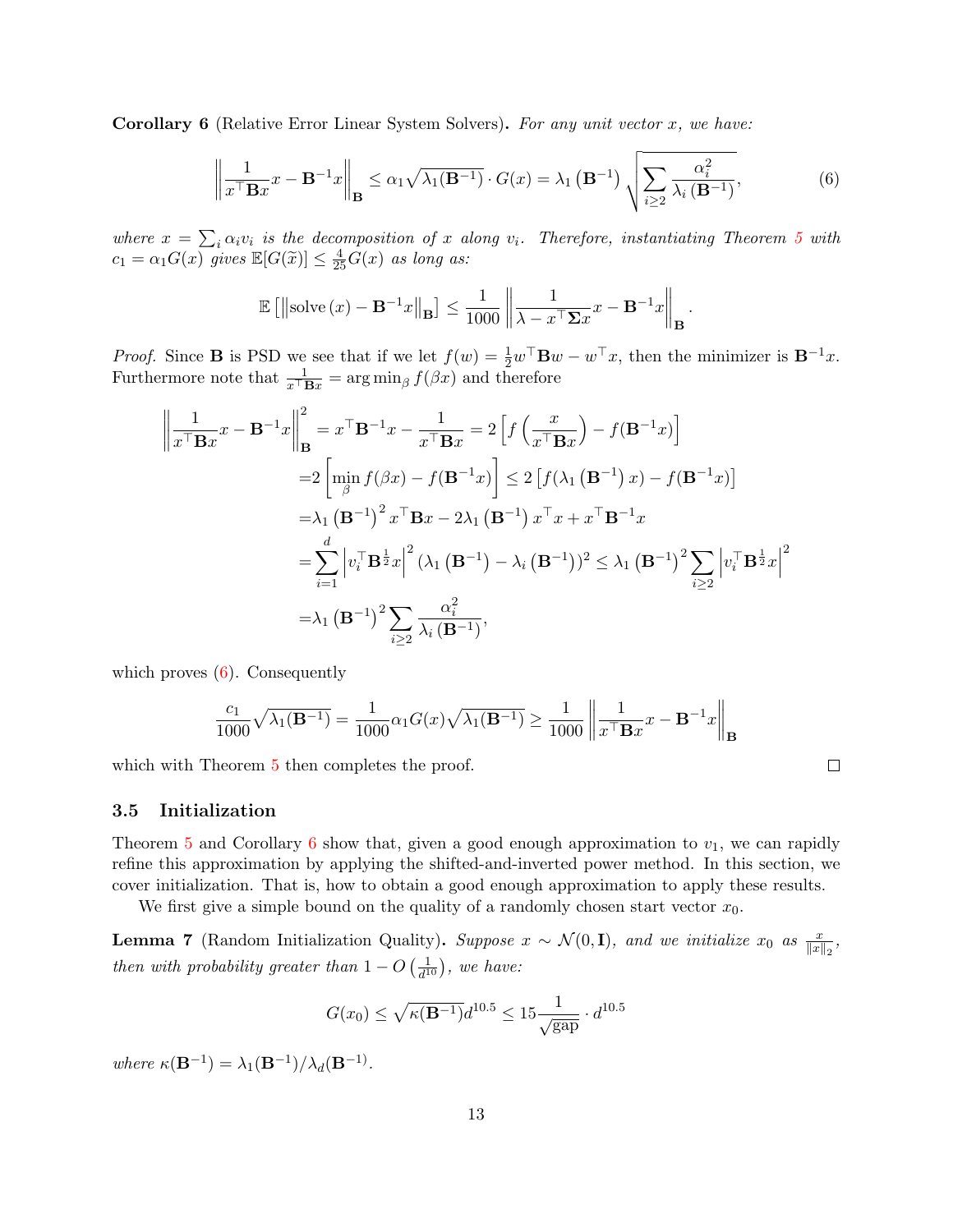**Corollary 6** (Relative Error Linear System Solvers)**.** *For any unit vector $x$, we have:*

$$\left\| \frac{1}{x^\top \mathbf{B} x} x - \mathbf{B}^{-1} x \right\|_{\mathbf{B}} \leq \alpha_1 \sqrt{\lambda_1(\mathbf{B}^{-1})} \cdot G(x) = \lambda_1\left(\mathbf{B}^{-1}\right) \sqrt{\sum_{i \geq 2} \frac{\alpha_i^2}{\lambda_i\left(\mathbf{B}^{-1}\right)}}, \tag{6}$$

*where $x = \sum_i \alpha_i v_i$ is the decomposition of $x$ along $v_i$. Therefore, instantiating Theorem 5 with $c_1 = \alpha_1 G(x)$ gives $\mathbb{E}[G(\widetilde{x})] \leq \frac{4}{25} G(x)$ as long as:*

$$\mathbb{E}\left[\left\| \mathrm{solve}(x) - \mathbf{B}^{-1} x \right\|_{\mathbf{B}}\right] \leq \frac{1}{1000} \left\| \frac{1}{\lambda - x^\top \mathbf{\Sigma} x} x - \mathbf{B}^{-1} x \right\|_{\mathbf{B}}.$$

*Proof.* Since $\mathbf{B}$ is PSD we see that if we let $f(w) = \frac{1}{2} w^\top \mathbf{B} w - w^\top x$, then the minimizer is $\mathbf{B}^{-1} x$. Furthermore note that $\frac{1}{x^\top \mathbf{B} x} = \arg\min_\beta f(\beta x)$ and therefore

$$\begin{aligned}
\left\| \frac{1}{x^\top \mathbf{B} x} x - \mathbf{B}^{-1} x \right\|_{\mathbf{B}}^2 &= x^\top \mathbf{B}^{-1} x - \frac{1}{x^\top \mathbf{B} x} = 2\left[ f\left( \frac{x}{x^\top \mathbf{B} x} \right) - f(\mathbf{B}^{-1} x) \right] \\
&= 2\left[ \min_\beta f(\beta x) - f(\mathbf{B}^{-1} x) \right] \leq 2\left[ f(\lambda_1\left(\mathbf{B}^{-1}\right) x) - f(\mathbf{B}^{-1} x) \right] \\
&= \lambda_1\left(\mathbf{B}^{-1}\right)^2 x^\top \mathbf{B} x - 2\lambda_1\left(\mathbf{B}^{-1}\right) x^\top x + x^\top \mathbf{B}^{-1} x \\
&= \sum_{i=1}^d \left| v_i^\top \mathbf{B}^{\frac{1}{2}} x \right|^2 (\lambda_1\left(\mathbf{B}^{-1}\right) - \lambda_i\left(\mathbf{B}^{-1}\right))^2 \leq \lambda_1\left(\mathbf{B}^{-1}\right)^2 \sum_{i \geq 2} \left| v_i^\top \mathbf{B}^{\frac{1}{2}} x \right|^2 \\
&= \lambda_1\left(\mathbf{B}^{-1}\right)^2 \sum_{i \geq 2} \frac{\alpha_i^2}{\lambda_i\left(\mathbf{B}^{-1}\right)},
\end{aligned}$$

which proves (6). Consequently

$$\frac{c_1}{1000} \sqrt{\lambda_1(\mathbf{B}^{-1})} = \frac{1}{1000} \alpha_1 G(x) \sqrt{\lambda_1(\mathbf{B}^{-1})} \geq \frac{1}{1000} \left\| \frac{1}{x^\top \mathbf{B} x} x - \mathbf{B}^{-1} x \right\|_{\mathbf{B}}$$

which with Theorem 5 then completes the proof. □

### 3.5 Initialization

Theorem 5 and Corollary 6 show that, given a good enough approximation to $v_1$, we can rapidly refine this approximation by applying the shifted-and-inverted power method. In this section, we cover initialization. That is, how to obtain a good enough approximation to apply these results.

We first give a simple bound on the quality of a randomly chosen start vector $x_0$.

**Lemma 7** (Random Initialization Quality)**.** *Suppose $x \sim \mathcal{N}(0, \mathbf{I})$, and we initialize $x_0$ as $\frac{x}{\|x\|_2}$, then with probability greater than $1 - O\left(\frac{1}{d^{10}}\right)$, we have:*

$$G(x_0) \leq \sqrt{\kappa(\mathbf{B}^{-1})} d^{10.5} \leq 15 \frac{1}{\sqrt{\mathrm{gap}}} \cdot d^{10.5}$$

*where $\kappa(\mathbf{B}^{-1}) = \lambda_1(\mathbf{B}^{-1}) / \lambda_d(\mathbf{B}^{-1})$.*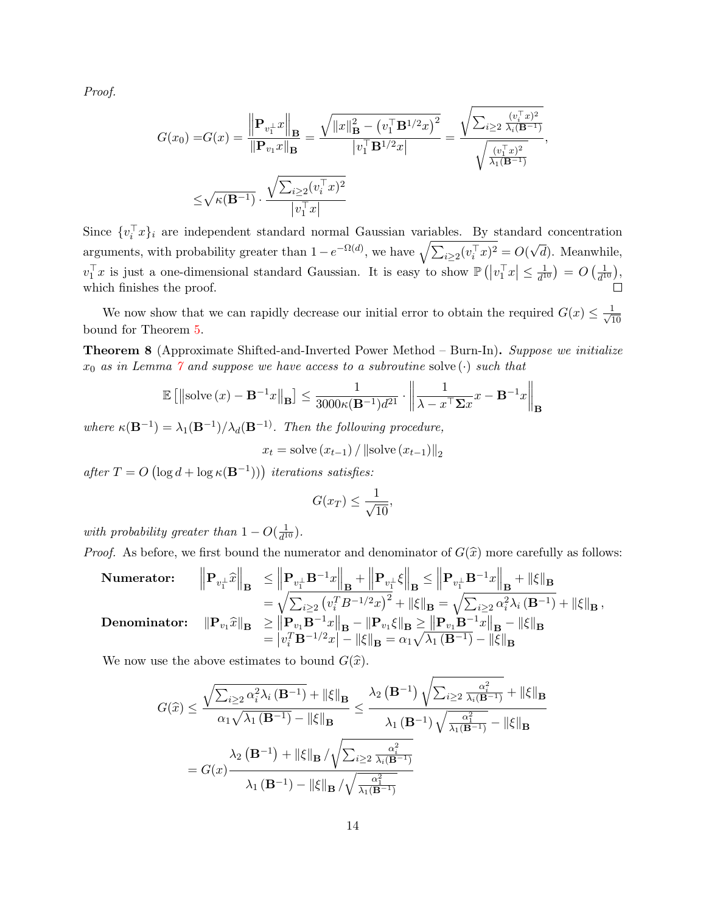*Proof.*

$$G(x_0) = G(x) = \frac{\left\|\mathbf{P}_{v_1^\perp} x\right\|_\mathbf{B}}{\|\mathbf{P}_{v_1} x\|_\mathbf{B}} = \frac{\sqrt{\|x\|_\mathbf{B}^2 - \left(v_1^\top \mathbf{B}^{1/2} x\right)^2}}{\left|v_1^\top \mathbf{B}^{1/2} x\right|} = \frac{\sqrt{\sum_{i \geq 2} \frac{(v_i^\top x)^2}{\lambda_i(\mathbf{B}^{-1})}}}{\sqrt{\frac{(v_1^\top x)^2}{\lambda_1(\mathbf{B}^{-1})}}},$$

$$\leq \sqrt{\kappa(\mathbf{B}^{-1})} \cdot \frac{\sqrt{\sum_{i \geq 2} (v_i^\top x)^2}}{\left|v_1^\top x\right|}$$

Since $\{v_i^\top x\}_i$ are independent standard normal Gaussian variables. By standard concentration arguments, with probability greater than $1 - e^{-\Omega(d)}$, we have $\sqrt{\sum_{i \geq 2} (v_i^\top x)^2} = O(\sqrt{d})$. Meanwhile, $v_1^\top x$ is just a one-dimensional standard Gaussian. It is easy to show $\mathbb{P}\left(\left|v_1^\top x\right| \leq \frac{1}{d^{10}}\right) = O\left(\frac{1}{d^{10}}\right)$, which finishes the proof. ∎

We now show that we can rapidly decrease our initial error to obtain the required $G(x) \leq \frac{1}{\sqrt{10}}$ bound for Theorem 5.

**Theorem 8** (Approximate Shifted-and-Inverted Power Method – Burn-In)**.** *Suppose we initialize $x_0$ as in Lemma 7 and suppose we have access to a subroutine* $\text{solve}(\cdot)$ *such that*

$$\mathbb{E}\left[\left\|\text{solve}(x) - \mathbf{B}^{-1} x\right\|_\mathbf{B}\right] \leq \frac{1}{3000\kappa(\mathbf{B}^{-1}) d^{21}} \cdot \left\|\frac{1}{\lambda - x^\top \mathbf{\Sigma} x} x - \mathbf{B}^{-1} x\right\|_\mathbf{B}$$

*where $\kappa(\mathbf{B}^{-1}) = \lambda_1(\mathbf{B}^{-1})/\lambda_d(\mathbf{B}^{-1})$. Then the following procedure,*

$$x_t = \text{solve}(x_{t-1}) / \|\text{solve}(x_{t-1})\|_2$$

*after $T = O\left(\log d + \log \kappa(\mathbf{B}^{-1})\right)$ iterations satisfies:*

$$G(x_T) \leq \frac{1}{\sqrt{10}},$$

*with probability greater than $1 - O(\frac{1}{d^{10}})$.*

*Proof.* As before, we first bound the numerator and denominator of $G(\widehat{x})$ more carefully as follows:

**Numerator:**
$$\begin{aligned}
\left\|\mathbf{P}_{v_1^\perp} \widehat{x}\right\|_\mathbf{B} &\leq \left\|\mathbf{P}_{v_1^\perp} \mathbf{B}^{-1} x\right\|_\mathbf{B} + \left\|\mathbf{P}_{v_1^\perp} \xi\right\|_\mathbf{B} \leq \left\|\mathbf{P}_{v_1^\perp} \mathbf{B}^{-1} x\right\|_\mathbf{B} + \|\xi\|_\mathbf{B} \\
&= \sqrt{\sum_{i \geq 2} \left(v_i^T B^{-1/2} x\right)^2} + \|\xi\|_\mathbf{B} = \sqrt{\sum_{i \geq 2} \alpha_i^2 \lambda_i\left(\mathbf{B}^{-1}\right)} + \|\xi\|_\mathbf{B},
\end{aligned}$$

**Denominator:**
$$\begin{aligned}
\|\mathbf{P}_{v_1} \widehat{x}\|_\mathbf{B} &\geq \left\|\mathbf{P}_{v_1} \mathbf{B}^{-1} x\right\|_\mathbf{B} - \|\mathbf{P}_{v_1} \xi\|_\mathbf{B} \geq \left\|\mathbf{P}_{v_1} \mathbf{B}^{-1} x\right\|_\mathbf{B} - \|\xi\|_\mathbf{B} \\
&= \left|v_i^T \mathbf{B}^{-1/2} x\right| - \|\xi\|_\mathbf{B} = \alpha_1 \sqrt{\lambda_1\left(\mathbf{B}^{-1}\right)} - \|\xi\|_\mathbf{B}
\end{aligned}$$

We now use the above estimates to bound $G(\widehat{x})$.

$$\begin{aligned}
G(\widehat{x}) &\leq \frac{\sqrt{\sum_{i \geq 2} \alpha_i^2 \lambda_i\left(\mathbf{B}^{-1}\right)} + \|\xi\|_\mathbf{B}}{\alpha_1 \sqrt{\lambda_1\left(\mathbf{B}^{-1}\right)} - \|\xi\|_\mathbf{B}} \leq \frac{\lambda_2\left(\mathbf{B}^{-1}\right) \sqrt{\sum_{i \geq 2} \frac{\alpha_i^2}{\lambda_i(\mathbf{B}^{-1})}} + \|\xi\|_\mathbf{B}}{\lambda_1\left(\mathbf{B}^{-1}\right) \sqrt{\frac{\alpha_1^2}{\lambda_1(\mathbf{B}^{-1})}} - \|\xi\|_\mathbf{B}} \\
&= G(x) \frac{\lambda_2\left(\mathbf{B}^{-1}\right) + \|\xi\|_\mathbf{B} / \sqrt{\sum_{i \geq 2} \frac{\alpha_i^2}{\lambda_i(\mathbf{B}^{-1})}}}{\lambda_1\left(\mathbf{B}^{-1}\right) - \|\xi\|_\mathbf{B} / \sqrt{\frac{\alpha_1^2}{\lambda_1(\mathbf{B}^{-1})}}}
\end{aligned}$$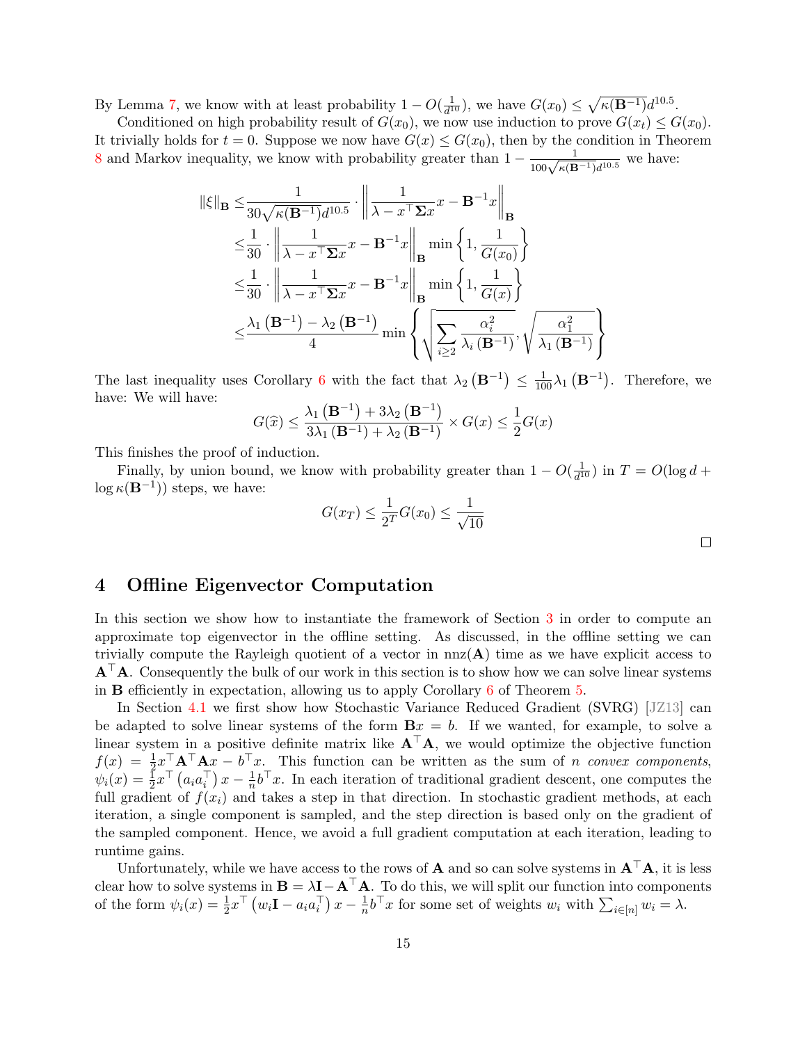By Lemma 7, we know with at least probability $1 - O(\frac{1}{d^{10}})$, we have $G(x_0) \leq \sqrt{\kappa(\mathbf{B}^{-1})} d^{10.5}$.

Conditioned on high probability result of $G(x_0)$, we now use induction to prove $G(x_t) \leq G(x_0)$. It trivially holds for $t = 0$. Suppose we now have $G(x) \leq G(x_0)$, then by the condition in Theorem 8 and Markov inequality, we know with probability greater than $1 - \frac{1}{100\sqrt{\kappa(\mathbf{B}^{-1})} d^{10.5}}$ we have:

$$
\begin{aligned}
\|\xi\|_{\mathbf{B}} \leq & \frac{1}{30\sqrt{\kappa(\mathbf{B}^{-1})} d^{10.5}} \cdot \left\| \frac{1}{\lambda - x^\top \mathbf{\Sigma} x} x - \mathbf{B}^{-1} x \right\|_{\mathbf{B}} \\
\leq & \frac{1}{30} \cdot \left\| \frac{1}{\lambda - x^\top \mathbf{\Sigma} x} x - \mathbf{B}^{-1} x \right\|_{\mathbf{B}} \min \left\{ 1, \frac{1}{G(x_0)} \right\} \\
\leq & \frac{1}{30} \cdot \left\| \frac{1}{\lambda - x^\top \mathbf{\Sigma} x} x - \mathbf{B}^{-1} x \right\|_{\mathbf{B}} \min \left\{ 1, \frac{1}{G(x)} \right\} \\
\leq & \frac{\lambda_1\left(\mathbf{B}^{-1}\right) - \lambda_2\left(\mathbf{B}^{-1}\right)}{4} \min \left\{ \sqrt{\sum_{i \geq 2} \frac{\alpha_i^2}{\lambda_i\left(\mathbf{B}^{-1}\right)}}, \sqrt{\frac{\alpha_1^2}{\lambda_1\left(\mathbf{B}^{-1}\right)}} \right\}
\end{aligned}
$$

The last inequality uses Corollary 6 with the fact that $\lambda_2\left(\mathbf{B}^{-1}\right) \leq \frac{1}{100}\lambda_1\left(\mathbf{B}^{-1}\right)$. Therefore, we have: We will have:

$$
G(\widehat{x}) \leq \frac{\lambda_1\left(\mathbf{B}^{-1}\right) + 3\lambda_2\left(\mathbf{B}^{-1}\right)}{3\lambda_1\left(\mathbf{B}^{-1}\right) + \lambda_2\left(\mathbf{B}^{-1}\right)} \times G(x) \leq \frac{1}{2} G(x)
$$

This finishes the proof of induction.

Finally, by union bound, we know with probability greater than $1 - O(\frac{1}{d^{10}})$ in $T = O(\log d + \log \kappa(\mathbf{B}^{-1}))$ steps, we have:

$$
G(x_T) \leq \frac{1}{2^T} G(x_0) \leq \frac{1}{\sqrt{10}}
$$

□

# 4 Offline Eigenvector Computation

In this section we show how to instantiate the framework of Section 3 in order to compute an approximate top eigenvector in the offline setting. As discussed, in the offline setting we can trivially compute the Rayleigh quotient of a vector in $\text{nnz}(\mathbf{A})$ time as we have explicit access to $\mathbf{A}^\top \mathbf{A}$. Consequently the bulk of our work in this section is to show how we can solve linear systems in $\mathbf{B}$ efficiently in expectation, allowing us to apply Corollary 6 of Theorem 5.

In Section 4.1 we first show how Stochastic Variance Reduced Gradient (SVRG) [JZ13] can be adapted to solve linear systems of the form $\mathbf{B}x = b$. If we wanted, for example, to solve a linear system in a positive definite matrix like $\mathbf{A}^\top \mathbf{A}$, we would optimize the objective function $f(x) = \frac{1}{2} x^\top \mathbf{A}^\top \mathbf{A} x - b^\top x$. This function can be written as the sum of $n$ *convex components*, $\psi_i(x) = \frac{1}{2} x^\top \left(a_i a_i^\top\right) x - \frac{1}{n} b^\top x$. In each iteration of traditional gradient descent, one computes the full gradient of $f(x_i)$ and takes a step in that direction. In stochastic gradient methods, at each iteration, a single component is sampled, and the step direction is based only on the gradient of the sampled component. Hence, we avoid a full gradient computation at each iteration, leading to runtime gains.

Unfortunately, while we have access to the rows of $\mathbf{A}$ and so can solve systems in $\mathbf{A}^\top \mathbf{A}$, it is less clear how to solve systems in $\mathbf{B} = \lambda \mathbf{I} - \mathbf{A}^\top \mathbf{A}$. To do this, we will split our function into components of the form $\psi_i(x) = \frac{1}{2} x^\top \left(w_i \mathbf{I} - a_i a_i^\top\right) x - \frac{1}{n} b^\top x$ for some set of weights $w_i$ with $\sum_{i \in [n]} w_i = \lambda$.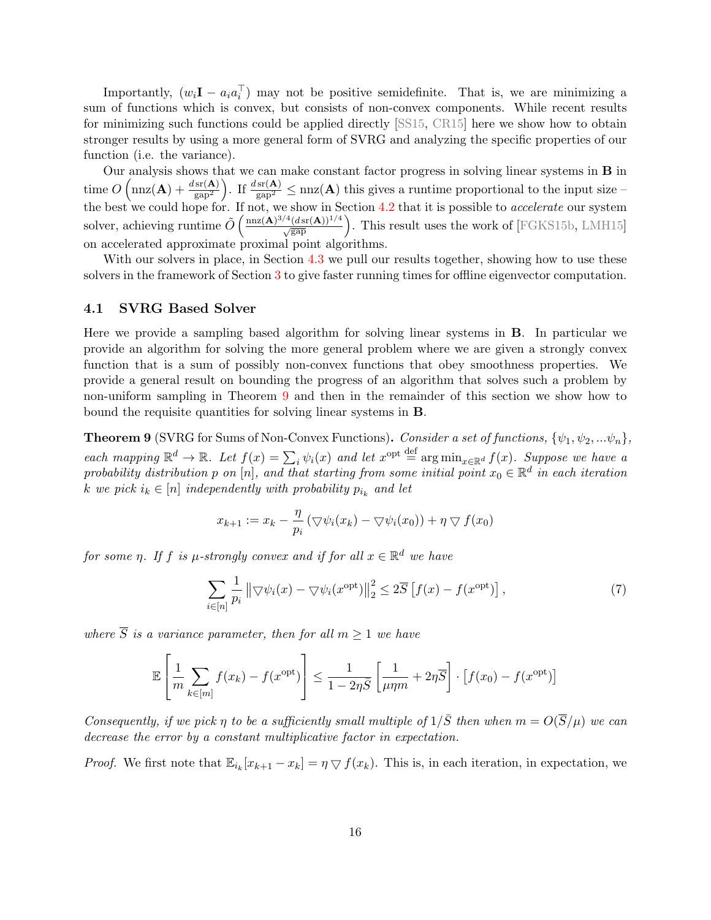Importantly, $(w_i \mathbf{I} - a_i a_i^\top)$ may not be positive semidefinite. That is, we are minimizing a sum of functions which is convex, but consists of non-convex components. While recent results for minimizing such functions could be applied directly [SS15, CR15] here we show how to obtain stronger results by using a more general form of SVRG and analyzing the specific properties of our function (i.e. the variance).

Our analysis shows that we can make constant factor progress in solving linear systems in $\mathbf{B}$ in time $O\left(\text{nnz}(\mathbf{A}) + \frac{d\,\text{sr}(\mathbf{A})}{\text{gap}^2}\right)$. If $\frac{d\,\text{sr}(\mathbf{A})}{\text{gap}^2} \leq \text{nnz}(\mathbf{A})$ this gives a runtime proportional to the input size – the best we could hope for. If not, we show in Section 4.2 that it is possible to *accelerate* our system solver, achieving runtime $\tilde{O}\left(\frac{\text{nnz}(\mathbf{A})^{3/4}(d\,\text{sr}(\mathbf{A}))^{1/4}}{\sqrt{\text{gap}}}\right)$. This result uses the work of [FGKS15b, LMH15] on accelerated approximate proximal point algorithms.

With our solvers in place, in Section 4.3 we pull our results together, showing how to use these solvers in the framework of Section 3 to give faster running times for offline eigenvector computation.

### 4.1 SVRG Based Solver

Here we provide a sampling based algorithm for solving linear systems in $\mathbf{B}$. In particular we provide an algorithm for solving the more general problem where we are given a strongly convex function that is a sum of possibly non-convex functions that obey smoothness properties. We provide a general result on bounding the progress of an algorithm that solves such a problem by non-uniform sampling in Theorem 9 and then in the remainder of this section we show how to bound the requisite quantities for solving linear systems in $\mathbf{B}$.

**Theorem 9** (SVRG for Sums of Non-Convex Functions)**.** *Consider a set of functions, $\{\psi_1, \psi_2, ...\psi_n\}$, each mapping $\mathbb{R}^d \to \mathbb{R}$. Let $f(x) = \sum_i \psi_i(x)$ and let $x^{\text{opt}} \stackrel{\text{def}}{=} \arg\min_{x \in \mathbb{R}^d} f(x)$. Suppose we have a probability distribution $p$ on $[n]$, and that starting from some initial point $x_0 \in \mathbb{R}^d$ in each iteration $k$ we pick $i_k \in [n]$ independently with probability $p_{i_k}$ and let*

$$x_{k+1} := x_k - \frac{\eta}{p_i}\left(\triangledown \psi_i(x_k) - \triangledown \psi_i(x_0)\right) + \eta \triangledown f(x_0)$$

*for some $\eta$. If $f$ is $\mu$-strongly convex and if for all $x \in \mathbb{R}^d$ we have*

$$\sum_{i \in [n]} \frac{1}{p_i} \left\|\triangledown \psi_i(x) - \triangledown \psi_i(x^{\text{opt}})\right\|_2^2 \leq 2\overline{S}\left[f(x) - f(x^{\text{opt}})\right], \tag{7}$$

*where $\overline{S}$ is a variance parameter, then for all $m \geq 1$ we have*

$$\mathbb{E}\left[\frac{1}{m}\sum_{k \in [m]} f(x_k) - f(x^{\text{opt}})\right] \leq \frac{1}{1 - 2\eta\bar{S}}\left[\frac{1}{\mu\eta m} + 2\eta\overline{S}\right] \cdot \left[f(x_0) - f(x^{\text{opt}})\right]$$

*Consequently, if we pick $\eta$ to be a sufficiently small multiple of $1/\bar{S}$ then when $m = O(\overline{S}/\mu)$ we can decrease the error by a constant multiplicative factor in expectation.*

*Proof.* We first note that $\mathbb{E}_{i_k}[x_{k+1} - x_k] = \eta \triangledown f(x_k)$. This is, in each iteration, in expectation, we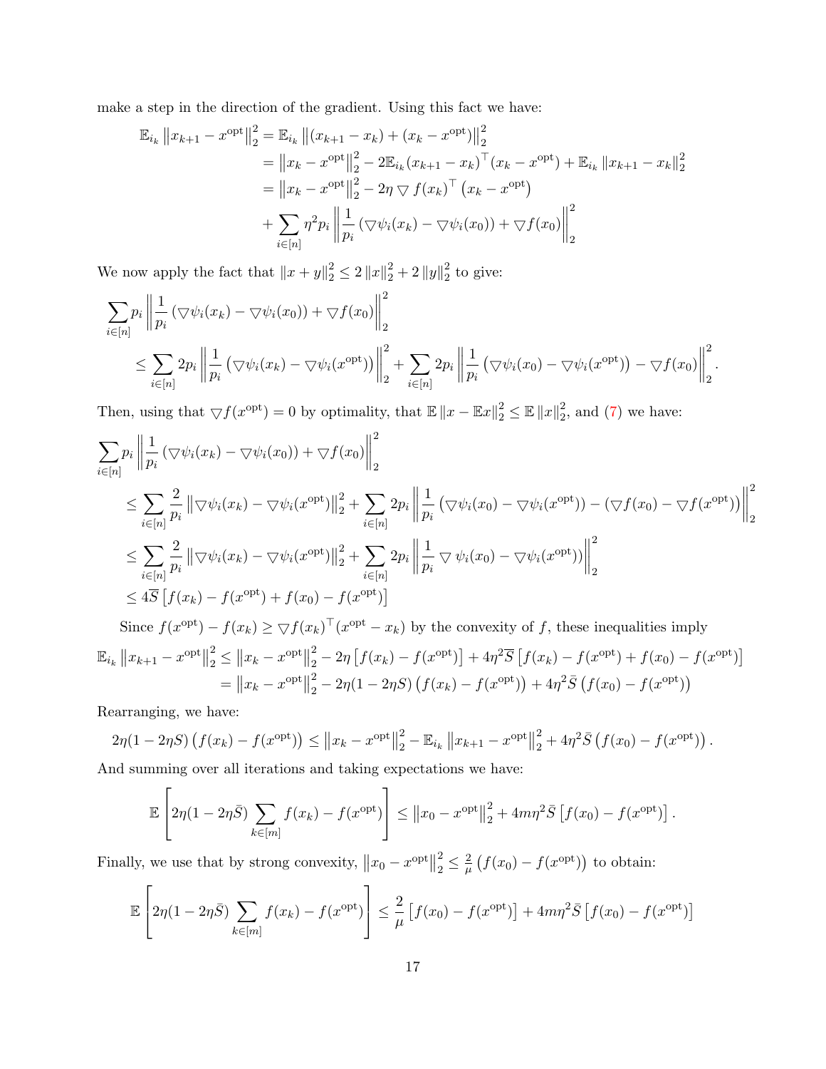make a step in the direction of the gradient. Using this fact we have:

$$
\begin{aligned}
\mathbb{E}_{i_k} \left\|x_{k+1} - x^{\text{opt}}\right\|_2^2 &= \mathbb{E}_{i_k} \left\|(x_{k+1} - x_k) + (x_k - x^{\text{opt}})\right\|_2^2 \\
&= \left\|x_k - x^{\text{opt}}\right\|_2^2 - 2\mathbb{E}_{i_k}(x_{k+1} - x_k)^\top (x_k - x^{\text{opt}}) + \mathbb{E}_{i_k} \left\|x_{k+1} - x_k\right\|_2^2 \\
&= \left\|x_k - x^{\text{opt}}\right\|_2^2 - 2\eta \bigtriangledown f(x_k)^\top \left(x_k - x^{\text{opt}}\right) \\
&\quad + \sum_{i \in [n]} \eta^2 p_i \left\| \frac{1}{p_i} \left(\bigtriangledown \psi_i(x_k) - \bigtriangledown \psi_i(x_0)\right) + \bigtriangledown f(x_0) \right\|_2^2
\end{aligned}
$$

We now apply the fact that $\|x + y\|_2^2 \leq 2\|x\|_2^2 + 2\|y\|_2^2$ to give:

$$
\begin{aligned}
&\sum_{i \in [n]} p_i \left\| \frac{1}{p_i} \left(\bigtriangledown \psi_i(x_k) - \bigtriangledown \psi_i(x_0)\right) + \bigtriangledown f(x_0) \right\|_2^2 \\
&\quad \leq \sum_{i \in [n]} 2p_i \left\| \frac{1}{p_i} \left(\bigtriangledown \psi_i(x_k) - \bigtriangledown \psi_i(x^{\text{opt}})\right) \right\|_2^2 + \sum_{i \in [n]} 2p_i \left\| \frac{1}{p_i} \left(\bigtriangledown \psi_i(x_0) - \bigtriangledown \psi_i(x^{\text{opt}})\right) - \bigtriangledown f(x_0) \right\|_2^2 .
\end{aligned}
$$

Then, using that $\bigtriangledown f(x^{\text{opt}}) = 0$ by optimality, that $\mathbb{E}\|x - \mathbb{E}x\|_2^2 \leq \mathbb{E}\|x\|_2^2$, and (7) we have:

$$
\begin{aligned}
&\sum_{i \in [n]} p_i \left\| \frac{1}{p_i} \left(\bigtriangledown \psi_i(x_k) - \bigtriangledown \psi_i(x_0)\right) + \bigtriangledown f(x_0) \right\|_2^2 \\
&\quad \leq \sum_{i \in [n]} \frac{2}{p_i} \left\|\bigtriangledown \psi_i(x_k) - \bigtriangledown \psi_i(x^{\text{opt}})\right\|_2^2 + \sum_{i \in [n]} 2p_i \left\| \frac{1}{p_i} \left(\bigtriangledown \psi_i(x_0) - \bigtriangledown \psi_i(x^{\text{opt}})\right) - \left(\bigtriangledown f(x_0) - \bigtriangledown f(x^{\text{opt}})\right) \right\|_2^2 \\
&\quad \leq \sum_{i \in [n]} \frac{2}{p_i} \left\|\bigtriangledown \psi_i(x_k) - \bigtriangledown \psi_i(x^{\text{opt}})\right\|_2^2 + \sum_{i \in [n]} 2p_i \left\| \frac{1}{p_i} \bigtriangledown \psi_i(x_0) - \bigtriangledown \psi_i(x^{\text{opt}})) \right\|_2^2 \\
&\quad \leq 4\overline{S} \left[f(x_k) - f(x^{\text{opt}}) + f(x_0) - f(x^{\text{opt}})\right]
\end{aligned}
$$

Since $f(x^{\text{opt}}) - f(x_k) \geq \bigtriangledown f(x_k)^\top (x^{\text{opt}} - x_k)$ by the convexity of $f$, these inequalities imply

$$
\begin{aligned}
\mathbb{E}_{i_k} \left\|x_{k+1} - x^{\text{opt}}\right\|_2^2 &\leq \left\|x_k - x^{\text{opt}}\right\|_2^2 - 2\eta \left[f(x_k) - f(x^{\text{opt}})\right] + 4\eta^2 \overline{S} \left[f(x_k) - f(x^{\text{opt}}) + f(x_0) - f(x^{\text{opt}})\right] \\
&= \left\|x_k - x^{\text{opt}}\right\|_2^2 - 2\eta(1 - 2\eta S)\left(f(x_k) - f(x^{\text{opt}})\right) + 4\eta^2 \bar{S} \left(f(x_0) - f(x^{\text{opt}})\right)
\end{aligned}
$$

Rearranging, we have:

$$
2\eta(1 - 2\eta S)\left(f(x_k) - f(x^{\text{opt}})\right) \leq \left\|x_k - x^{\text{opt}}\right\|_2^2 - \mathbb{E}_{i_k} \left\|x_{k+1} - x^{\text{opt}}\right\|_2^2 + 4\eta^2 \bar{S} \left(f(x_0) - f(x^{\text{opt}})\right).
$$

And summing over all iterations and taking expectations we have:

$$
\mathbb{E}\left[2\eta(1 - 2\eta\bar{S}) \sum_{k \in [m]} f(x_k) - f(x^{\text{opt}})\right] \leq \left\|x_0 - x^{\text{opt}}\right\|_2^2 + 4m\eta^2 \bar{S} \left[f(x_0) - f(x^{\text{opt}})\right].
$$

Finally, we use that by strong convexity, $\left\|x_0 - x^{\text{opt}}\right\|_2^2 \leq \frac{2}{\mu}\left(f(x_0) - f(x^{\text{opt}})\right)$ to obtain:

$$
\mathbb{E}\left[2\eta(1 - 2\eta\bar{S}) \sum_{k \in [m]} f(x_k) - f(x^{\text{opt}})\right] \leq \frac{2}{\mu}\left[f(x_0) - f(x^{\text{opt}})\right] + 4m\eta^2 \bar{S} \left[f(x_0) - f(x^{\text{opt}})\right]
$$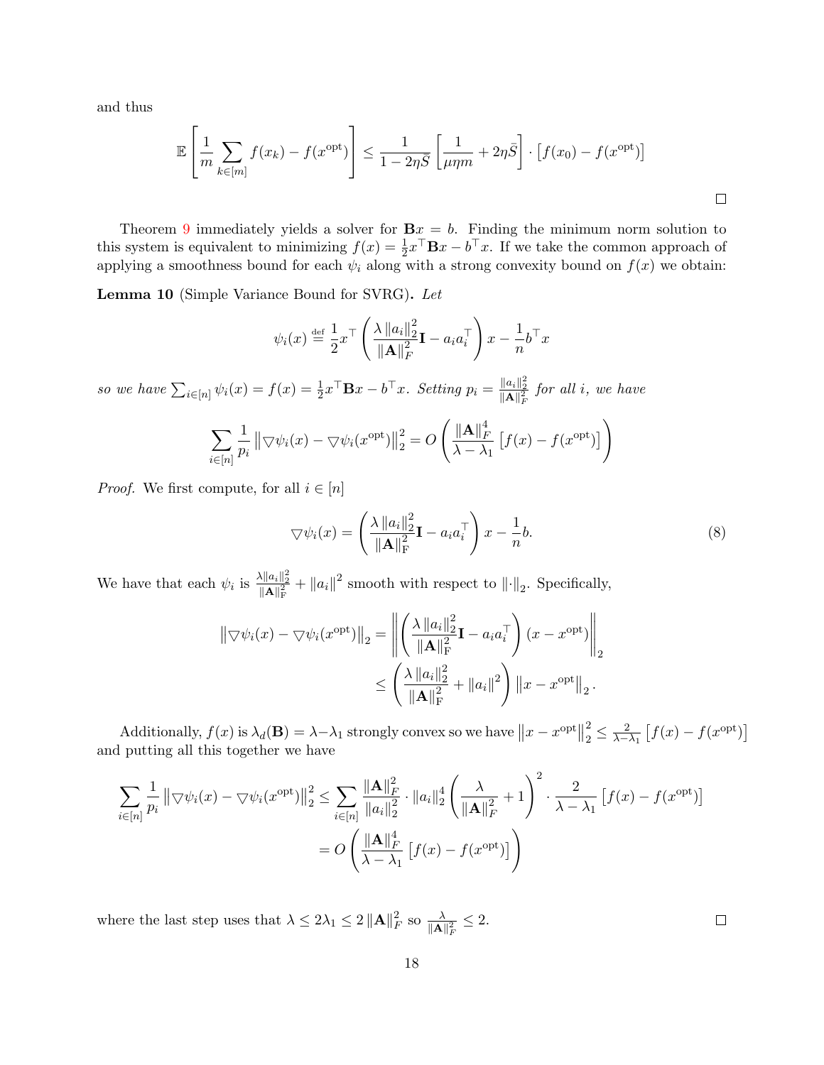and thus

$$\mathbb{E}\left[\frac{1}{m}\sum_{k\in[m]} f(x_k) - f(x^{\text{opt}})\right] \leq \frac{1}{1-2\eta\bar{S}}\left[\frac{1}{\mu\eta m} + 2\eta\bar{S}\right]\cdot\left[f(x_0) - f(x^{\text{opt}})\right]$$

□

Theorem 9 immediately yields a solver for $\mathbf{B}x = b$. Finding the minimum norm solution to this system is equivalent to minimizing $f(x) = \frac{1}{2}x^\top \mathbf{B} x - b^\top x$. If we take the common approach of applying a smoothness bound for each $\psi_i$ along with a strong convexity bound on $f(x)$ we obtain:

**Lemma 10** (Simple Variance Bound for SVRG)**.** *Let*

$$\psi_i(x) \stackrel{\text{def}}{=} \frac{1}{2}x^\top\left(\frac{\lambda\|a_i\|_2^2}{\|\mathbf{A}\|_F^2}\mathbf{I} - a_i a_i^\top\right)x - \frac{1}{n}b^\top x$$

*so we have $\sum_{i\in[n]}\psi_i(x) = f(x) = \frac{1}{2}x^\top\mathbf{B}x - b^\top x$. Setting $p_i = \frac{\|a_i\|_2^2}{\|\mathbf{A}\|_F^2}$ for all $i$, we have*

$$\sum_{i\in[n]}\frac{1}{p_i}\left\|\triangledown\psi_i(x) - \triangledown\psi_i(x^{\text{opt}})\right\|_2^2 = O\left(\frac{\|\mathbf{A}\|_F^4}{\lambda - \lambda_1}\left[f(x) - f(x^{\text{opt}})\right]\right)$$

*Proof.* We first compute, for all $i \in [n]$

$$\triangledown\psi_i(x) = \left(\frac{\lambda\|a_i\|_2^2}{\|\mathbf{A}\|_{\mathrm{F}}^2}\mathbf{I} - a_i a_i^\top\right)x - \frac{1}{n}b. \tag{8}$$

We have that each $\psi_i$ is $\frac{\lambda\|a_i\|_2^2}{\|\mathbf{A}\|_{\mathrm{F}}^2} + \|a_i\|^2$ smooth with respect to $\|\cdot\|_2$. Specifically,

$$\begin{aligned}\left\|\triangledown\psi_i(x) - \triangledown\psi_i(x^{\text{opt}})\right\|_2 &= \left\|\left(\frac{\lambda\|a_i\|_2^2}{\|\mathbf{A}\|_{\mathrm{F}}^2}\mathbf{I} - a_i a_i^\top\right)(x - x^{\text{opt}})\right\|_2 \\ &\leq \left(\frac{\lambda\|a_i\|_2^2}{\|\mathbf{A}\|_{\mathrm{F}}^2} + \|a_i\|^2\right)\left\|x - x^{\text{opt}}\right\|_2.\end{aligned}$$

Additionally, $f(x)$ is $\lambda_d(\mathbf{B}) = \lambda - \lambda_1$ strongly convex so we have $\left\|x - x^{\text{opt}}\right\|_2^2 \leq \frac{2}{\lambda-\lambda_1}\left[f(x) - f(x^{\text{opt}})\right]$ and putting all this together we have

$$\begin{aligned}\sum_{i\in[n]}\frac{1}{p_i}\left\|\triangledown\psi_i(x) - \triangledown\psi_i(x^{\text{opt}})\right\|_2^2 &\leq \sum_{i\in[n]}\frac{\|\mathbf{A}\|_F^2}{\|a_i\|_2^2}\cdot\|a_i\|_2^4\left(\frac{\lambda}{\|\mathbf{A}\|_F^2} + 1\right)^2\cdot\frac{2}{\lambda-\lambda_1}\left[f(x) - f(x^{\text{opt}})\right] \\ &= O\left(\frac{\|\mathbf{A}\|_F^4}{\lambda-\lambda_1}\left[f(x) - f(x^{\text{opt}})\right]\right)\end{aligned}$$

where the last step uses that $\lambda \leq 2\lambda_1 \leq 2\|\mathbf{A}\|_F^2$ so $\frac{\lambda}{\|\mathbf{A}\|_F^2} \leq 2$. □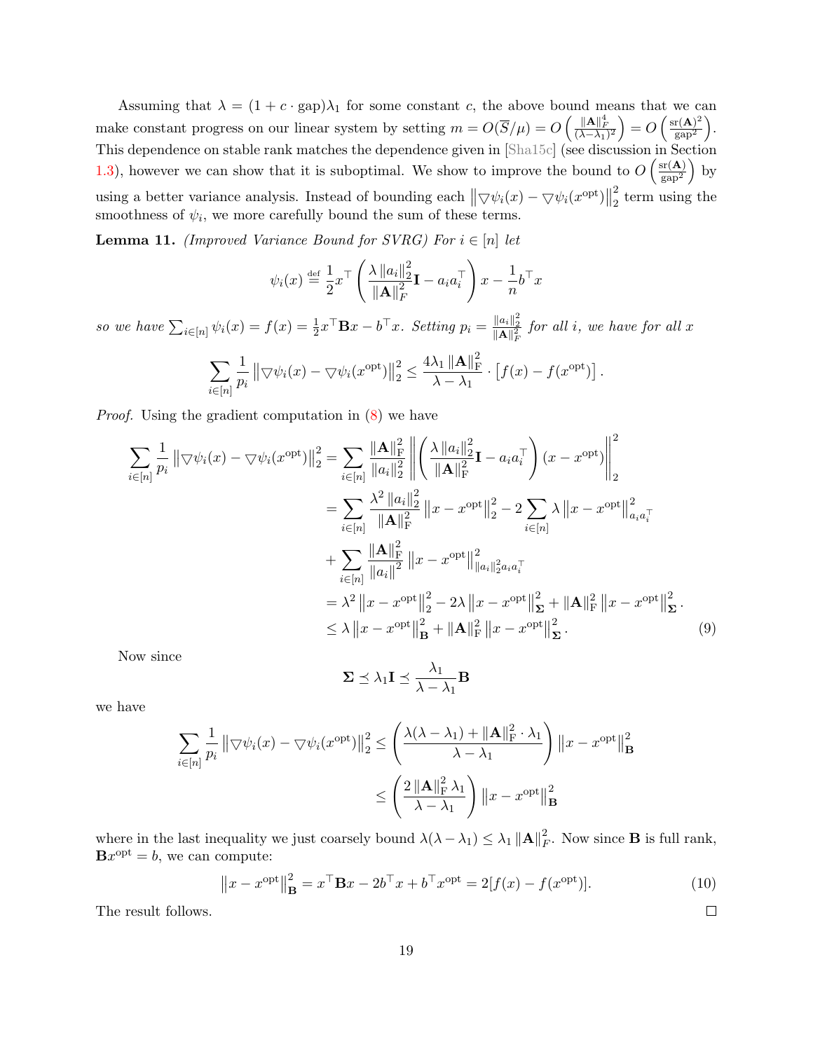Assuming that $\lambda = (1 + c \cdot \text{gap})\lambda_1$ for some constant $c$, the above bound means that we can make constant progress on our linear system by setting $m = O(\overline{S}/\mu) = O\left(\frac{\|\mathbf{A}\|_F^4}{(\lambda - \lambda_1)^2}\right) = O\left(\frac{\text{sr}(\mathbf{A})^2}{\text{gap}^2}\right)$. This dependence on stable rank matches the dependence given in [Sha15c] (see discussion in Section 1.3), however we can show that it is suboptimal. We show to improve the bound to $O\left(\frac{\text{sr}(\mathbf{A})}{\text{gap}^2}\right)$ by using a better variance analysis. Instead of bounding each $\left\|\triangledown\psi_i(x) - \triangledown\psi_i(x^{\text{opt}})\right\|_2^2$ term using the smoothness of $\psi_i$, we more carefully bound the sum of these terms.

**Lemma 11.** *(Improved Variance Bound for SVRG) For $i \in [n]$ let*

$$\psi_i(x) \stackrel{\text{def}}{=} \frac{1}{2} x^\top \left( \frac{\lambda \|a_i\|_2^2}{\|\mathbf{A}\|_F^2} \mathbf{I} - a_i a_i^\top \right) x - \frac{1}{n} b^\top x$$

*so we have $\sum_{i \in [n]} \psi_i(x) = f(x) = \frac{1}{2} x^\top \mathbf{B} x - b^\top x$. Setting $p_i = \frac{\|a_i\|_2^2}{\|\mathbf{A}\|_F^2}$ for all $i$, we have for all $x$*

$$\sum_{i \in [n]} \frac{1}{p_i} \left\|\triangledown\psi_i(x) - \triangledown\psi_i(x^{\text{opt}})\right\|_2^2 \leq \frac{4\lambda_1 \|\mathbf{A}\|_F^2}{\lambda - \lambda_1} \cdot \left[f(x) - f(x^{\text{opt}})\right].$$

*Proof.* Using the gradient computation in (8) we have

$$\begin{aligned}
\sum_{i \in [n]} \frac{1}{p_i} \left\|\triangledown\psi_i(x) - \triangledown\psi_i(x^{\text{opt}})\right\|_2^2 &= \sum_{i \in [n]} \frac{\|\mathbf{A}\|_F^2}{\|a_i\|_2^2} \left\| \left( \frac{\lambda \|a_i\|_2^2}{\|\mathbf{A}\|_F^2} \mathbf{I} - a_i a_i^\top \right)(x - x^{\text{opt}}) \right\|_2^2 \\
&= \sum_{i \in [n]} \frac{\lambda^2 \|a_i\|_2^2}{\|\mathbf{A}\|_F^2} \left\|x - x^{\text{opt}}\right\|_2^2 - 2 \sum_{i \in [n]} \lambda \left\|x - x^{\text{opt}}\right\|_{a_i a_i^\top}^2 \\
&\quad + \sum_{i \in [n]} \frac{\|\mathbf{A}\|_F^2}{\|a_i\|^2} \left\|x - x^{\text{opt}}\right\|_{\|a_i\|_2^2 a_i a_i^\top}^2 \\
&= \lambda^2 \left\|x - x^{\text{opt}}\right\|_2^2 - 2\lambda \left\|x - x^{\text{opt}}\right\|_{\mathbf{\Sigma}}^2 + \|\mathbf{A}\|_F^2 \left\|x - x^{\text{opt}}\right\|_{\mathbf{\Sigma}}^2. \\
&\leq \lambda \left\|x - x^{\text{opt}}\right\|_{\mathbf{B}}^2 + \|\mathbf{A}\|_F^2 \left\|x - x^{\text{opt}}\right\|_{\mathbf{\Sigma}}^2.
\end{aligned} \tag{9}$$

Now since

$$\mathbf{\Sigma} \preceq \lambda_1 \mathbf{I} \preceq \frac{\lambda_1}{\lambda - \lambda_1} \mathbf{B}$$

we have

$$\begin{aligned}
\sum_{i \in [n]} \frac{1}{p_i} \left\|\triangledown\psi_i(x) - \triangledown\psi_i(x^{\text{opt}})\right\|_2^2 &\leq \left( \frac{\lambda(\lambda - \lambda_1) + \|\mathbf{A}\|_F^2 \cdot \lambda_1}{\lambda - \lambda_1} \right) \left\|x - x^{\text{opt}}\right\|_{\mathbf{B}}^2 \\
&\leq \left( \frac{2 \|\mathbf{A}\|_F^2 \lambda_1}{\lambda - \lambda_1} \right) \left\|x - x^{\text{opt}}\right\|_{\mathbf{B}}^2
\end{aligned}$$

where in the last inequality we just coarsely bound $\lambda(\lambda - \lambda_1) \leq \lambda_1 \|\mathbf{A}\|_F^2$. Now since $\mathbf{B}$ is full rank, $\mathbf{B} x^{\text{opt}} = b$, we can compute:

$$\left\|x - x^{\text{opt}}\right\|_{\mathbf{B}}^2 = x^\top \mathbf{B} x - 2 b^\top x + b^\top x^{\text{opt}} = 2[f(x) - f(x^{\text{opt}})]. \tag{10}$$

The result follows. ∎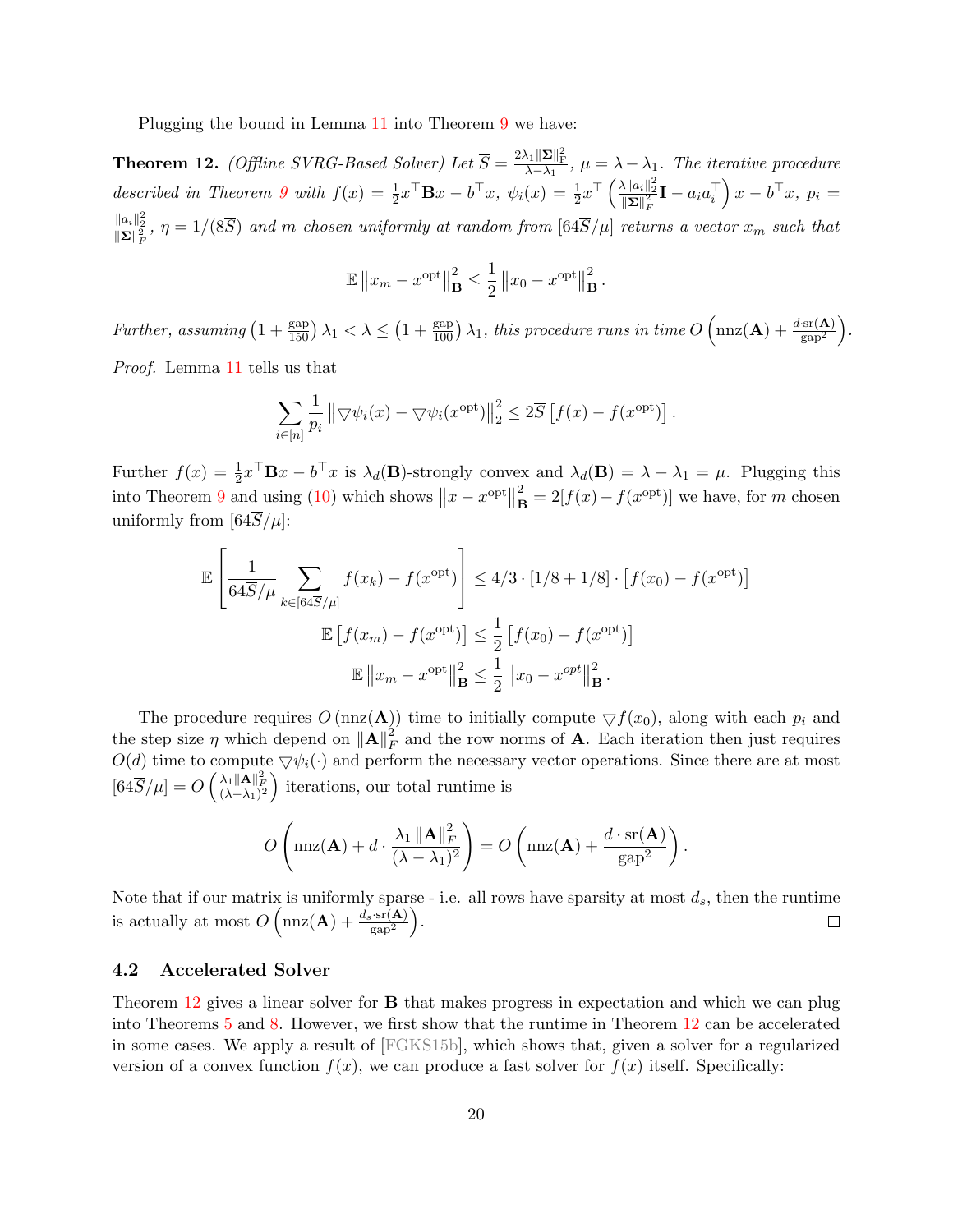Plugging the bound in Lemma 11 into Theorem 9 we have:

**Theorem 12.** *(Offline SVRG-Based Solver) Let* $\overline{S} = \frac{2\lambda_1 \|\mathbf{\Sigma}\|_F^2}{\lambda - \lambda_1}$, $\mu = \lambda - \lambda_1$. *The iterative procedure described in Theorem 9 with* $f(x) = \frac{1}{2}x^\top \mathbf{B} x - b^\top x$, $\psi_i(x) = \frac{1}{2}x^\top \left( \frac{\lambda \|a_i\|_2^2}{\|\mathbf{\Sigma}\|_F^2}\mathbf{I} - a_i a_i^\top \right) x - b^\top x$, $p_i = \frac{\|a_i\|_2^2}{\|\mathbf{\Sigma}\|_F^2}$, $\eta = 1/(8\overline{S})$ *and* $m$ *chosen uniformly at random from* $[64\overline{S}/\mu]$ *returns a vector* $x_m$ *such that*

$$\mathbb{E}\left\|x_m - x^{\text{opt}}\right\|_{\mathbf{B}}^2 \leq \frac{1}{2}\left\|x_0 - x^{\text{opt}}\right\|_{\mathbf{B}}^2.$$

*Further, assuming* $\left(1 + \frac{\text{gap}}{150}\right)\lambda_1 < \lambda \leq \left(1 + \frac{\text{gap}}{100}\right)\lambda_1$, *this procedure runs in time* $O\left(\text{nnz}(\mathbf{A}) + \frac{d \cdot \text{sr}(\mathbf{A})}{\text{gap}^2}\right)$.

*Proof.* Lemma 11 tells us that

$$\sum_{i \in [n]} \frac{1}{p_i} \left\|\triangledown \psi_i(x) - \triangledown \psi_i(x^{\text{opt}})\right\|_2^2 \leq 2\overline{S}\left[f(x) - f(x^{\text{opt}})\right].$$

Further $f(x) = \frac{1}{2}x^\top \mathbf{B} x - b^\top x$ is $\lambda_d(\mathbf{B})$-strongly convex and $\lambda_d(\mathbf{B}) = \lambda - \lambda_1 = \mu$. Plugging this into Theorem 9 and using (10) which shows $\left\|x - x^{\text{opt}}\right\|_{\mathbf{B}}^2 = 2[f(x) - f(x^{\text{opt}})]$ we have, for $m$ chosen uniformly from $[64\overline{S}/\mu]$:

$$\mathbb{E}\left[\frac{1}{64\overline{S}/\mu}\sum_{k \in [64\overline{S}/\mu]} f(x_k) - f(x^{\text{opt}})\right] \leq 4/3 \cdot [1/8 + 1/8] \cdot \left[f(x_0) - f(x^{\text{opt}})\right]$$

$$\mathbb{E}\left[f(x_m) - f(x^{\text{opt}})\right] \leq \frac{1}{2}\left[f(x_0) - f(x^{\text{opt}})\right]$$

$$\mathbb{E}\left\|x_m - x^{\text{opt}}\right\|_{\mathbf{B}}^2 \leq \frac{1}{2}\left\|x_0 - x^{opt}\right\|_{\mathbf{B}}^2.$$

The procedure requires $O(\text{nnz}(\mathbf{A}))$ time to initially compute $\triangledown f(x_0)$, along with each $p_i$ and the step size $\eta$ which depend on $\|\mathbf{A}\|_F^2$ and the row norms of $\mathbf{A}$. Each iteration then just requires $O(d)$ time to compute $\triangledown \psi_i(\cdot)$ and perform the necessary vector operations. Since there are at most $[64\overline{S}/\mu] = O\left(\frac{\lambda_1 \|\mathbf{A}\|_F^2}{(\lambda - \lambda_1)^2}\right)$ iterations, our total runtime is

$$O\left(\text{nnz}(\mathbf{A}) + d \cdot \frac{\lambda_1 \|\mathbf{A}\|_F^2}{(\lambda - \lambda_1)^2}\right) = O\left(\text{nnz}(\mathbf{A}) + \frac{d \cdot \text{sr}(\mathbf{A})}{\text{gap}^2}\right).$$

Note that if our matrix is uniformly sparse - i.e. all rows have sparsity at most $d_s$, then the runtime is actually at most $O\left(\text{nnz}(\mathbf{A}) + \frac{d_s \cdot \text{sr}(\mathbf{A})}{\text{gap}^2}\right)$. $\square$

### 4.2 Accelerated Solver

Theorem 12 gives a linear solver for $\mathbf{B}$ that makes progress in expectation and which we can plug into Theorems 5 and 8. However, we first show that the runtime in Theorem 12 can be accelerated in some cases. We apply a result of [FGKS15b], which shows that, given a solver for a regularized version of a convex function $f(x)$, we can produce a fast solver for $f(x)$ itself. Specifically: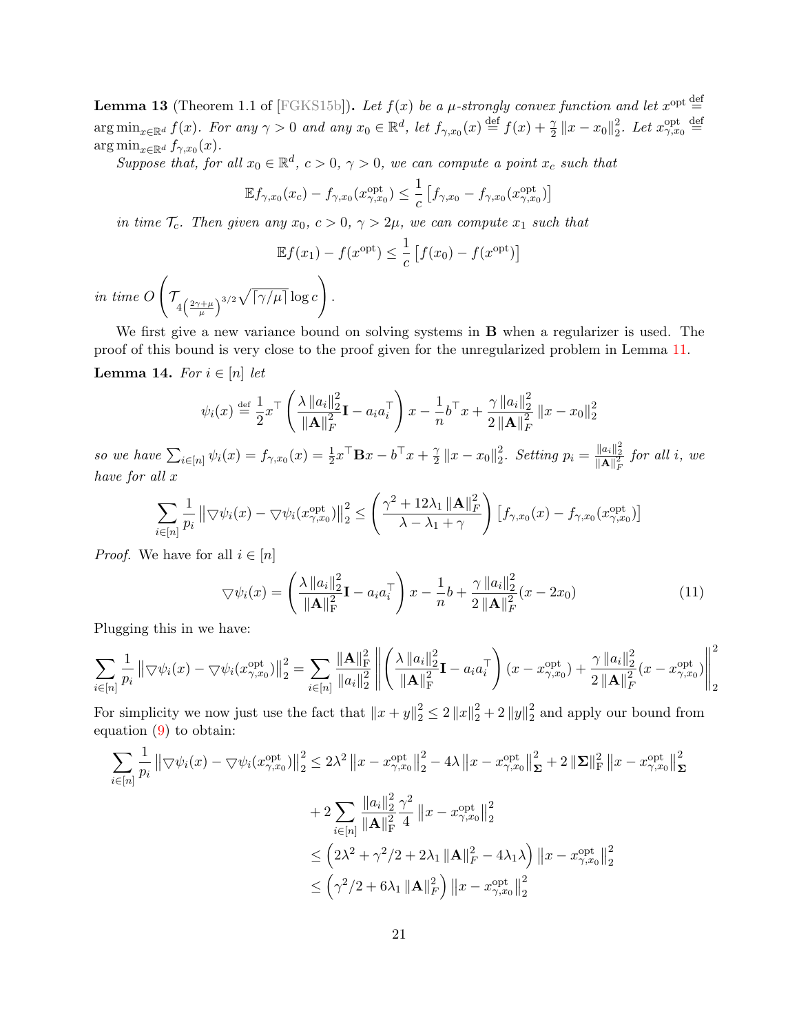**Lemma 13** (Theorem 1.1 of [FGKS15b])**.** *Let $f(x)$ be a $\mu$-strongly convex function and let $x^{\text{opt}} \stackrel{\text{def}}{=} \arg\min_{x \in \mathbb{R}^d} f(x)$. For any $\gamma > 0$ and any $x_0 \in \mathbb{R}^d$, let $f_{\gamma,x_0}(x) \stackrel{\text{def}}{=} f(x) + \frac{\gamma}{2}\|x - x_0\|_2^2$. Let $x^{\text{opt}}_{\gamma,x_0} \stackrel{\text{def}}{=} \arg\min_{x\in\mathbb{R}^d} f_{\gamma,x_0}(x)$.*

*Suppose that, for all $x_0 \in \mathbb{R}^d$, $c > 0$, $\gamma > 0$, we can compute a point $x_c$ such that*

$$\mathbb{E} f_{\gamma,x_0}(x_c) - f_{\gamma,x_0}(x^{\text{opt}}_{\gamma,x_0}) \le \frac{1}{c}\left[f_{\gamma,x_0} - f_{\gamma,x_0}(x^{\text{opt}}_{\gamma,x_0})\right]$$

*in time $\mathcal{T}_c$. Then given any $x_0$, $c > 0$, $\gamma > 2\mu$, we can compute $x_1$ such that*

$$\mathbb{E} f(x_1) - f(x^{\text{opt}}) \le \frac{1}{c}\left[f(x_0) - f(x^{\text{opt}})\right]$$

*in time $O\left(\mathcal{T}_{4\left(\frac{2\gamma+\mu}{\mu}\right)^{3/2}} \sqrt{\lceil \gamma/\mu \rceil} \log c\right)$.*

We first give a new variance bound on solving systems in $\mathbf{B}$ when a regularizer is used. The proof of this bound is very close to the proof given for the unregularized problem in Lemma 11.

**Lemma 14.** *For $i \in [n]$ let*

$$\psi_i(x) \stackrel{\text{def}}{=} \frac{1}{2} x^\top \left(\frac{\lambda \|a_i\|_2^2}{\|\mathbf{A}\|_F^2}\mathbf{I} - a_i a_i^\top\right) x - \frac{1}{n} b^\top x + \frac{\gamma \|a_i\|_2^2}{2\|\mathbf{A}\|_F^2}\|x - x_0\|_2^2$$

*so we have $\sum_{i\in[n]} \psi_i(x) = f_{\gamma,x_0}(x) = \frac{1}{2} x^\top \mathbf{B} x - b^\top x + \frac{\gamma}{2}\|x - x_0\|_2^2$. Setting $p_i = \frac{\|a_i\|_2^2}{\|\mathbf{A}\|_F^2}$ for all $i$, we have for all $x$*

$$\sum_{i\in[n]} \frac{1}{p_i} \left\|\triangledown \psi_i(x) - \triangledown \psi_i(x^{\text{opt}}_{\gamma,x_0})\right\|_2^2 \le \left(\frac{\gamma^2 + 12\lambda_1\|\mathbf{A}\|_F^2}{\lambda - \lambda_1 + \gamma}\right)\left[f_{\gamma,x_0}(x) - f_{\gamma,x_0}(x^{\text{opt}}_{\gamma,x_0})\right]$$

*Proof.* We have for all $i \in [n]$

$$\triangledown \psi_i(x) = \left(\frac{\lambda \|a_i\|_2^2}{\|\mathbf{A}\|_{\text{F}}^2}\mathbf{I} - a_i a_i^\top\right) x - \frac{1}{n} b + \frac{\gamma \|a_i\|_2^2}{2\|\mathbf{A}\|_F^2}(x - 2x_0) \tag{11}$$

Plugging this in we have:

$$\sum_{i\in[n]} \frac{1}{p_i}\left\|\triangledown \psi_i(x) - \triangledown \psi_i(x^{\text{opt}}_{\gamma,x_0})\right\|_2^2 = \sum_{i\in[n]} \frac{\|\mathbf{A}\|_{\text{F}}^2}{\|a_i\|_2^2}\left\|\left(\frac{\lambda\|a_i\|_2^2}{\|\mathbf{A}\|_{\text{F}}^2}\mathbf{I} - a_i a_i^\top\right)(x - x^{\text{opt}}_{\gamma,x_0}) + \frac{\gamma\|a_i\|_2^2}{2\|\mathbf{A}\|_F^2}(x - x^{\text{opt}}_{\gamma,x_0})\right\|_2^2$$

For simplicity we now just use the fact that $\|x + y\|_2^2 \le 2\|x\|_2^2 + 2\|y\|_2^2$ and apply our bound from equation (9) to obtain:

$$\begin{aligned}
\sum_{i\in[n]} \frac{1}{p_i}\left\|\triangledown \psi_i(x) - \triangledown \psi_i(x^{\text{opt}}_{\gamma,x_0})\right\|_2^2 &\le 2\lambda^2\left\|x - x^{\text{opt}}_{\gamma,x_0}\right\|_2^2 - 4\lambda\left\|x - x^{\text{opt}}_{\gamma,x_0}\right\|_{\mathbf{\Sigma}}^2 + 2\|\mathbf{\Sigma}\|_{\text{F}}^2\left\|x - x^{\text{opt}}_{\gamma,x_0}\right\|_{\mathbf{\Sigma}}^2 \\
&\quad + 2\sum_{i\in[n]} \frac{\|a_i\|_2^2}{\|\mathbf{A}\|_{\text{F}}^2}\frac{\gamma^2}{4}\left\|x - x^{\text{opt}}_{\gamma,x_0}\right\|_2^2 \\
&\le \left(2\lambda^2 + \gamma^2/2 + 2\lambda_1\|\mathbf{A}\|_F^2 - 4\lambda_1\lambda\right)\left\|x - x^{\text{opt}}_{\gamma,x_0}\right\|_2^2 \\
&\le \left(\gamma^2/2 + 6\lambda_1\|\mathbf{A}\|_F^2\right)\left\|x - x^{\text{opt}}_{\gamma,x_0}\right\|_2^2
\end{aligned}$$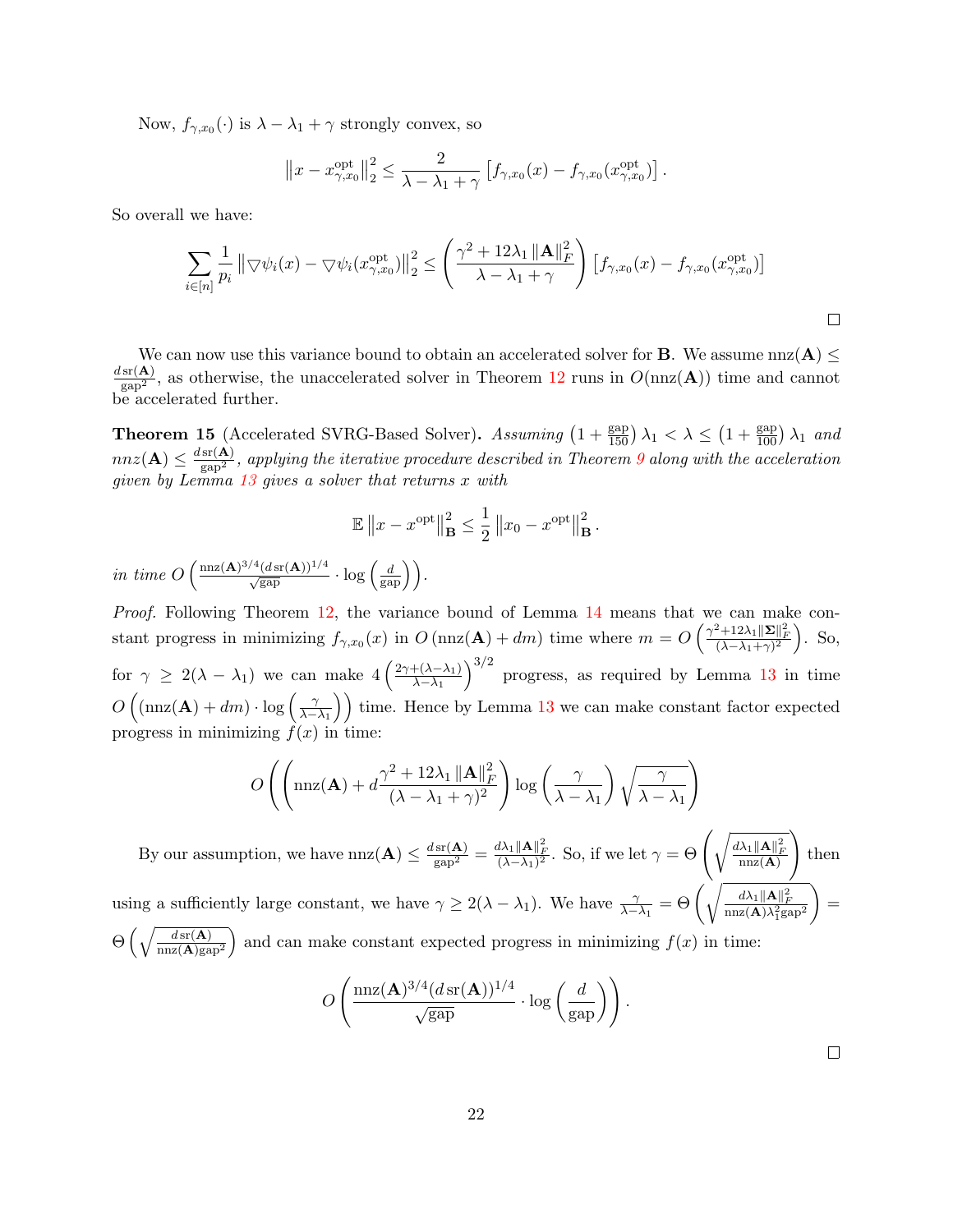Now, $f_{\gamma,x_0}(\cdot)$ is $\lambda - \lambda_1 + \gamma$ strongly convex, so

$$\left\|x - x^{\text{opt}}_{\gamma,x_0}\right\|_2^2 \leq \frac{2}{\lambda - \lambda_1 + \gamma}\left[f_{\gamma,x_0}(x) - f_{\gamma,x_0}(x^{\text{opt}}_{\gamma,x_0})\right].$$

So overall we have:

$$\sum_{i\in[n]} \frac{1}{p_i}\left\|\nabla\psi_i(x) - \nabla\psi_i(x^{\text{opt}}_{\gamma,x_0})\right\|_2^2 \leq \left(\frac{\gamma^2 + 12\lambda_1\|\mathbf{A}\|_F^2}{\lambda - \lambda_1 + \gamma}\right)\left[f_{\gamma,x_0}(x) - f_{\gamma,x_0}(x^{\text{opt}}_{\gamma,x_0})\right]$$

□

We can now use this variance bound to obtain an accelerated solver for $\mathbf{B}$. We assume $\text{nnz}(\mathbf{A}) \leq \frac{d\,\text{sr}(\mathbf{A})}{\text{gap}^2}$, as otherwise, the unaccelerated solver in Theorem 12 runs in $O(\text{nnz}(\mathbf{A}))$ time and cannot be accelerated further.

**Theorem 15** (Accelerated SVRG-Based Solver)**.** *Assuming $\left(1 + \frac{\text{gap}}{150}\right)\lambda_1 < \lambda \leq \left(1 + \frac{\text{gap}}{100}\right)\lambda_1$ and $nnz(\mathbf{A}) \leq \frac{d\,\text{sr}(\mathbf{A})}{\text{gap}^2}$, applying the iterative procedure described in Theorem 9 along with the acceleration given by Lemma 13 gives a solver that returns $x$ with*

$$\mathbb{E}\left\|x - x^{\text{opt}}\right\|_{\mathbf{B}}^2 \leq \frac{1}{2}\left\|x_0 - x^{\text{opt}}\right\|_{\mathbf{B}}^2.$$

*in time $O\left(\frac{\text{nnz}(\mathbf{A})^{3/4}(d\,\text{sr}(\mathbf{A}))^{1/4}}{\sqrt{\text{gap}}} \cdot \log\left(\frac{d}{\text{gap}}\right)\right)$.*

*Proof.* Following Theorem 12, the variance bound of Lemma 14 means that we can make constant progress in minimizing $f_{\gamma,x_0}(x)$ in $O\left(\text{nnz}(\mathbf{A}) + dm\right)$ time where $m = O\left(\frac{\gamma^2 + 12\lambda_1\|\mathbf{\Sigma}\|_F^2}{(\lambda - \lambda_1 + \gamma)^2}\right)$. So, for $\gamma \geq 2(\lambda - \lambda_1)$ we can make $4\left(\frac{2\gamma + (\lambda - \lambda_1)}{\lambda - \lambda_1}\right)^{3/2}$ progress, as required by Lemma 13 in time $O\left((\text{nnz}(\mathbf{A}) + dm) \cdot \log\left(\frac{\gamma}{\lambda - \lambda_1}\right)\right)$ time. Hence by Lemma 13 we can make constant factor expected progress in minimizing $f(x)$ in time:

$$O\left(\left(\text{nnz}(\mathbf{A}) + d\frac{\gamma^2 + 12\lambda_1\|\mathbf{A}\|_F^2}{(\lambda - \lambda_1 + \gamma)^2}\right)\log\left(\frac{\gamma}{\lambda - \lambda_1}\right)\sqrt{\frac{\gamma}{\lambda - \lambda_1}}\right)$$

By our assumption, we have $\text{nnz}(\mathbf{A}) \leq \frac{d\,\text{sr}(\mathbf{A})}{\text{gap}^2} = \frac{d\lambda_1\|\mathbf{A}\|_F^2}{(\lambda - \lambda_1)^2}$. So, if we let $\gamma = \Theta\left(\sqrt{\frac{d\lambda_1\|\mathbf{A}\|_F^2}{\text{nnz}(\mathbf{A})}}\right)$ then using a sufficiently large constant, we have $\gamma \geq 2(\lambda - \lambda_1)$. We have $\frac{\gamma}{\lambda - \lambda_1} = \Theta\left(\sqrt{\frac{d\lambda_1\|\mathbf{A}\|_F^2}{\text{nnz}(\mathbf{A})\lambda_1^2\text{gap}^2}}\right) = \Theta\left(\sqrt{\frac{d\,\text{sr}(\mathbf{A})}{\text{nnz}(\mathbf{A})\text{gap}^2}}\right)$ and can make constant expected progress in minimizing $f(x)$ in time:

$$O\left(\frac{\text{nnz}(\mathbf{A})^{3/4}(d\,\text{sr}(\mathbf{A}))^{1/4}}{\sqrt{\text{gap}}} \cdot \log\left(\frac{d}{\text{gap}}\right)\right).$$

□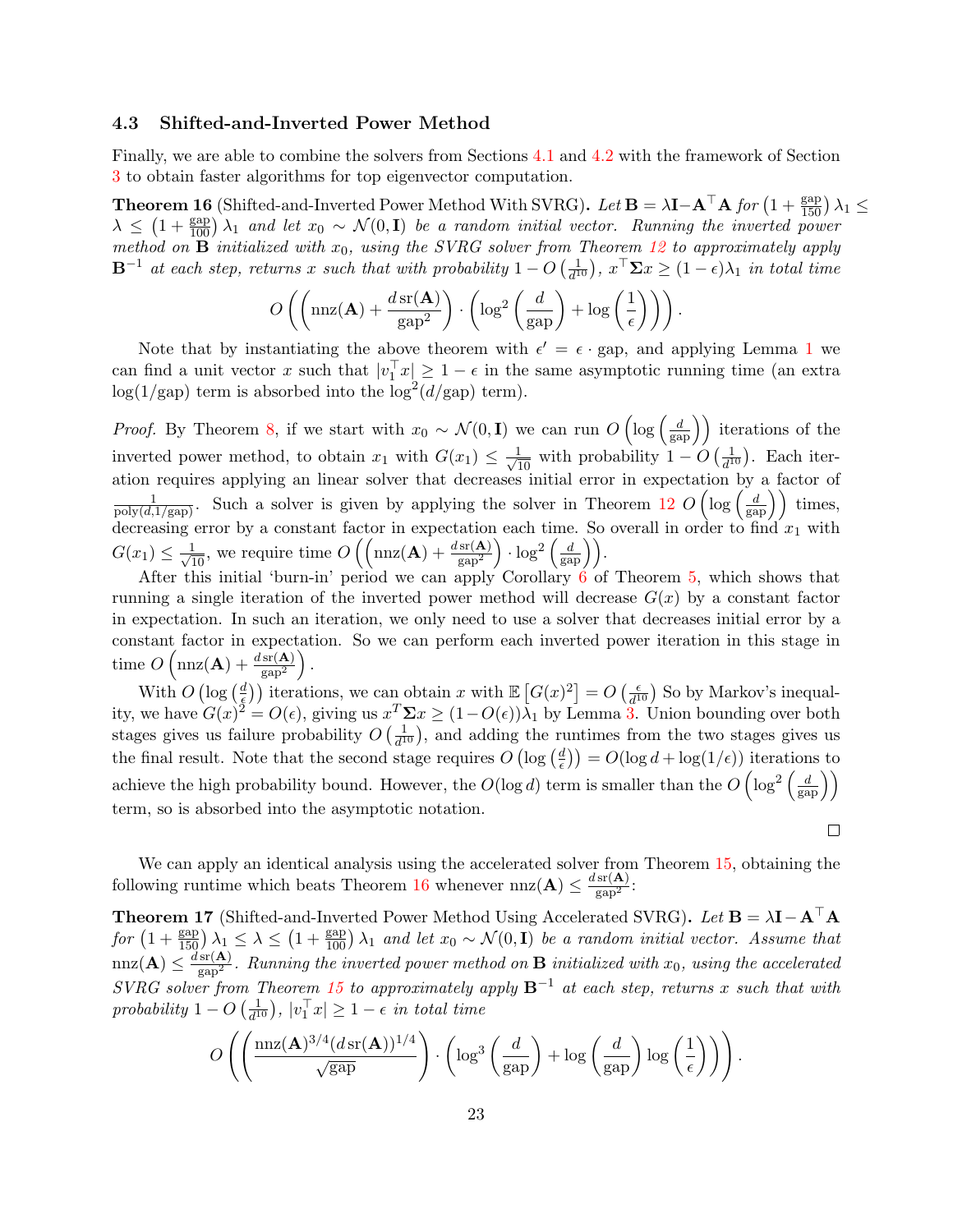### 4.3 Shifted-and-Inverted Power Method

Finally, we are able to combine the solvers from Sections 4.1 and 4.2 with the framework of Section 3 to obtain faster algorithms for top eigenvector computation.

**Theorem 16** (Shifted-and-Inverted Power Method With SVRG)**.** *Let $\mathbf{B} = \lambda \mathbf{I} - \mathbf{A}^\top \mathbf{A}$ for $\left(1 + \frac{\text{gap}}{150}\right)\lambda_1 \le \lambda \le \left(1 + \frac{\text{gap}}{100}\right)\lambda_1$ and let $x_0 \sim \mathcal{N}(0, \mathbf{I})$ be a random initial vector. Running the inverted power method on $\mathbf{B}$ initialized with $x_0$, using the SVRG solver from Theorem 12 to approximately apply $\mathbf{B}^{-1}$ at each step, returns $x$ such that with probability $1 - O\left(\frac{1}{d^{10}}\right)$, $x^\top \boldsymbol{\Sigma} x \ge (1-\epsilon)\lambda_1$ in total time*

$$O\left(\left(\text{nnz}(\mathbf{A}) + \frac{d\,\text{sr}(\mathbf{A})}{\text{gap}^2}\right) \cdot \left(\log^2\left(\frac{d}{\text{gap}}\right) + \log\left(\frac{1}{\epsilon}\right)\right)\right).$$

Note that by instantiating the above theorem with $\epsilon' = \epsilon \cdot \text{gap}$, and applying Lemma 1 we can find a unit vector $x$ such that $|v_1^\top x| \ge 1 - \epsilon$ in the same asymptotic running time (an extra $\log(1/\text{gap})$ term is absorbed into the $\log^2(d/\text{gap})$ term).

*Proof.* By Theorem 8, if we start with $x_0 \sim \mathcal{N}(0, \mathbf{I})$ we can run $O\left(\log\left(\frac{d}{\text{gap}}\right)\right)$ iterations of the inverted power method, to obtain $x_1$ with $G(x_1) \le \frac{1}{\sqrt{10}}$ with probability $1 - O\left(\frac{1}{d^{10}}\right)$. Each iteration requires applying an linear solver that decreases initial error in expectation by a factor of $\frac{1}{\text{poly}(d, 1/\text{gap})}$. Such a solver is given by applying the solver in Theorem 12 $O\left(\log\left(\frac{d}{\text{gap}}\right)\right)$ times, decreasing error by a constant factor in expectation each time. So overall in order to find $x_1$ with $G(x_1) \le \frac{1}{\sqrt{10}}$, we require time $O\left(\left(\text{nnz}(\mathbf{A}) + \frac{d\,\text{sr}(\mathbf{A})}{\text{gap}^2}\right) \cdot \log^2\left(\frac{d}{\text{gap}}\right)\right)$.

After this initial 'burn-in' period we can apply Corollary 6 of Theorem 5, which shows that running a single iteration of the inverted power method will decrease $G(x)$ by a constant factor in expectation. In such an iteration, we only need to use a solver that decreases initial error by a constant factor in expectation. So we can perform each inverted power iteration in this stage in time $O\left(\text{nnz}(\mathbf{A}) + \frac{d\,\text{sr}(\mathbf{A})}{\text{gap}^2}\right)$.

With $O\left(\log\left(\frac{d}{\epsilon}\right)\right)$ iterations, we can obtain $x$ with $\mathbb{E}\left[G(x)^2\right] = O\left(\frac{\epsilon}{d^{10}}\right)$ So by Markov's inequality, we have $G(x)^2 = O(\epsilon)$, giving us $x^T \boldsymbol{\Sigma} x \ge (1 - O(\epsilon))\lambda_1$ by Lemma 3. Union bounding over both stages gives us failure probability $O\left(\frac{1}{d^{10}}\right)$, and adding the runtimes from the two stages gives us the final result. Note that the second stage requires $O\left(\log\left(\frac{d}{\epsilon}\right)\right) = O(\log d + \log(1/\epsilon))$ iterations to achieve the high probability bound. However, the $O(\log d)$ term is smaller than the $O\left(\log^2\left(\frac{d}{\text{gap}}\right)\right)$ term, so is absorbed into the asymptotic notation. □

We can apply an identical analysis using the accelerated solver from Theorem 15, obtaining the following runtime which beats Theorem 16 whenever $\text{nnz}(\mathbf{A}) \le \frac{d\,\text{sr}(\mathbf{A})}{\text{gap}^2}$:

**Theorem 17** (Shifted-and-Inverted Power Method Using Accelerated SVRG)**.** *Let $\mathbf{B} = \lambda \mathbf{I} - \mathbf{A}^\top \mathbf{A}$ for $\left(1 + \frac{\text{gap}}{150}\right)\lambda_1 \le \lambda \le \left(1 + \frac{\text{gap}}{100}\right)\lambda_1$ and let $x_0 \sim \mathcal{N}(0, \mathbf{I})$ be a random initial vector. Assume that $\text{nnz}(\mathbf{A}) \le \frac{d\,\text{sr}(\mathbf{A})}{\text{gap}^2}$. Running the inverted power method on $\mathbf{B}$ initialized with $x_0$, using the accelerated SVRG solver from Theorem 15 to approximately apply $\mathbf{B}^{-1}$ at each step, returns $x$ such that with probability $1 - O\left(\frac{1}{d^{10}}\right)$, $|v_1^\top x| \ge 1 - \epsilon$ in total time*

$$O\left(\left(\frac{\text{nnz}(\mathbf{A})^{3/4}(d\,\text{sr}(\mathbf{A}))^{1/4}}{\sqrt{\text{gap}}}\right) \cdot \left(\log^3\left(\frac{d}{\text{gap}}\right) + \log\left(\frac{d}{\text{gap}}\right)\log\left(\frac{1}{\epsilon}\right)\right)\right).$$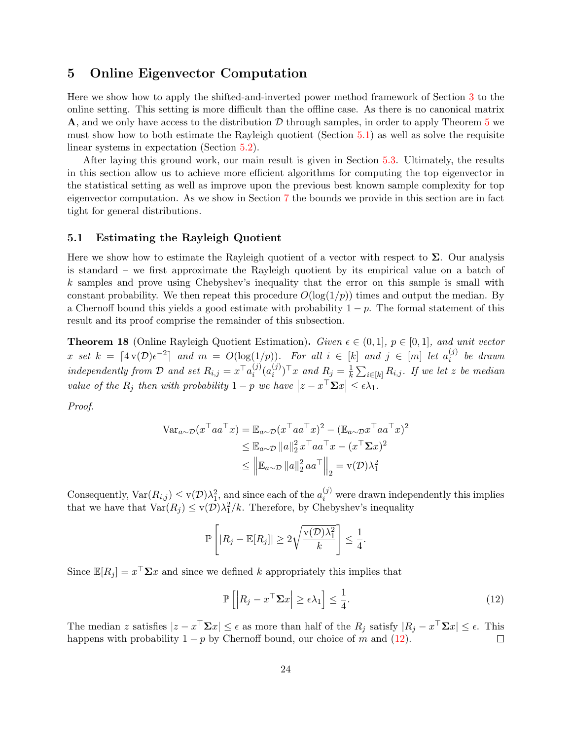## 5 Online Eigenvector Computation

Here we show how to apply the shifted-and-inverted power method framework of Section 3 to the online setting. This setting is more difficult than the offline case. As there is no canonical matrix $\mathbf{A}$, and we only have access to the distribution $\mathcal{D}$ through samples, in order to apply Theorem 5 we must show how to both estimate the Rayleigh quotient (Section 5.1) as well as solve the requisite linear systems in expectation (Section 5.2).

After laying this ground work, our main result is given in Section 5.3. Ultimately, the results in this section allow us to achieve more efficient algorithms for computing the top eigenvector in the statistical setting as well as improve upon the previous best known sample complexity for top eigenvector computation. As we show in Section 7 the bounds we provide in this section are in fact tight for general distributions.

### 5.1 Estimating the Rayleigh Quotient

Here we show how to estimate the Rayleigh quotient of a vector with respect to $\mathbf{\Sigma}$. Our analysis is standard – we first approximate the Rayleigh quotient by its empirical value on a batch of $k$ samples and prove using Chebyshev's inequality that the error on this sample is small with constant probability. We then repeat this procedure $O(\log(1/p))$ times and output the median. By a Chernoff bound this yields a good estimate with probability $1-p$. The formal statement of this result and its proof comprise the remainder of this subsection.

**Theorem 18** (Online Rayleigh Quotient Estimation)**.** *Given $\epsilon \in (0,1]$, $p \in [0,1]$, and unit vector $x$ set $k = \lceil 4\,\mathrm{v}(\mathcal{D})\epsilon^{-2} \rceil$ and $m = O(\log(1/p))$. For all $i \in [k]$ and $j \in [m]$ let $a_i^{(j)}$ be drawn independently from $\mathcal{D}$ and set $R_{i,j} = x^\top a_i^{(j)} (a_i^{(j)})^\top x$ and $R_j = \frac{1}{k}\sum_{i\in[k]} R_{i,j}$. If we let $z$ be median value of the $R_j$ then with probability $1-p$ we have $\left|z - x^\top \mathbf{\Sigma} x\right| \leq \epsilon\lambda_1$.*

*Proof.*

$$
\begin{aligned}
\mathrm{Var}_{a\sim\mathcal{D}}(x^\top a a^\top x) &= \mathbb{E}_{a\sim\mathcal{D}}(x^\top a a^\top x)^2 - (\mathbb{E}_{a\sim\mathcal{D}} x^\top a a^\top x)^2 \\
&\leq \mathbb{E}_{a\sim\mathcal{D}} \|a\|_2^2 \, x^\top a a^\top x - (x^\top \mathbf{\Sigma} x)^2 \\
&\leq \left\| \mathbb{E}_{a\sim\mathcal{D}} \|a\|_2^2 \, a a^\top \right\|_2 = \mathrm{v}(\mathcal{D})\lambda_1^2
\end{aligned}
$$

Consequently, $\mathrm{Var}(R_{i,j}) \leq \mathrm{v}(\mathcal{D})\lambda_1^2$, and since each of the $a_i^{(j)}$ were drawn independently this implies that we have that $\mathrm{Var}(R_j) \leq \mathrm{v}(\mathcal{D})\lambda_1^2/k$. Therefore, by Chebyshev's inequality

$$
\mathbb{P}\left[ |R_j - \mathbb{E}[R_j]| \geq 2\sqrt{\frac{\mathrm{v}(\mathcal{D})\lambda_1^2}{k}} \right] \leq \frac{1}{4}.
$$

Since $\mathbb{E}[R_j] = x^\top \mathbf{\Sigma} x$ and since we defined $k$ appropriately this implies that

$$
\mathbb{P}\left[ \left| R_j - x^\top \mathbf{\Sigma} x \right| \geq \epsilon\lambda_1 \right] \leq \frac{1}{4}. \tag{12}
$$

The median $z$ satisfies $|z - x^\top \mathbf{\Sigma} x| \leq \epsilon$ as more than half of the $R_j$ satisfy $|R_j - x^\top \mathbf{\Sigma} x| \leq \epsilon$. This happens with probability $1-p$ by Chernoff bound, our choice of $m$ and (12). $\square$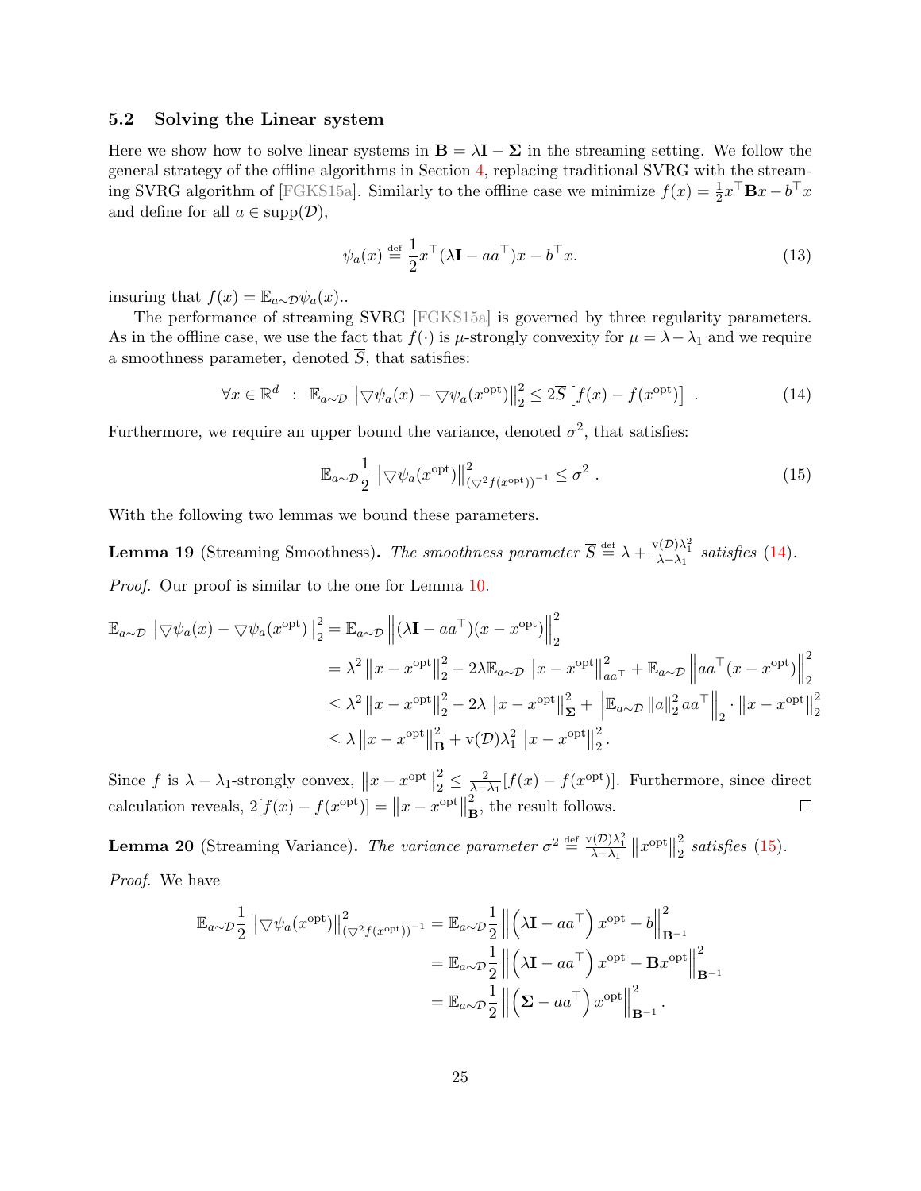### 5.2 Solving the Linear system

Here we show how to solve linear systems in $\mathbf{B} = \lambda \mathbf{I} - \mathbf{\Sigma}$ in the streaming setting. We follow the general strategy of the offline algorithms in Section 4, replacing traditional SVRG with the streaming SVRG algorithm of [FGKS15a]. Similarly to the offline case we minimize $f(x) = \frac{1}{2}x^\top \mathbf{B} x - b^\top x$ and define for all $a \in \mathrm{supp}(\mathcal{D})$,

$$\psi_a(x) \stackrel{\text{def}}{=} \frac{1}{2} x^\top (\lambda \mathbf{I} - aa^\top) x - b^\top x. \tag{13}$$

insuring that $f(x) = \mathbb{E}_{a\sim\mathcal{D}} \psi_a(x)$..

The performance of streaming SVRG [FGKS15a] is governed by three regularity parameters. As in the offline case, we use the fact that $f(\cdot)$ is $\mu$-strongly convexity for $\mu = \lambda - \lambda_1$ and we require a smoothness parameter, denoted $\overline{S}$, that satisfies:

$$\forall x \in \mathbb{R}^d \;\;:\;\; \mathbb{E}_{a\sim\mathcal{D}} \left\| \triangledown \psi_a(x) - \triangledown \psi_a(x^{\text{opt}}) \right\|_2^2 \leq 2\overline{S} \left[ f(x) - f(x^{\text{opt}}) \right] \;. \tag{14}$$

Furthermore, we require an upper bound the variance, denoted $\sigma^2$, that satisfies:

$$\mathbb{E}_{a\sim\mathcal{D}} \frac{1}{2} \left\| \triangledown \psi_a(x^{\text{opt}}) \right\|_{(\triangledown^2 f(x^{\text{opt}}))^{-1}}^2 \leq \sigma^2 \;. \tag{15}$$

With the following two lemmas we bound these parameters.

**Lemma 19** (Streaming Smoothness)**.** *The smoothness parameter* $\overline{S} \stackrel{\text{def}}{=} \lambda + \frac{\mathrm{v}(\mathcal{D})\lambda_1^2}{\lambda - \lambda_1}$ *satisfies* (14)*.*

*Proof.* Our proof is similar to the one for Lemma 10.

$$\begin{aligned}
\mathbb{E}_{a\sim\mathcal{D}} \left\| \triangledown \psi_a(x) - \triangledown \psi_a(x^{\text{opt}}) \right\|_2^2 &= \mathbb{E}_{a\sim\mathcal{D}} \left\| (\lambda \mathbf{I} - aa^\top)(x - x^{\text{opt}}) \right\|_2^2 \\
&= \lambda^2 \left\| x - x^{\text{opt}} \right\|_2^2 - 2\lambda \mathbb{E}_{a\sim\mathcal{D}} \left\| x - x^{\text{opt}} \right\|_{aa^\top}^2 + \mathbb{E}_{a\sim\mathcal{D}} \left\| aa^\top (x - x^{\text{opt}}) \right\|_2^2 \\
&\leq \lambda^2 \left\| x - x^{\text{opt}} \right\|_2^2 - 2\lambda \left\| x - x^{\text{opt}} \right\|_{\mathbf{\Sigma}}^2 + \left\| \mathbb{E}_{a\sim\mathcal{D}} \left\| a \right\|_2^2 aa^\top \right\|_2 \cdot \left\| x - x^{\text{opt}} \right\|_2^2 \\
&\leq \lambda \left\| x - x^{\text{opt}} \right\|_{\mathbf{B}}^2 + \mathrm{v}(\mathcal{D})\lambda_1^2 \left\| x - x^{\text{opt}} \right\|_2^2 .
\end{aligned}$$

Since $f$ is $\lambda - \lambda_1$-strongly convex, $\left\| x - x^{\text{opt}} \right\|_2^2 \leq \frac{2}{\lambda - \lambda_1} [f(x) - f(x^{\text{opt}})]$. Furthermore, since direct calculation reveals, $2[f(x) - f(x^{\text{opt}})] = \left\| x - x^{\text{opt}} \right\|_{\mathbf{B}}^2$, the result follows. $\square$

**Lemma 20** (Streaming Variance)**.** *The variance parameter* $\sigma^2 \stackrel{\text{def}}{=} \frac{\mathrm{v}(\mathcal{D})\lambda_1^2}{\lambda - \lambda_1} \left\| x^{\text{opt}} \right\|_2^2$ *satisfies* (15)*.*

*Proof.* We have

$$\begin{aligned}
\mathbb{E}_{a\sim\mathcal{D}} \frac{1}{2} \left\| \triangledown \psi_a(x^{\text{opt}}) \right\|_{(\triangledown^2 f(x^{\text{opt}}))^{-1}}^2 &= \mathbb{E}_{a\sim\mathcal{D}} \frac{1}{2} \left\| \left( \lambda \mathbf{I} - aa^\top \right) x^{\text{opt}} - b \right\|_{\mathbf{B}^{-1}}^2 \\
&= \mathbb{E}_{a\sim\mathcal{D}} \frac{1}{2} \left\| \left( \lambda \mathbf{I} - aa^\top \right) x^{\text{opt}} - \mathbf{B} x^{\text{opt}} \right\|_{\mathbf{B}^{-1}}^2 \\
&= \mathbb{E}_{a\sim\mathcal{D}} \frac{1}{2} \left\| \left( \mathbf{\Sigma} - aa^\top \right) x^{\text{opt}} \right\|_{\mathbf{B}^{-1}}^2 .
\end{aligned}$$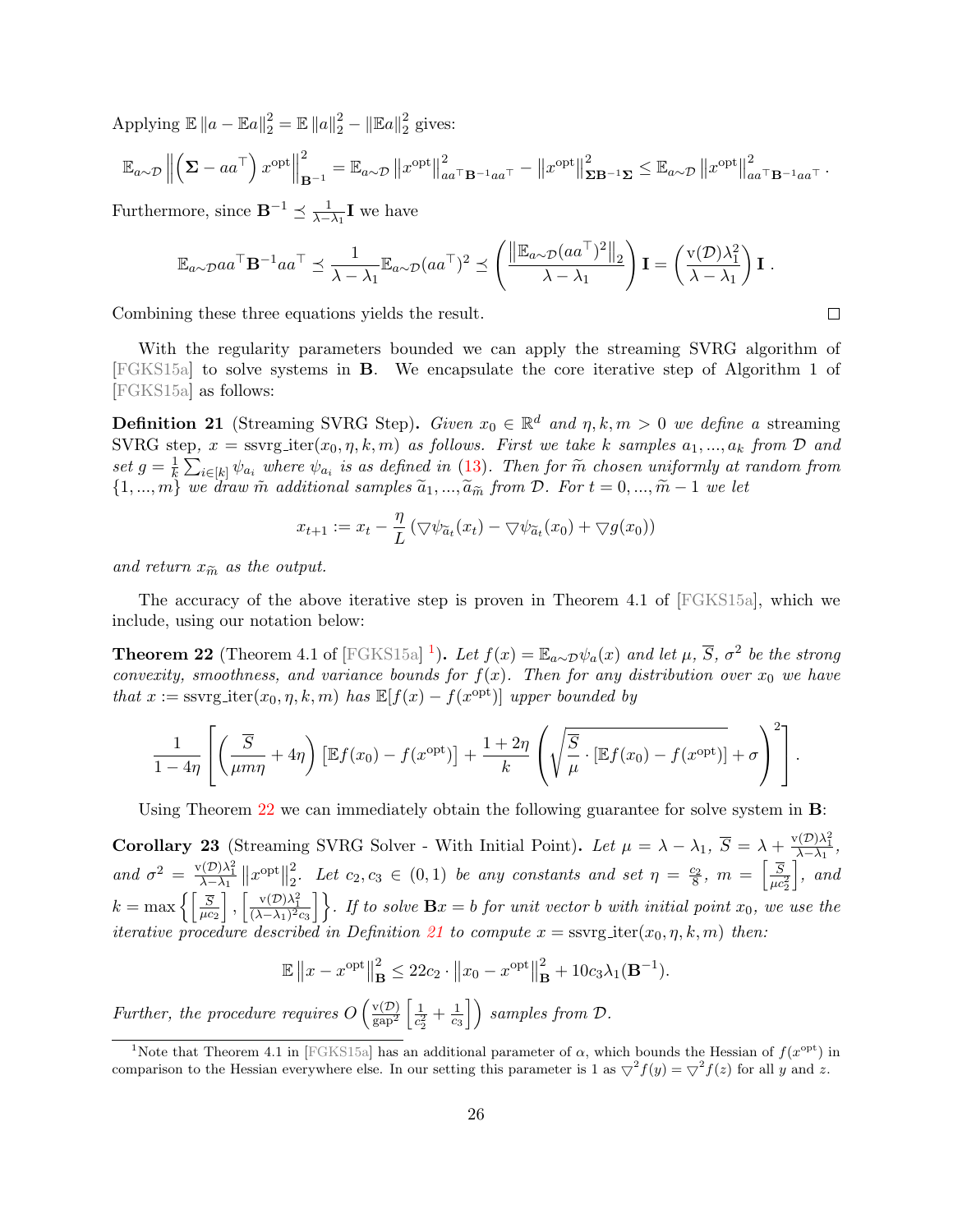Applying $\mathbb{E}\|a - \mathbb{E}a\|_2^2 = \mathbb{E}\|a\|_2^2 - \|\mathbb{E}a\|_2^2$ gives:

$$\mathbb{E}_{a\sim\mathcal{D}} \left\| \left( \mathbf{\Sigma} - aa^\top \right) x^{\text{opt}} \right\|_{\mathbf{B}^{-1}}^2 = \mathbb{E}_{a\sim\mathcal{D}} \left\| x^{\text{opt}} \right\|_{aa^\top \mathbf{B}^{-1} aa^\top}^2 - \left\| x^{\text{opt}} \right\|_{\mathbf{\Sigma}\mathbf{B}^{-1}\mathbf{\Sigma}}^2 \leq \mathbb{E}_{a\sim\mathcal{D}} \left\| x^{\text{opt}} \right\|_{aa^\top \mathbf{B}^{-1} aa^\top}^2 .$$

Furthermore, since $\mathbf{B}^{-1} \preceq \frac{1}{\lambda - \lambda_1}\mathbf{I}$ we have

$$\mathbb{E}_{a\sim\mathcal{D}} aa^\top \mathbf{B}^{-1} aa^\top \preceq \frac{1}{\lambda - \lambda_1} \mathbb{E}_{a\sim\mathcal{D}} (aa^\top)^2 \preceq \left( \frac{\left\| \mathbb{E}_{a\sim\mathcal{D}} (aa^\top)^2 \right\|_2}{\lambda - \lambda_1} \right) \mathbf{I} = \left( \frac{\mathrm{v}(\mathcal{D})\lambda_1^2}{\lambda - \lambda_1} \right) \mathbf{I} .$$

Combining these three equations yields the result. □

With the regularity parameters bounded we can apply the streaming SVRG algorithm of [FGKS15a] to solve systems in $\mathbf{B}$. We encapsulate the core iterative step of Algorithm 1 of [FGKS15a] as follows:

**Definition 21** (Streaming SVRG Step). *Given $x_0 \in \mathbb{R}^d$ and $\eta, k, m > 0$ we define a streaming SVRG step, $x = \text{ssvrg\_iter}(x_0, \eta, k, m)$ as follows. First we take $k$ samples $a_1, ..., a_k$ from $\mathcal{D}$ and set $g = \frac{1}{k}\sum_{i\in[k]} \psi_{a_i}$ where $\psi_{a_i}$ is as defined in (13). Then for $\widetilde{m}$ chosen uniformly at random from $\{1, ..., m\}$ we draw $\tilde{m}$ additional samples $\widetilde{a}_1, ..., \widetilde{a}_{\widetilde{m}}$ from $\mathcal{D}$. For $t = 0, ..., \widetilde{m} - 1$ we let*

$$x_{t+1} := x_t - \frac{\eta}{L} \left( \triangledown \psi_{\widetilde{a}_t}(x_t) - \triangledown \psi_{\widetilde{a}_t}(x_0) + \triangledown g(x_0) \right)$$

*and return $x_{\widetilde{m}}$ as the output.*

The accuracy of the above iterative step is proven in Theorem 4.1 of [FGKS15a], which we include, using our notation below:

**Theorem 22** (Theorem 4.1 of [FGKS15a] [1]). *Let $f(x) = \mathbb{E}_{a\sim\mathcal{D}}\psi_a(x)$ and let $\mu$, $\overline{S}$, $\sigma^2$ be the strong convexity, smoothness, and variance bounds for $f(x)$. Then for any distribution over $x_0$ we have that $x := \text{ssvrg\_iter}(x_0, \eta, k, m)$ has $\mathbb{E}[f(x) - f(x^{\text{opt}})]$ upper bounded by*

$$\frac{1}{1 - 4\eta} \left[ \left( \frac{\overline{S}}{\mu m \eta} + 4\eta \right) \left[ \mathbb{E}f(x_0) - f(x^{\text{opt}}) \right] + \frac{1 + 2\eta}{k} \left( \sqrt{\frac{\overline{S}}{\mu} \cdot \left[ \mathbb{E}f(x_0) - f(x^{\text{opt}}) \right]} + \sigma \right)^2 \right] .$$

Using Theorem 22 we can immediately obtain the following guarantee for solve system in $\mathbf{B}$:

**Corollary 23** (Streaming SVRG Solver - With Initial Point). *Let $\mu = \lambda - \lambda_1$, $\overline{S} = \lambda + \frac{\mathrm{v}(\mathcal{D})\lambda_1^2}{\lambda - \lambda_1}$, and $\sigma^2 = \frac{\mathrm{v}(\mathcal{D})\lambda_1^2}{\lambda - \lambda_1} \left\| x^{\text{opt}} \right\|_2^2$. Let $c_2, c_3 \in (0, 1)$ be any constants and set $\eta = \frac{c_2}{8}$, $m = \left\lceil \frac{\overline{S}}{\mu c_2^2} \right\rceil$, and $k = \max\left\{ \left\lceil \frac{\overline{S}}{\mu c_2} \right\rceil, \left\lceil \frac{\mathrm{v}(\mathcal{D})\lambda_1^2}{(\lambda - \lambda_1)^2 c_3} \right\rceil \right\}$. If to solve $\mathbf{B}x = b$ for unit vector $b$ with initial point $x_0$, we use the iterative procedure described in Definition 21 to compute $x = \text{ssvrg\_iter}(x_0, \eta, k, m)$ then:*

$$\mathbb{E}\left\| x - x^{\text{opt}} \right\|_{\mathbf{B}}^2 \leq 22c_2 \cdot \left\| x_0 - x^{\text{opt}} \right\|_{\mathbf{B}}^2 + 10c_3\lambda_1(\mathbf{B}^{-1}).$$

*Further, the procedure requires $O\left( \frac{\mathrm{v}(\mathcal{D})}{\text{gap}^2} \left[ \frac{1}{c_2^2} + \frac{1}{c_3} \right] \right)$ samples from $\mathcal{D}$.*

[1] Note that Theorem 4.1 in [FGKS15a] has an additional parameter of $\alpha$, which bounds the Hessian of $f(x^{\text{opt}})$ in comparison to the Hessian everywhere else. In our setting this parameter is 1 as $\triangledown^2 f(y) = \triangledown^2 f(z)$ for all $y$ and $z$.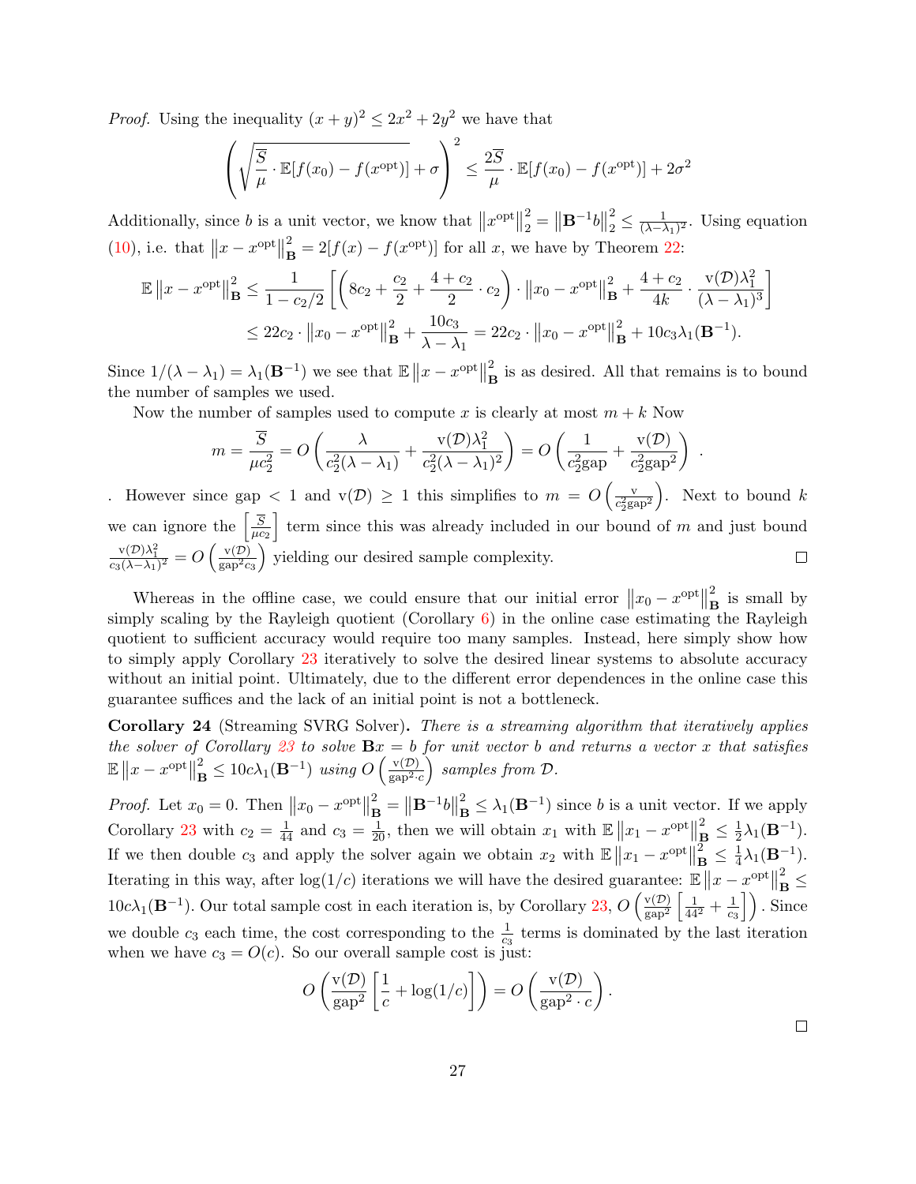*Proof.* Using the inequality $(x+y)^2 \le 2x^2 + 2y^2$ we have that

$$\left(\sqrt{\frac{\overline{S}}{\mu} \cdot \mathbb{E}[f(x_0) - f(x^{\text{opt}})]} + \sigma\right)^2 \le \frac{2\overline{S}}{\mu} \cdot \mathbb{E}[f(x_0) - f(x^{\text{opt}})] + 2\sigma^2$$

Additionally, since $b$ is a unit vector, we know that $\left\|x^{\text{opt}}\right\|_2^2 = \left\|\mathbf{B}^{-1}b\right\|_2^2 \le \frac{1}{(\lambda - \lambda_1)^2}$. Using equation (10), i.e. that $\left\|x - x^{\text{opt}}\right\|_{\mathbf{B}}^2 = 2[f(x) - f(x^{\text{opt}})]$ for all $x$, we have by Theorem 22:

$$\begin{aligned}
\mathbb{E}\left\|x - x^{\text{opt}}\right\|_{\mathbf{B}}^2 &\le \frac{1}{1 - c_2/2}\left[\left(8c_2 + \frac{c_2}{2} + \frac{4+c_2}{2} \cdot c_2\right) \cdot \left\|x_0 - x^{\text{opt}}\right\|_{\mathbf{B}}^2 + \frac{4+c_2}{4k} \cdot \frac{\text{v}(\mathcal{D})\lambda_1^2}{(\lambda - \lambda_1)^3}\right] \\
&\le 22c_2 \cdot \left\|x_0 - x^{\text{opt}}\right\|_{\mathbf{B}}^2 + \frac{10c_3}{\lambda - \lambda_1} = 22c_2 \cdot \left\|x_0 - x^{\text{opt}}\right\|_{\mathbf{B}}^2 + 10c_3\lambda_1(\mathbf{B}^{-1}).
\end{aligned}$$

Since $1/(\lambda - \lambda_1) = \lambda_1(\mathbf{B}^{-1})$ we see that $\mathbb{E}\left\|x - x^{\text{opt}}\right\|_{\mathbf{B}}^2$ is as desired. All that remains is to bound the number of samples we used.

Now the number of samples used to compute $x$ is clearly at most $m + k$ Now

$$m = \frac{\overline{S}}{\mu c_2^2} = O\left(\frac{\lambda}{c_2^2(\lambda - \lambda_1)} + \frac{\text{v}(\mathcal{D})\lambda_1^2}{c_2^2(\lambda - \lambda_1)^2}\right) = O\left(\frac{1}{c_2^2\text{gap}} + \frac{\text{v}(\mathcal{D})}{c_2^2\text{gap}^2}\right).$$

. However since gap $< 1$ and $\text{v}(\mathcal{D}) \ge 1$ this simplifies to $m = O\left(\frac{\text{v}}{c_2^2\text{gap}^2}\right)$. Next to bound $k$ we can ignore the $\left\lceil \frac{\overline{S}}{\mu c_2} \right\rceil$ term since this was already included in our bound of $m$ and just bound $\frac{\text{v}(\mathcal{D})\lambda_1^2}{c_3(\lambda - \lambda_1)^2} = O\left(\frac{\text{v}(\mathcal{D})}{\text{gap}^2 c_3}\right)$ yielding our desired sample complexity. $\square$

Whereas in the offline case, we could ensure that our initial error $\left\|x_0 - x^{\text{opt}}\right\|_{\mathbf{B}}^2$ is small by simply scaling by the Rayleigh quotient (Corollary 6) in the online case estimating the Rayleigh quotient to sufficient accuracy would require too many samples. Instead, here simply show how to simply apply Corollary 23 iteratively to solve the desired linear systems to absolute accuracy without an initial point. Ultimately, due to the different error dependences in the online case this guarantee suffices and the lack of an initial point is not a bottleneck.

**Corollary 24** (Streaming SVRG Solver)**.** *There is a streaming algorithm that iteratively applies the solver of Corollary 23 to solve $\mathbf{B}x = b$ for unit vector $b$ and returns a vector $x$ that satisfies $\mathbb{E}\left\|x - x^{\text{opt}}\right\|_{\mathbf{B}}^2 \le 10c\lambda_1(\mathbf{B}^{-1})$ using $O\left(\frac{\text{v}(\mathcal{D})}{\text{gap}^2 \cdot c}\right)$ samples from $\mathcal{D}$.*

*Proof.* Let $x_0 = 0$. Then $\left\|x_0 - x^{\text{opt}}\right\|_{\mathbf{B}}^2 = \left\|\mathbf{B}^{-1}b\right\|_{\mathbf{B}}^2 \le \lambda_1(\mathbf{B}^{-1})$ since $b$ is a unit vector. If we apply Corollary 23 with $c_2 = \frac{1}{44}$ and $c_3 = \frac{1}{20}$, then we will obtain $x_1$ with $\mathbb{E}\left\|x_1 - x^{\text{opt}}\right\|_{\mathbf{B}}^2 \le \frac{1}{2}\lambda_1(\mathbf{B}^{-1})$. If we then double $c_3$ and apply the solver again we obtain $x_2$ with $\mathbb{E}\left\|x_1 - x^{\text{opt}}\right\|_{\mathbf{B}}^2 \le \frac{1}{4}\lambda_1(\mathbf{B}^{-1})$. Iterating in this way, after $\log(1/c)$ iterations we will have the desired guarantee: $\mathbb{E}\left\|x - x^{\text{opt}}\right\|_{\mathbf{B}}^2 \le 10c\lambda_1(\mathbf{B}^{-1})$. Our total sample cost in each iteration is, by Corollary 23, $O\left(\frac{\text{v}(\mathcal{D})}{\text{gap}^2}\left[\frac{1}{44^2} + \frac{1}{c_3}\right]\right)$. Since we double $c_3$ each time, the cost corresponding to the $\frac{1}{c_3}$ terms is dominated by the last iteration when we have $c_3 = O(c)$. So our overall sample cost is just:

$$O\left(\frac{\text{v}(\mathcal{D})}{\text{gap}^2}\left[\frac{1}{c} + \log(1/c)\right]\right) = O\left(\frac{\text{v}(\mathcal{D})}{\text{gap}^2 \cdot c}\right).$$

$\square$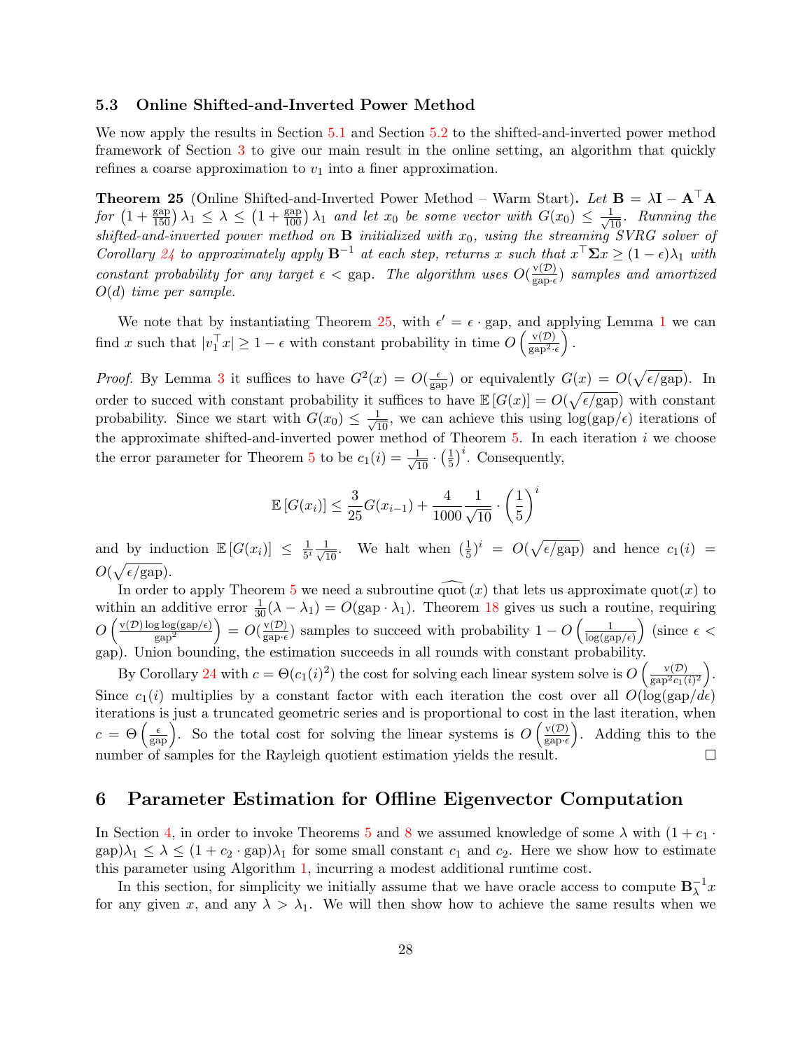### 5.3 Online Shifted-and-Inverted Power Method

We now apply the results in Section 5.1 and Section 5.2 to the shifted-and-inverted power method framework of Section 3 to give our main result in the online setting, an algorithm that quickly refines a coarse approximation to $v_1$ into a finer approximation.

**Theorem 25** (Online Shifted-and-Inverted Power Method – Warm Start)**.** *Let $\mathbf{B} = \lambda \mathbf{I} - \mathbf{A}^\top \mathbf{A}$ for $\left(1 + \frac{\text{gap}}{150}\right)\lambda_1 \leq \lambda \leq \left(1 + \frac{\text{gap}}{100}\right)\lambda_1$ and let $x_0$ be some vector with $G(x_0) \leq \frac{1}{\sqrt{10}}$. Running the shifted-and-inverted power method on $\mathbf{B}$ initialized with $x_0$, using the streaming SVRG solver of Corollary 24 to approximately apply $\mathbf{B}^{-1}$ at each step, returns $x$ such that $x^\top \mathbf{\Sigma} x \geq (1-\epsilon)\lambda_1$ with constant probability for any target $\epsilon < \text{gap}$. The algorithm uses $O(\frac{\text{v}(\mathcal{D})}{\text{gap}\cdot\epsilon})$ samples and amortized $O(d)$ time per sample.*

We note that by instantiating Theorem 25, with $\epsilon' = \epsilon \cdot \text{gap}$, and applying Lemma 1 we can find $x$ such that $|v_1^\top x| \geq 1 - \epsilon$ with constant probability in time $O\left(\frac{\text{v}(\mathcal{D})}{\text{gap}^2\cdot\epsilon}\right)$.

*Proof.* By Lemma 3 it suffices to have $G^2(x) = O(\frac{\epsilon}{\text{gap}})$ or equivalently $G(x) = O(\sqrt{\epsilon/\text{gap}})$. In order to succed with constant probability it suffices to have $\mathbb{E}\left[G(x)\right] = O(\sqrt{\epsilon/\text{gap}})$ with constant probability. Since we start with $G(x_0) \leq \frac{1}{\sqrt{10}}$, we can achieve this using $\log(\text{gap}/\epsilon)$ iterations of the approximate shifted-and-inverted power method of Theorem 5. In each iteration $i$ we choose the error parameter for Theorem 5 to be $c_1(i) = \frac{1}{\sqrt{10}} \cdot \left(\frac{1}{5}\right)^i$. Consequently,

$$\mathbb{E}\left[G(x_i)\right] \leq \frac{3}{25} G(x_{i-1}) + \frac{4}{1000}\frac{1}{\sqrt{10}} \cdot \left(\frac{1}{5}\right)^i$$

and by induction $\mathbb{E}\left[G(x_i)\right] \leq \frac{1}{5^i}\frac{1}{\sqrt{10}}$. We halt when $\left(\frac{1}{5}\right)^i = O(\sqrt{\epsilon/\text{gap}})$ and hence $c_1(i) = O(\sqrt{\epsilon/\text{gap}})$.

In order to apply Theorem 5 we need a subroutine $\widehat{\text{quot}}\,(x)$ that lets us approximate $\text{quot}(x)$ to within an additive error $\frac{1}{30}(\lambda - \lambda_1) = O(\text{gap}\cdot\lambda_1)$. Theorem 18 gives us such a routine, requiring $O\left(\frac{\text{v}(\mathcal{D})\log\log(\text{gap}/\epsilon)}{\text{gap}^2}\right) = O(\frac{\text{v}(\mathcal{D})}{\text{gap}\cdot\epsilon})$ samples to succeed with probability $1 - O\left(\frac{1}{\log(\text{gap}/\epsilon)}\right)$ (since $\epsilon <$ gap). Union bounding, the estimation succeeds in all rounds with constant probability.

By Corollary 24 with $c = \Theta(c_1(i)^2)$ the cost for solving each linear system solve is $O\left(\frac{\text{v}(\mathcal{D})}{\text{gap}^2 c_1(i)^2}\right)$. Since $c_1(i)$ multiplies by a constant factor with each iteration the cost over all $O(\log(\text{gap}/d\epsilon)$ iterations is just a truncated geometric series and is proportional to cost in the last iteration, when $c = \Theta\left(\frac{\epsilon}{\text{gap}}\right)$. So the total cost for solving the linear systems is $O\left(\frac{\text{v}(\mathcal{D})}{\text{gap}\cdot\epsilon}\right)$. Adding this to the number of samples for the Rayleigh quotient estimation yields the result. ∎

# 6 Parameter Estimation for Offline Eigenvector Computation

In Section 4, in order to invoke Theorems 5 and 8 we assumed knowledge of some $\lambda$ with $(1 + c_1 \cdot \text{gap})\lambda_1 \leq \lambda \leq (1 + c_2 \cdot \text{gap})\lambda_1$ for some small constant $c_1$ and $c_2$. Here we show how to estimate this parameter using Algorithm 1, incurring a modest additional runtime cost.

In this section, for simplicity we initially assume that we have oracle access to compute $\mathbf{B}_\lambda^{-1} x$ for any given $x$, and any $\lambda > \lambda_1$. We will then show how to achieve the same results when we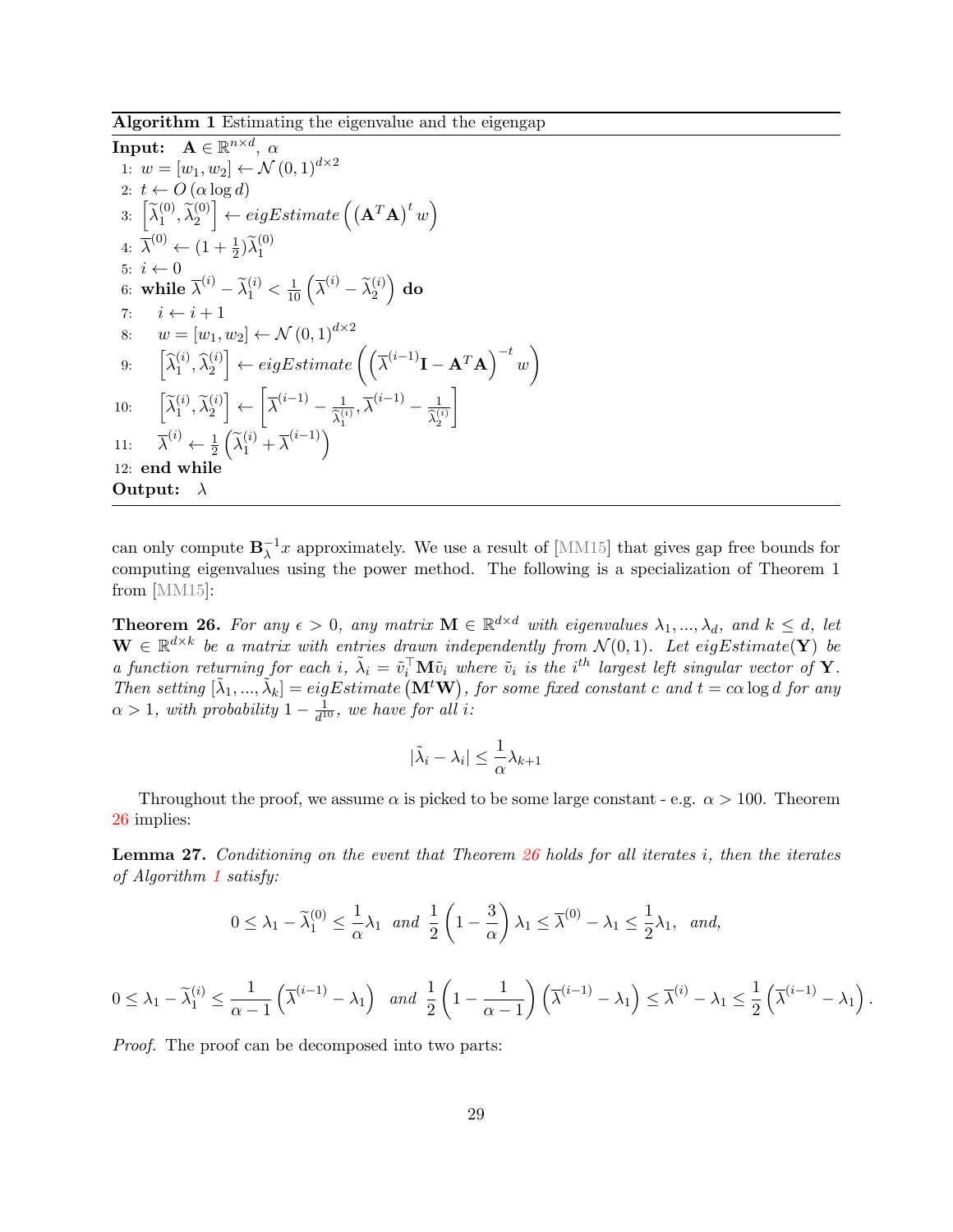**Algorithm 1** Estimating the eigenvalue and the eigengap

**Input:** $\mathbf{A} \in \mathbb{R}^{n \times d}$, $\alpha$

1: $w = [w_1, w_2] \leftarrow \mathcal{N}(0,1)^{d \times 2}$
2: $t \leftarrow O(\alpha \log d)$
3: $\left[\widetilde{\lambda}_1^{(0)}, \widetilde{\lambda}_2^{(0)}\right] \leftarrow eigEstimate\left(\left(\mathbf{A}^T\mathbf{A}\right)^t w\right)$
4: $\overline{\lambda}^{(0)} \leftarrow (1 + \frac{1}{2})\widetilde{\lambda}_1^{(0)}$
5: $i \leftarrow 0$
6: **while** $\overline{\lambda}^{(i)} - \widetilde{\lambda}_1^{(i)} < \frac{1}{10}\left(\overline{\lambda}^{(i)} - \widetilde{\lambda}_2^{(i)}\right)$ **do**
7: $\quad i \leftarrow i + 1$
8: $\quad w = [w_1, w_2] \leftarrow \mathcal{N}(0,1)^{d \times 2}$
9: $\quad \left[\widehat{\lambda}_1^{(i)}, \widehat{\lambda}_2^{(i)}\right] \leftarrow eigEstimate\left(\left(\overline{\lambda}^{(i-1)}\mathbf{I} - \mathbf{A}^T\mathbf{A}\right)^{-t} w\right)$
10: $\quad \left[\widetilde{\lambda}_1^{(i)}, \widetilde{\lambda}_2^{(i)}\right] \leftarrow \left[\overline{\lambda}^{(i-1)} - \frac{1}{\widehat{\lambda}_1^{(i)}}, \overline{\lambda}^{(i-1)} - \frac{1}{\widehat{\lambda}_2^{(i)}}\right]$
11: $\quad \overline{\lambda}^{(i)} \leftarrow \frac{1}{2}\left(\widetilde{\lambda}_1^{(i)} + \overline{\lambda}^{(i-1)}\right)$
12: **end while**

**Output:** $\lambda$

can only compute $\mathbf{B}_\lambda^{-1}x$ approximately. We use a result of [MM15] that gives gap free bounds for computing eigenvalues using the power method. The following is a specialization of Theorem 1 from [MM15]:

**Theorem 26.** *For any $\epsilon > 0$, any matrix $\mathbf{M} \in \mathbb{R}^{d \times d}$ with eigenvalues $\lambda_1, ..., \lambda_d$, and $k \leq d$, let $\mathbf{W} \in \mathbb{R}^{d \times k}$ be a matrix with entries drawn independently from $\mathcal{N}(0,1)$. Let $eigEstimate(\mathbf{Y})$ be a function returning for each $i$, $\tilde{\lambda}_i = \tilde{v}_i^\top \mathbf{M} \tilde{v}_i$ where $\tilde{v}_i$ is the $i^{th}$ largest left singular vector of $\mathbf{Y}$. Then setting $[\tilde{\lambda}_1, ..., \tilde{\lambda}_k] = eigEstimate\left(\mathbf{M}^t\mathbf{W}\right)$, for some fixed constant $c$ and $t = c\alpha \log d$ for any $\alpha > 1$, with probability $1 - \frac{1}{d^{10}}$, we have for all $i$:*

$$|\tilde{\lambda}_i - \lambda_i| \leq \frac{1}{\alpha}\lambda_{k+1}$$

Throughout the proof, we assume $\alpha$ is picked to be some large constant - e.g. $\alpha > 100$. Theorem 26 implies:

**Lemma 27.** *Conditioning on the event that Theorem 26 holds for all iterates $i$, then the iterates of Algorithm 1 satisfy:*

$$0 \leq \lambda_1 - \widetilde{\lambda}_1^{(0)} \leq \frac{1}{\alpha}\lambda_1 \;\text{ and }\; \frac{1}{2}\left(1 - \frac{3}{\alpha}\right)\lambda_1 \leq \overline{\lambda}^{(0)} - \lambda_1 \leq \frac{1}{2}\lambda_1, \;\text{ and,}$$

$$0 \leq \lambda_1 - \widetilde{\lambda}_1^{(i)} \leq \frac{1}{\alpha - 1}\left(\overline{\lambda}^{(i-1)} - \lambda_1\right) \;\text{ and }\; \frac{1}{2}\left(1 - \frac{1}{\alpha - 1}\right)\left(\overline{\lambda}^{(i-1)} - \lambda_1\right) \leq \overline{\lambda}^{(i)} - \lambda_1 \leq \frac{1}{2}\left(\overline{\lambda}^{(i-1)} - \lambda_1\right).$$

*Proof.* The proof can be decomposed into two parts: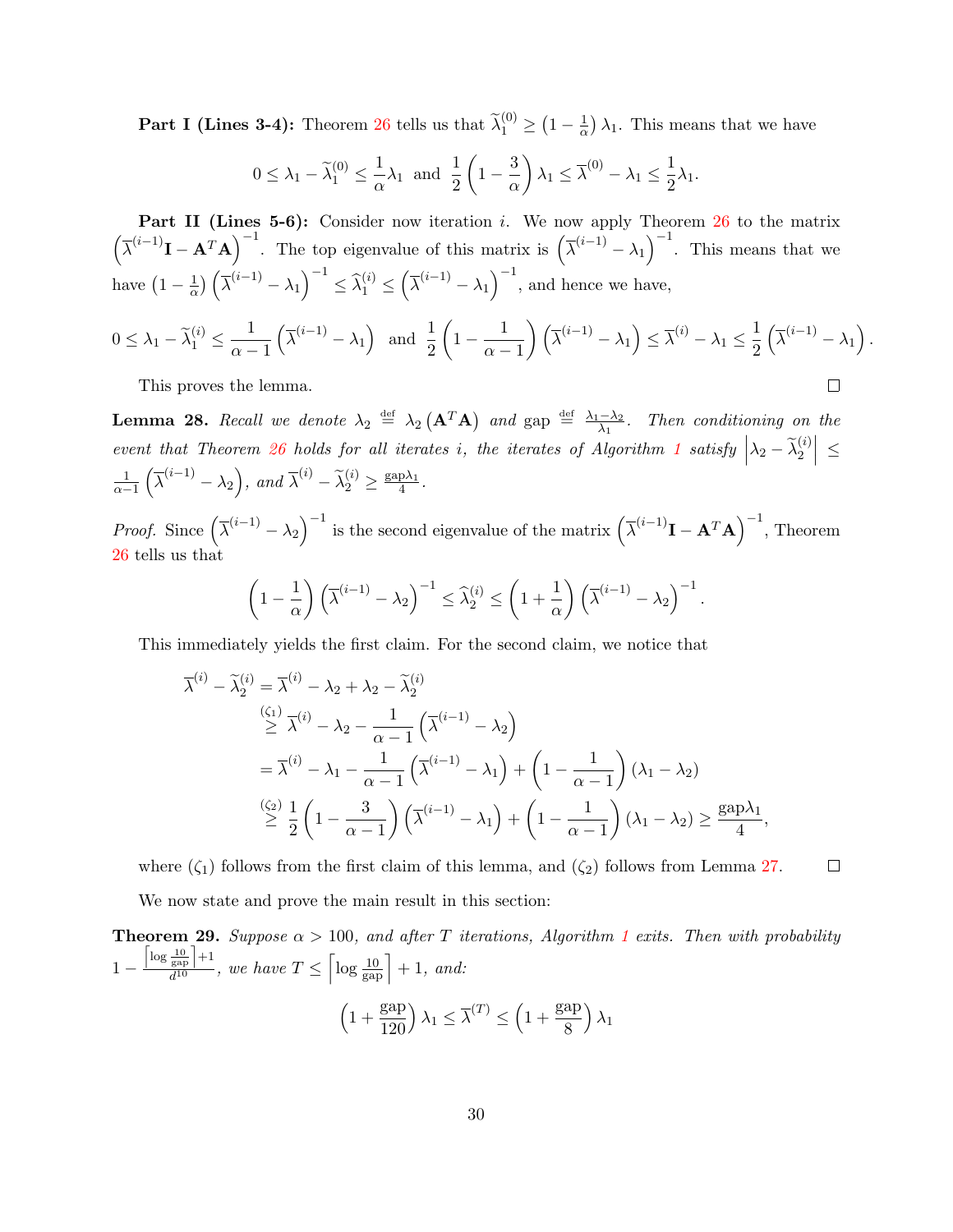**Part I (Lines 3-4):** Theorem 26 tells us that $\widetilde{\lambda}_1^{(0)} \geq \left(1 - \frac{1}{\alpha}\right)\lambda_1$. This means that we have

$$0 \leq \lambda_1 - \widetilde{\lambda}_1^{(0)} \leq \frac{1}{\alpha}\lambda_1 \text{ and } \frac{1}{2}\left(1 - \frac{3}{\alpha}\right)\lambda_1 \leq \overline{\lambda}^{(0)} - \lambda_1 \leq \frac{1}{2}\lambda_1.$$

**Part II (Lines 5-6):** Consider now iteration $i$. We now apply Theorem 26 to the matrix $\left(\overline{\lambda}^{(i-1)}\mathbf{I} - \mathbf{A}^T\mathbf{A}\right)^{-1}$. The top eigenvalue of this matrix is $\left(\overline{\lambda}^{(i-1)} - \lambda_1\right)^{-1}$. This means that we have $\left(1 - \frac{1}{\alpha}\right)\left(\overline{\lambda}^{(i-1)} - \lambda_1\right)^{-1} \leq \widehat{\lambda}_1^{(i)} \leq \left(\overline{\lambda}^{(i-1)} - \lambda_1\right)^{-1}$, and hence we have,

$$0 \leq \lambda_1 - \widetilde{\lambda}_1^{(i)} \leq \frac{1}{\alpha - 1}\left(\overline{\lambda}^{(i-1)} - \lambda_1\right) \text{ and } \frac{1}{2}\left(1 - \frac{1}{\alpha - 1}\right)\left(\overline{\lambda}^{(i-1)} - \lambda_1\right) \leq \overline{\lambda}^{(i)} - \lambda_1 \leq \frac{1}{2}\left(\overline{\lambda}^{(i-1)} - \lambda_1\right).$$

This proves the lemma. □

**Lemma 28.** *Recall we denote $\lambda_2 \stackrel{\text{def}}{=} \lambda_2\left(\mathbf{A}^T\mathbf{A}\right)$ and $\text{gap} \stackrel{\text{def}}{=} \frac{\lambda_1 - \lambda_2}{\lambda_1}$. Then conditioning on the event that Theorem 26 holds for all iterates $i$, the iterates of Algorithm 1 satisfy $\left|\lambda_2 - \widetilde{\lambda}_2^{(i)}\right| \leq \frac{1}{\alpha - 1}\left(\overline{\lambda}^{(i-1)} - \lambda_2\right)$, and $\overline{\lambda}^{(i)} - \widetilde{\lambda}_2^{(i)} \geq \frac{\text{gap}\lambda_1}{4}$.*

*Proof.* Since $\left(\overline{\lambda}^{(i-1)} - \lambda_2\right)^{-1}$ is the second eigenvalue of the matrix $\left(\overline{\lambda}^{(i-1)}\mathbf{I} - \mathbf{A}^T\mathbf{A}\right)^{-1}$, Theorem 26 tells us that

$$\left(1 - \frac{1}{\alpha}\right)\left(\overline{\lambda}^{(i-1)} - \lambda_2\right)^{-1} \leq \widehat{\lambda}_2^{(i)} \leq \left(1 + \frac{1}{\alpha}\right)\left(\overline{\lambda}^{(i-1)} - \lambda_2\right)^{-1}.$$

This immediately yields the first claim. For the second claim, we notice that

$$\begin{aligned}
\overline{\lambda}^{(i)} - \widetilde{\lambda}_2^{(i)} &= \overline{\lambda}^{(i)} - \lambda_2 + \lambda_2 - \widetilde{\lambda}_2^{(i)} \\
&\stackrel{(\zeta_1)}{\geq} \overline{\lambda}^{(i)} - \lambda_2 - \frac{1}{\alpha - 1}\left(\overline{\lambda}^{(i-1)} - \lambda_2\right) \\
&= \overline{\lambda}^{(i)} - \lambda_1 - \frac{1}{\alpha - 1}\left(\overline{\lambda}^{(i-1)} - \lambda_1\right) + \left(1 - \frac{1}{\alpha - 1}\right)(\lambda_1 - \lambda_2) \\
&\stackrel{(\zeta_2)}{\geq} \frac{1}{2}\left(1 - \frac{3}{\alpha - 1}\right)\left(\overline{\lambda}^{(i-1)} - \lambda_1\right) + \left(1 - \frac{1}{\alpha - 1}\right)(\lambda_1 - \lambda_2) \geq \frac{\text{gap}\lambda_1}{4},
\end{aligned}$$

where $(\zeta_1)$ follows from the first claim of this lemma, and $(\zeta_2)$ follows from Lemma 27. □

We now state and prove the main result in this section:

**Theorem 29.** *Suppose $\alpha > 100$, and after $T$ iterations, Algorithm 1 exits. Then with probability $1 - \frac{\left\lceil \log \frac{10}{\text{gap}} \right\rceil + 1}{d^{10}}$, we have $T \leq \left\lceil \log \frac{10}{\text{gap}} \right\rceil + 1$, and:*

$$\left(1 + \frac{\text{gap}}{120}\right)\lambda_1 \leq \overline{\lambda}^{(T)} \leq \left(1 + \frac{\text{gap}}{8}\right)\lambda_1$$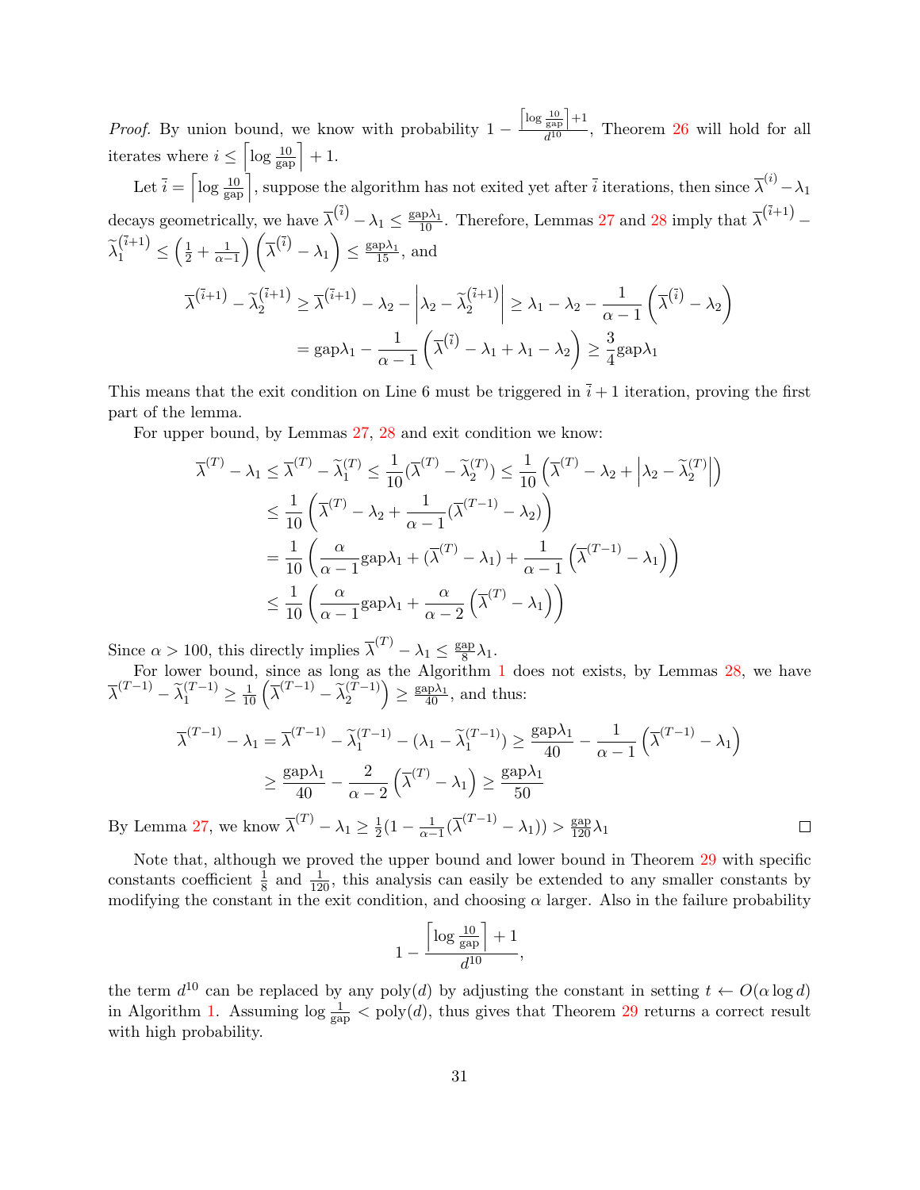*Proof.* By union bound, we know with probability $1 - \frac{\left\lceil \log \frac{10}{\text{gap}} \right\rceil + 1}{d^{10}}$, Theorem 26 will hold for all iterates where $i \leq \left\lceil \log \frac{10}{\text{gap}} \right\rceil + 1$.

Let $\bar{i} = \left\lceil \log \frac{10}{\text{gap}} \right\rceil$, suppose the algorithm has not exited yet after $\bar{i}$ iterations, then since $\overline{\lambda}^{(i)} - \lambda_1$ decays geometrically, we have $\overline{\lambda}^{(\bar{i})} - \lambda_1 \leq \frac{\text{gap}\lambda_1}{10}$. Therefore, Lemmas 27 and 28 imply that $\overline{\lambda}^{(\bar{i}+1)} - \widetilde{\lambda}_1^{(\bar{i}+1)} \leq \left(\frac{1}{2} + \frac{1}{\alpha - 1}\right)\left(\overline{\lambda}^{(\bar{i})} - \lambda_1\right) \leq \frac{\text{gap}\lambda_1}{15}$, and

$$
\begin{aligned}
\overline{\lambda}^{(\bar{i}+1)} - \widetilde{\lambda}_2^{(\bar{i}+1)} &\geq \overline{\lambda}^{(\bar{i}+1)} - \lambda_2 - \left|\lambda_2 - \widetilde{\lambda}_2^{(\bar{i}+1)}\right| \geq \lambda_1 - \lambda_2 - \frac{1}{\alpha - 1}\left(\overline{\lambda}^{(\bar{i})} - \lambda_2\right) \\
&= \text{gap}\lambda_1 - \frac{1}{\alpha - 1}\left(\overline{\lambda}^{(\bar{i})} - \lambda_1 + \lambda_1 - \lambda_2\right) \geq \frac{3}{4}\text{gap}\lambda_1
\end{aligned}
$$

This means that the exit condition on Line 6 must be triggered in $\bar{i} + 1$ iteration, proving the first part of the lemma.

For upper bound, by Lemmas 27, 28 and exit condition we know:

$$
\begin{aligned}
\overline{\lambda}^{(T)} - \lambda_1 &\leq \overline{\lambda}^{(T)} - \widetilde{\lambda}_1^{(T)} \leq \frac{1}{10}(\overline{\lambda}^{(T)} - \widetilde{\lambda}_2^{(T)}) \leq \frac{1}{10}\left(\overline{\lambda}^{(T)} - \lambda_2 + \left|\lambda_2 - \widetilde{\lambda}_2^{(T)}\right|\right) \\
&\leq \frac{1}{10}\left(\overline{\lambda}^{(T)} - \lambda_2 + \frac{1}{\alpha - 1}(\overline{\lambda}^{(T-1)} - \lambda_2)\right) \\
&= \frac{1}{10}\left(\frac{\alpha}{\alpha - 1}\text{gap}\lambda_1 + (\overline{\lambda}^{(T)} - \lambda_1) + \frac{1}{\alpha - 1}\left(\overline{\lambda}^{(T-1)} - \lambda_1\right)\right) \\
&\leq \frac{1}{10}\left(\frac{\alpha}{\alpha - 1}\text{gap}\lambda_1 + \frac{\alpha}{\alpha - 2}\left(\overline{\lambda}^{(T)} - \lambda_1\right)\right)
\end{aligned}
$$

Since $\alpha > 100$, this directly implies $\overline{\lambda}^{(T)} - \lambda_1 \leq \frac{\text{gap}}{8}\lambda_1$.

For lower bound, since as long as the Algorithm 1 does not exists, by Lemmas 28, we have $\overline{\lambda}^{(T-1)} - \widetilde{\lambda}_1^{(T-1)} \geq \frac{1}{10}\left(\overline{\lambda}^{(T-1)} - \widetilde{\lambda}_2^{(T-1)}\right) \geq \frac{\text{gap}\lambda_1}{40}$, and thus:

$$
\begin{aligned}
\overline{\lambda}^{(T-1)} - \lambda_1 &= \overline{\lambda}^{(T-1)} - \widetilde{\lambda}_1^{(T-1)} - (\lambda_1 - \widetilde{\lambda}_1^{(T-1)}) \geq \frac{\text{gap}\lambda_1}{40} - \frac{1}{\alpha - 1}\left(\overline{\lambda}^{(T-1)} - \lambda_1\right) \\
&\geq \frac{\text{gap}\lambda_1}{40} - \frac{2}{\alpha - 2}\left(\overline{\lambda}^{(T)} - \lambda_1\right) \geq \frac{\text{gap}\lambda_1}{50}
\end{aligned}
$$

By Lemma 27, we know $\overline{\lambda}^{(T)} - \lambda_1 \geq \frac{1}{2}(1 - \frac{1}{\alpha - 1}(\overline{\lambda}^{(T-1)} - \lambda_1)) > \frac{\text{gap}}{120}\lambda_1$ $\square$

Note that, although we proved the upper bound and lower bound in Theorem 29 with specific constants coefficient $\frac{1}{8}$ and $\frac{1}{120}$, this analysis can easily be extended to any smaller constants by modifying the constant in the exit condition, and choosing $\alpha$ larger. Also in the failure probability

$$
1 - \frac{\left\lceil \log \frac{10}{\text{gap}} \right\rceil + 1}{d^{10}},
$$

the term $d^{10}$ can be replaced by any $\text{poly}(d)$ by adjusting the constant in setting $t \leftarrow O(\alpha \log d)$ in Algorithm 1. Assuming $\log \frac{1}{\text{gap}} < \text{poly}(d)$, thus gives that Theorem 29 returns a correct result with high probability.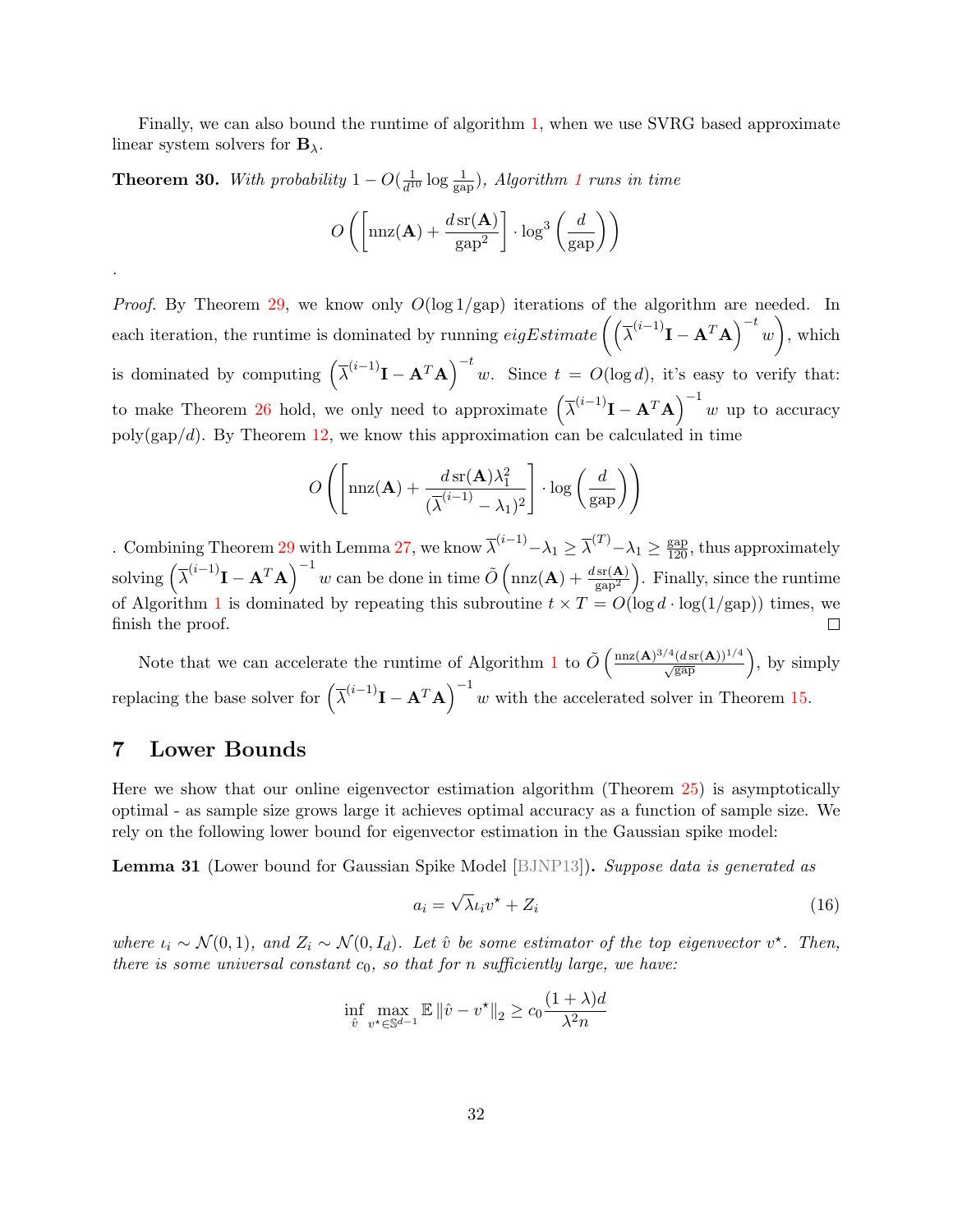Finally, we can also bound the runtime of algorithm 1, when we use SVRG based approximate linear system solvers for $\mathbf{B}_\lambda$.

**Theorem 30.** *With probability $1 - O(\frac{1}{d^{10}} \log \frac{1}{\text{gap}})$, Algorithm 1 runs in time*

$$O\left(\left[\text{nnz}(\mathbf{A}) + \frac{d\,\text{sr}(\mathbf{A})}{\text{gap}^2}\right] \cdot \log^3\left(\frac{d}{\text{gap}}\right)\right)$$

.

*Proof.* By Theorem 29, we know only $O(\log 1/\text{gap})$ iterations of the algorithm are needed. In each iteration, the runtime is dominated by running *eigEstimate* $\left(\left(\overline{\lambda}^{(i-1)}\mathbf{I} - \mathbf{A}^T\mathbf{A}\right)^{-t} w\right)$, which is dominated by computing $\left(\overline{\lambda}^{(i-1)}\mathbf{I} - \mathbf{A}^T\mathbf{A}\right)^{-t} w$. Since $t = O(\log d)$, it's easy to verify that: to make Theorem 26 hold, we only need to approximate $\left(\overline{\lambda}^{(i-1)}\mathbf{I} - \mathbf{A}^T\mathbf{A}\right)^{-1} w$ up to accuracy $\text{poly}(\text{gap}/d)$. By Theorem 12, we know this approximation can be calculated in time

$$O\left(\left[\text{nnz}(\mathbf{A}) + \frac{d\,\text{sr}(\mathbf{A})\lambda_1^2}{(\overline{\lambda}^{(i-1)} - \lambda_1)^2}\right] \cdot \log\left(\frac{d}{\text{gap}}\right)\right)$$

. Combining Theorem 29 with Lemma 27, we know $\overline{\lambda}^{(i-1)} - \lambda_1 \geq \overline{\lambda}^{(T)} - \lambda_1 \geq \frac{\text{gap}}{120}$, thus approximately solving $\left(\overline{\lambda}^{(i-1)}\mathbf{I} - \mathbf{A}^T\mathbf{A}\right)^{-1} w$ can be done in time $\tilde{O}\left(\text{nnz}(\mathbf{A}) + \frac{d\,\text{sr}(\mathbf{A})}{\text{gap}^2}\right)$. Finally, since the runtime of Algorithm 1 is dominated by repeating this subroutine $t \times T = O(\log d \cdot \log(1/\text{gap}))$ times, we finish the proof. $\square$

Note that we can accelerate the runtime of Algorithm 1 to $\tilde{O}\left(\frac{\text{nnz}(\mathbf{A})^{3/4}(d\,\text{sr}(\mathbf{A}))^{1/4}}{\sqrt{\text{gap}}}\right)$, by simply replacing the base solver for $\left(\overline{\lambda}^{(i-1)}\mathbf{I} - \mathbf{A}^T\mathbf{A}\right)^{-1} w$ with the accelerated solver in Theorem 15.

# 7 Lower Bounds

Here we show that our online eigenvector estimation algorithm (Theorem 25) is asymptotically optimal - as sample size grows large it achieves optimal accuracy as a function of sample size. We rely on the following lower bound for eigenvector estimation in the Gaussian spike model:

**Lemma 31** (Lower bound for Gaussian Spike Model [BJNP13])**.** *Suppose data is generated as*

$$a_i = \sqrt{\lambda}\iota_i v^\star + Z_i \tag{16}$$

*where $\iota_i \sim \mathcal{N}(0,1)$, and $Z_i \sim \mathcal{N}(0, I_d)$. Let $\hat{v}$ be some estimator of the top eigenvector $v^\star$. Then, there is some universal constant $c_0$, so that for $n$ sufficiently large, we have:*

$$\inf_{\hat{v}} \max_{v^\star \in \mathbb{S}^{d-1}} \mathbb{E}\|\hat{v} - v^\star\|_2 \geq c_0 \frac{(1+\lambda)d}{\lambda^2 n}$$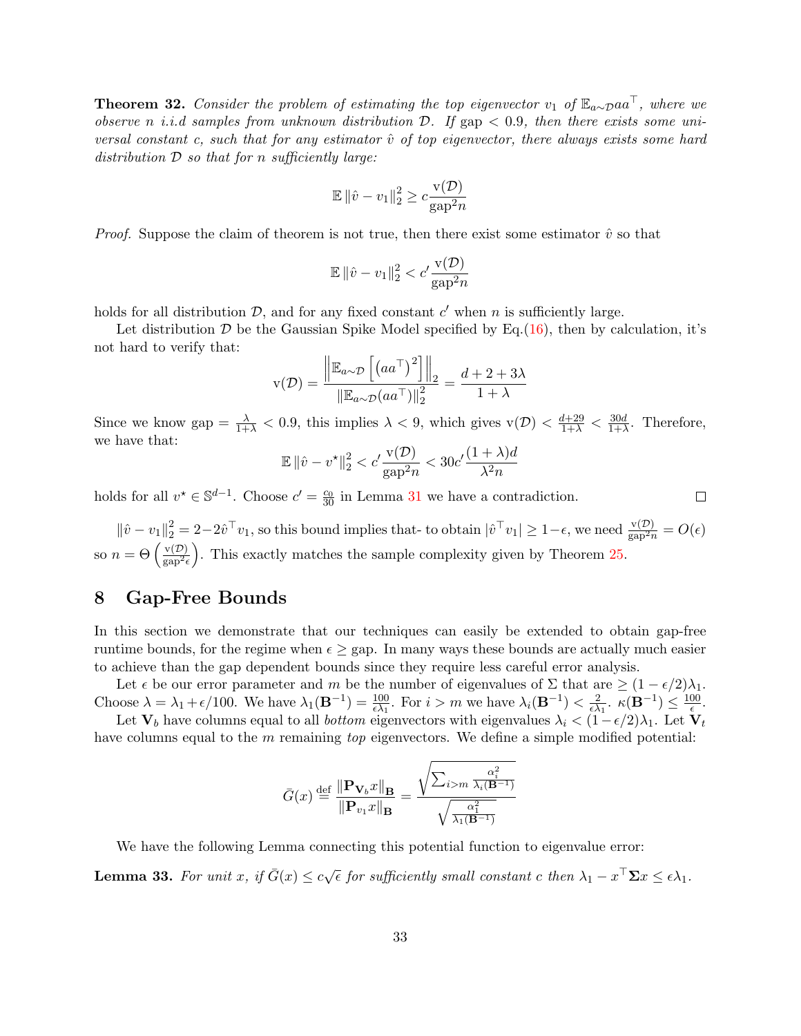**Theorem 32.** *Consider the problem of estimating the top eigenvector $v_1$ of $\mathbb{E}_{a\sim\mathcal{D}} aa^\top$, where we observe $n$ i.i.d samples from unknown distribution $\mathcal{D}$. If gap $< 0.9$, then there exists some universal constant $c$, such that for any estimator $\hat{v}$ of top eigenvector, there always exists some hard distribution $\mathcal{D}$ so that for $n$ sufficiently large:*

$$\mathbb{E}\,\|\hat{v} - v_1\|_2^2 \geq c\frac{\mathrm{v}(\mathcal{D})}{\mathrm{gap}^2 n}$$

*Proof.* Suppose the claim of theorem is not true, then there exist some estimator $\hat{v}$ so that

$$\mathbb{E}\,\|\hat{v} - v_1\|_2^2 < c'\frac{\mathrm{v}(\mathcal{D})}{\mathrm{gap}^2 n}$$

holds for all distribution $\mathcal{D}$, and for any fixed constant $c'$ when $n$ is sufficiently large.

Let distribution $\mathcal{D}$ be the Gaussian Spike Model specified by Eq.(16), then by calculation, it's not hard to verify that:

$$\mathrm{v}(\mathcal{D}) = \frac{\left\|\mathbb{E}_{a\sim\mathcal{D}}\left[\left(aa^\top\right)^2\right]\right\|_2}{\|\mathbb{E}_{a\sim\mathcal{D}}(aa^\top)\|_2^2} = \frac{d+2+3\lambda}{1+\lambda}$$

Since we know gap $= \frac{\lambda}{1+\lambda} < 0.9$, this implies $\lambda < 9$, which gives $\mathrm{v}(\mathcal{D}) < \frac{d+29}{1+\lambda} < \frac{30d}{1+\lambda}$. Therefore, we have that:

$$\mathbb{E}\,\|\hat{v} - v^\star\|_2^2 < c'\frac{\mathrm{v}(\mathcal{D})}{\mathrm{gap}^2 n} < 30c'\frac{(1+\lambda)d}{\lambda^2 n}$$

holds for all $v^\star \in \mathbb{S}^{d-1}$. Choose $c' = \frac{c_0}{30}$ in Lemma 31 we have a contradiction. $\square$

$\|\hat{v} - v_1\|_2^2 = 2 - 2\hat{v}^\top v_1$, so this bound implies that- to obtain $|\hat{v}^\top v_1| \geq 1-\epsilon$, we need $\frac{\mathrm{v}(\mathcal{D})}{\mathrm{gap}^2 n} = O(\epsilon)$ so $n = \Theta\left(\frac{\mathrm{v}(\mathcal{D})}{\mathrm{gap}^2\epsilon}\right)$. This exactly matches the sample complexity given by Theorem 25.

## 8 Gap-Free Bounds

In this section we demonstrate that our techniques can easily be extended to obtain gap-free runtime bounds, for the regime when $\epsilon \geq$ gap. In many ways these bounds are actually much easier to achieve than the gap dependent bounds since they require less careful error analysis.

Let $\epsilon$ be our error parameter and $m$ be the number of eigenvalues of $\Sigma$ that are $\geq (1-\epsilon/2)\lambda_1$. Choose $\lambda = \lambda_1 + \epsilon/100$. We have $\lambda_1(\mathbf{B}^{-1}) = \frac{100}{\epsilon\lambda_1}$. For $i > m$ we have $\lambda_i(\mathbf{B}^{-1}) < \frac{2}{\epsilon\lambda_1}$. $\kappa(\mathbf{B}^{-1}) \leq \frac{100}{\epsilon}$.

Let $\mathbf{V}_b$ have columns equal to all *bottom* eigenvectors with eigenvalues $\lambda_i < (1-\epsilon/2)\lambda_1$. Let $\mathbf{V}_t$ have columns equal to the $m$ remaining *top* eigenvectors. We define a simple modified potential:

$$\bar{G}(x) \stackrel{\text{def}}{=} \frac{\|\mathbf{P}_{\mathbf{V}_b}x\|_{\mathbf{B}}}{\|\mathbf{P}_{v_1}x\|_{\mathbf{B}}} = \frac{\sqrt{\sum_{i>m}\frac{\alpha_i^2}{\lambda_i(\mathbf{B}^{-1})}}}{\sqrt{\frac{\alpha_1^2}{\lambda_1(\mathbf{B}^{-1})}}}$$

We have the following Lemma connecting this potential function to eigenvalue error:

**Lemma 33.** *For unit $x$, if $\bar{G}(x) \leq c\sqrt{\epsilon}$ for sufficiently small constant $c$ then $\lambda_1 - x^\top\mathbf{\Sigma}x \leq \epsilon\lambda_1$.*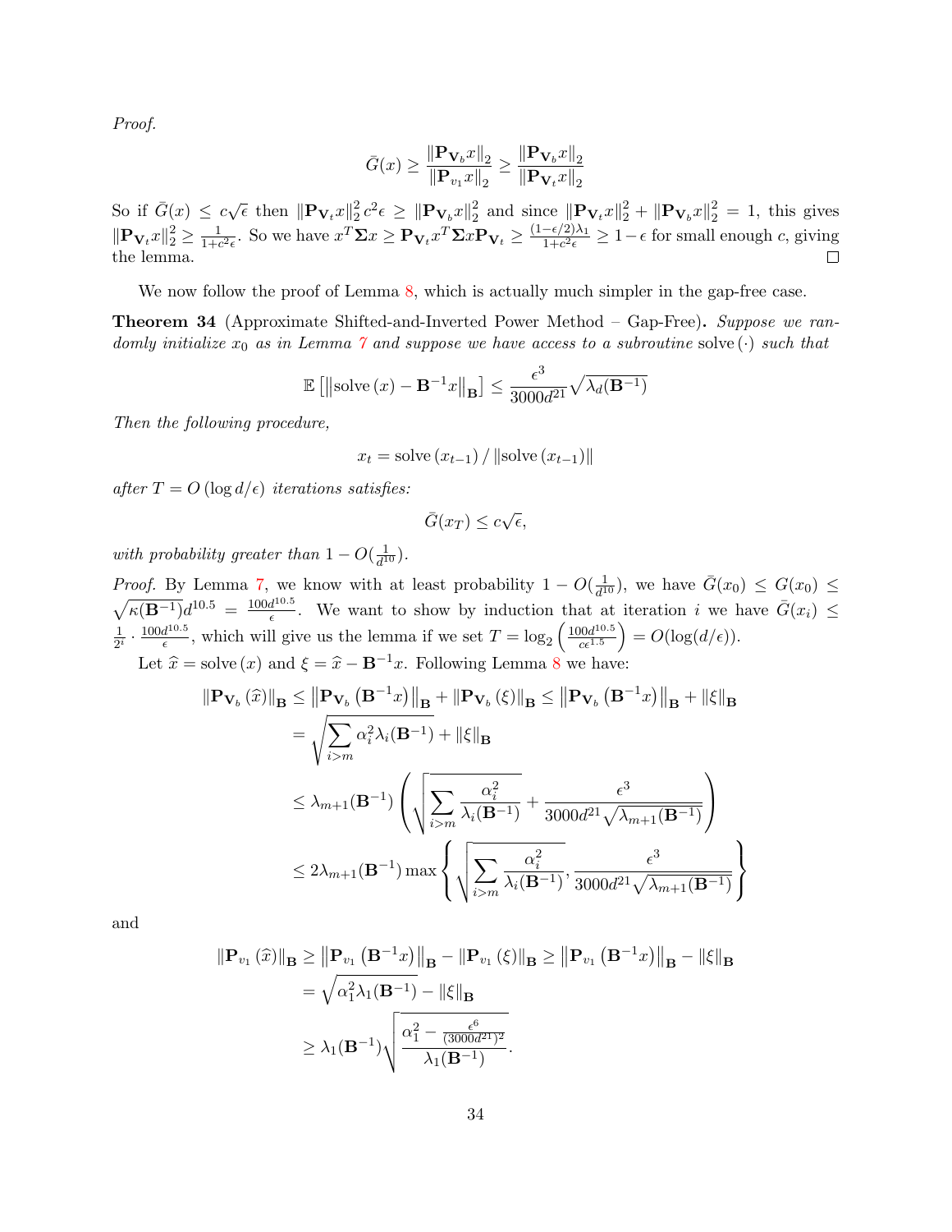*Proof.*

$$\bar{G}(x) \geq \frac{\|\mathbf{P}_{\mathbf{V}_b} x\|_2}{\|\mathbf{P}_{v_1} x\|_2} \geq \frac{\|\mathbf{P}_{\mathbf{V}_b} x\|_2}{\|\mathbf{P}_{\mathbf{V}_t} x\|_2}$$

So if $\bar{G}(x) \leq c\sqrt{\epsilon}$ then $\|\mathbf{P}_{\mathbf{V}_t} x\|_2^2 c^2 \epsilon \geq \|\mathbf{P}_{\mathbf{V}_b} x\|_2^2$ and since $\|\mathbf{P}_{\mathbf{V}_t} x\|_2^2 + \|\mathbf{P}_{\mathbf{V}_b} x\|_2^2 = 1$, this gives $\|\mathbf{P}_{\mathbf{V}_t} x\|_2^2 \geq \frac{1}{1+c^2\epsilon}$. So we have $x^T \mathbf{\Sigma} x \geq \mathbf{P}_{\mathbf{V}_t} x^T \mathbf{\Sigma} x \mathbf{P}_{\mathbf{V}_t} \geq \frac{(1-\epsilon/2)\lambda_1}{1+c^2\epsilon} \geq 1 - \epsilon$ for small enough $c$, giving the lemma. $\square$

We now follow the proof of Lemma 8, which is actually much simpler in the gap-free case.

**Theorem 34** (Approximate Shifted-and-Inverted Power Method – Gap-Free)**.** *Suppose we randomly initialize $x_0$ as in Lemma 7 and suppose we have access to a subroutine* solve$(\cdot)$ *such that*

$$\mathbb{E}\left[\left\|\text{solve}(x) - \mathbf{B}^{-1}x\right\|_{\mathbf{B}}\right] \leq \frac{\epsilon^3}{3000 d^{21}} \sqrt{\lambda_d(\mathbf{B}^{-1})}$$

*Then the following procedure,*

$$x_t = \text{solve}(x_{t-1}) / \|\text{solve}(x_{t-1})\|$$

*after $T = O(\log d/\epsilon)$ iterations satisfies:*

$$\bar{G}(x_T) \leq c\sqrt{\epsilon},$$

*with probability greater than $1 - O(\frac{1}{d^{10}})$.*

*Proof.* By Lemma 7, we know with at least probability $1 - O(\frac{1}{d^{10}})$, we have $\bar{G}(x_0) \leq G(x_0) \leq \sqrt{\kappa(\mathbf{B}^{-1})} d^{10.5} = \frac{100 d^{10.5}}{\epsilon}$. We want to show by induction that at iteration $i$ we have $\bar{G}(x_i) \leq \frac{1}{2^i} \cdot \frac{100 d^{10.5}}{\epsilon}$, which will give us the lemma if we set $T = \log_2\left(\frac{100 d^{10.5}}{c\epsilon^{1.5}}\right) = O(\log(d/\epsilon))$.

Let $\widehat{x} = \text{solve}(x)$ and $\xi = \widehat{x} - \mathbf{B}^{-1}x$. Following Lemma 8 we have:

$$\begin{aligned}
\left\|\mathbf{P}_{\mathbf{V}_b}(\widehat{x})\right\|_{\mathbf{B}} &\leq \left\|\mathbf{P}_{\mathbf{V}_b}(\mathbf{B}^{-1}x)\right\|_{\mathbf{B}} + \left\|\mathbf{P}_{\mathbf{V}_b}(\xi)\right\|_{\mathbf{B}} \leq \left\|\mathbf{P}_{\mathbf{V}_b}(\mathbf{B}^{-1}x)\right\|_{\mathbf{B}} + \|\xi\|_{\mathbf{B}} \\
&= \sqrt{\sum_{i>m} \alpha_i^2 \lambda_i(\mathbf{B}^{-1})} + \|\xi\|_{\mathbf{B}} \\
&\leq \lambda_{m+1}(\mathbf{B}^{-1}) \left( \sqrt{\sum_{i>m} \frac{\alpha_i^2}{\lambda_i(\mathbf{B}^{-1})}} + \frac{\epsilon^3}{3000 d^{21} \sqrt{\lambda_{m+1}(\mathbf{B}^{-1})}} \right) \\
&\leq 2\lambda_{m+1}(\mathbf{B}^{-1}) \max\left\{ \sqrt{\sum_{i>m} \frac{\alpha_i^2}{\lambda_i(\mathbf{B}^{-1})}}, \frac{\epsilon^3}{3000 d^{21} \sqrt{\lambda_{m+1}(\mathbf{B}^{-1})}} \right\}
\end{aligned}$$

and

$$\begin{aligned}
\left\|\mathbf{P}_{v_1}(\widehat{x})\right\|_{\mathbf{B}} &\geq \left\|\mathbf{P}_{v_1}(\mathbf{B}^{-1}x)\right\|_{\mathbf{B}} - \left\|\mathbf{P}_{v_1}(\xi)\right\|_{\mathbf{B}} \geq \left\|\mathbf{P}_{v_1}(\mathbf{B}^{-1}x)\right\|_{\mathbf{B}} - \|\xi\|_{\mathbf{B}} \\
&= \sqrt{\alpha_1^2 \lambda_1(\mathbf{B}^{-1})} - \|\xi\|_{\mathbf{B}} \\
&\geq \lambda_1(\mathbf{B}^{-1}) \sqrt{\frac{\alpha_1^2 - \frac{\epsilon^6}{(3000 d^{21})^2}}{\lambda_1(\mathbf{B}^{-1})}}.
\end{aligned}$$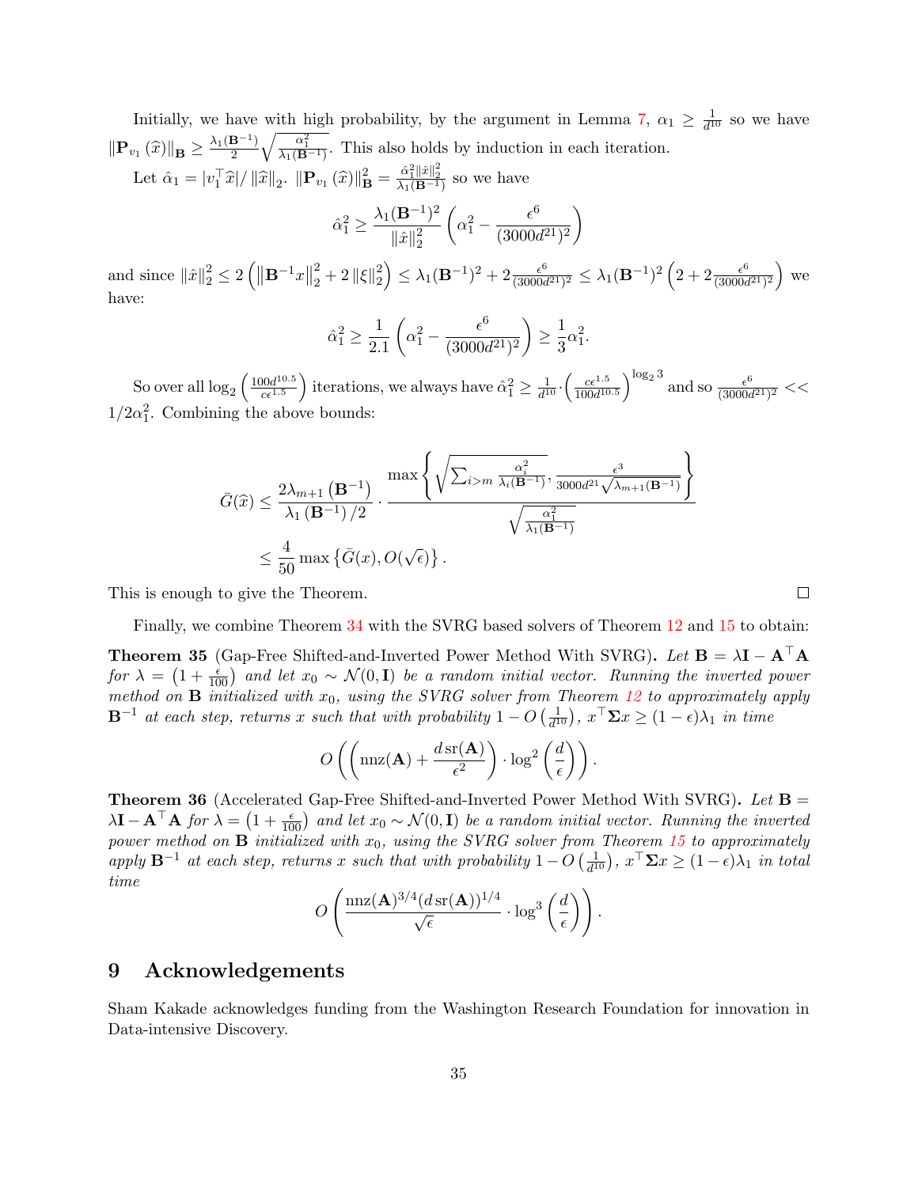Initially, we have with high probability, by the argument in Lemma 7, $\alpha_1 \geq \frac{1}{d^{10}}$ so we have $\|\mathbf{P}_{v_1}(\widehat{x})\|_{\mathbf{B}} \geq \frac{\lambda_1(\mathbf{B}^{-1})}{2}\sqrt{\frac{\alpha_1^2}{\lambda_1(\mathbf{B}^{-1})}}$. This also holds by induction in each iteration.

Let $\hat{\alpha}_1 = |v_1^\top \widehat{x}|/\|\widehat{x}\|_2$. $\|\mathbf{P}_{v_1}(\widehat{x})\|_{\mathbf{B}}^2 = \frac{\hat{\alpha}_1^2 \|\hat{x}\|_2^2}{\lambda_1(\mathbf{B}^{-1})}$ so we have

$$\hat{\alpha}_1^2 \geq \frac{\lambda_1(\mathbf{B}^{-1})^2}{\|\hat{x}\|_2^2}\left(\alpha_1^2 - \frac{\epsilon^6}{(3000d^{21})^2}\right)$$

and since $\|\hat{x}\|_2^2 \leq 2\left(\left\|\mathbf{B}^{-1}x\right\|_2^2 + 2\|\xi\|_2^2\right) \leq \lambda_1(\mathbf{B}^{-1})^2 + 2\frac{\epsilon^6}{(3000d^{21})^2} \leq \lambda_1(\mathbf{B}^{-1})^2\left(2 + 2\frac{\epsilon^6}{(3000d^{21})^2}\right)$ we have:

$$\hat{\alpha}_1^2 \geq \frac{1}{2.1}\left(\alpha_1^2 - \frac{\epsilon^6}{(3000d^{21})^2}\right) \geq \frac{1}{3}\alpha_1^2.$$

So over all $\log_2\left(\frac{100d^{10.5}}{c\epsilon^{1.5}}\right)$ iterations, we always have $\hat{\alpha}_1^2 \geq \frac{1}{d^{10}} \cdot \left(\frac{c\epsilon^{1.5}}{100d^{10.5}}\right)^{\log_2 3}$ and so $\frac{\epsilon^6}{(3000d^{21})^2} << 1/2\alpha_1^2$. Combining the above bounds:

$$\begin{aligned}
\bar{G}(\widehat{x}) &\leq \frac{2\lambda_{m+1}\left(\mathbf{B}^{-1}\right)}{\lambda_1\left(\mathbf{B}^{-1}\right)/2} \cdot \frac{\max\left\{\sqrt{\sum_{i>m}\frac{\alpha_i^2}{\lambda_i(\mathbf{B}^{-1})}}, \frac{\epsilon^3}{3000d^{21}\sqrt{\lambda_{m+1}(\mathbf{B}^{-1})}}\right\}}{\sqrt{\frac{\alpha_1^2}{\lambda_1(\mathbf{B}^{-1})}}} \\
&\leq \frac{4}{50}\max\left\{\bar{G}(x), O(\sqrt{\epsilon})\right\}.
\end{aligned}$$

This is enough to give the Theorem. $\square$

Finally, we combine Theorem 34 with the SVRG based solvers of Theorem 12 and 15 to obtain:

**Theorem 35** (Gap-Free Shifted-and-Inverted Power Method With SVRG). *Let $\mathbf{B} = \lambda\mathbf{I} - \mathbf{A}^\top\mathbf{A}$ for $\lambda = \left(1 + \frac{\epsilon}{100}\right)$ and let $x_0 \sim \mathcal{N}(0, \mathbf{I})$ be a random initial vector. Running the inverted power method on $\mathbf{B}$ initialized with $x_0$, using the SVRG solver from Theorem 12 to approximately apply $\mathbf{B}^{-1}$ at each step, returns $x$ such that with probability $1 - O\left(\frac{1}{d^{10}}\right)$, $x^\top\mathbf{\Sigma}x \geq (1-\epsilon)\lambda_1$ in time*

$$O\left(\left(\operatorname{nnz}(\mathbf{A}) + \frac{d\operatorname{sr}(\mathbf{A})}{\epsilon^2}\right) \cdot \log^2\left(\frac{d}{\epsilon}\right)\right).$$

**Theorem 36** (Accelerated Gap-Free Shifted-and-Inverted Power Method With SVRG). *Let $\mathbf{B} = \lambda\mathbf{I} - \mathbf{A}^\top\mathbf{A}$ for $\lambda = \left(1 + \frac{\epsilon}{100}\right)$ and let $x_0 \sim \mathcal{N}(0, \mathbf{I})$ be a random initial vector. Running the inverted power method on $\mathbf{B}$ initialized with $x_0$, using the SVRG solver from Theorem 15 to approximately apply $\mathbf{B}^{-1}$ at each step, returns $x$ such that with probability $1 - O\left(\frac{1}{d^{10}}\right)$, $x^\top\mathbf{\Sigma}x \geq (1-\epsilon)\lambda_1$ in total time*

$$O\left(\frac{\operatorname{nnz}(\mathbf{A})^{3/4}(d\operatorname{sr}(\mathbf{A}))^{1/4}}{\sqrt{\epsilon}} \cdot \log^3\left(\frac{d}{\epsilon}\right)\right).$$

# 9 Acknowledgements

Sham Kakade acknowledges funding from the Washington Research Foundation for innovation in Data-intensive Discovery.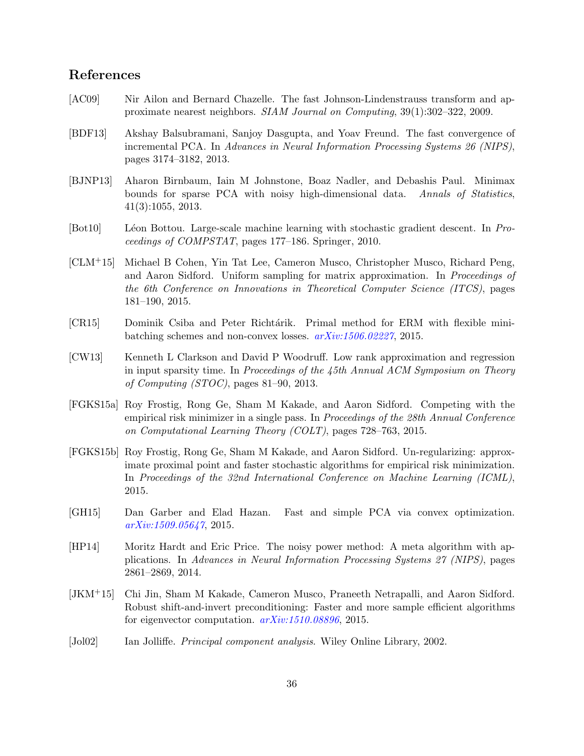## References

[AC09] Nir Ailon and Bernard Chazelle. The fast Johnson-Lindenstrauss transform and approximate nearest neighbors. *SIAM Journal on Computing*, 39(1):302–322, 2009.

[BDF13] Akshay Balsubramani, Sanjoy Dasgupta, and Yoav Freund. The fast convergence of incremental PCA. In *Advances in Neural Information Processing Systems 26 (NIPS)*, pages 3174–3182, 2013.

[BJNP13] Aharon Birnbaum, Iain M Johnstone, Boaz Nadler, and Debashis Paul. Minimax bounds for sparse PCA with noisy high-dimensional data. *Annals of Statistics*, 41(3):1055, 2013.

[Bot10] Léon Bottou. Large-scale machine learning with stochastic gradient descent. In *Proceedings of COMPSTAT*, pages 177–186. Springer, 2010.

[CLM+15] Michael B Cohen, Yin Tat Lee, Cameron Musco, Christopher Musco, Richard Peng, and Aaron Sidford. Uniform sampling for matrix approximation. In *Proceedings of the 6th Conference on Innovations in Theoretical Computer Science (ITCS)*, pages 181–190, 2015.

[CR15] Dominik Csiba and Peter Richtárik. Primal method for ERM with flexible mini-batching schemes and non-convex losses. *arXiv:1506.02227*, 2015.

[CW13] Kenneth L Clarkson and David P Woodruff. Low rank approximation and regression in input sparsity time. In *Proceedings of the 45th Annual ACM Symposium on Theory of Computing (STOC)*, pages 81–90, 2013.

[FGKS15a] Roy Frostig, Rong Ge, Sham M Kakade, and Aaron Sidford. Competing with the empirical risk minimizer in a single pass. In *Proceedings of the 28th Annual Conference on Computational Learning Theory (COLT)*, pages 728–763, 2015.

[FGKS15b] Roy Frostig, Rong Ge, Sham M Kakade, and Aaron Sidford. Un-regularizing: approximate proximal point and faster stochastic algorithms for empirical risk minimization. In *Proceedings of the 32nd International Conference on Machine Learning (ICML)*, 2015.

[GH15] Dan Garber and Elad Hazan. Fast and simple PCA via convex optimization. *arXiv:1509.05647*, 2015.

[HP14] Moritz Hardt and Eric Price. The noisy power method: A meta algorithm with applications. In *Advances in Neural Information Processing Systems 27 (NIPS)*, pages 2861–2869, 2014.

[JKM+15] Chi Jin, Sham M Kakade, Cameron Musco, Praneeth Netrapalli, and Aaron Sidford. Robust shift-and-invert preconditioning: Faster and more sample efficient algorithms for eigenvector computation. *arXiv:1510.08896*, 2015.

[Jol02] Ian Jolliffe. *Principal component analysis*. Wiley Online Library, 2002.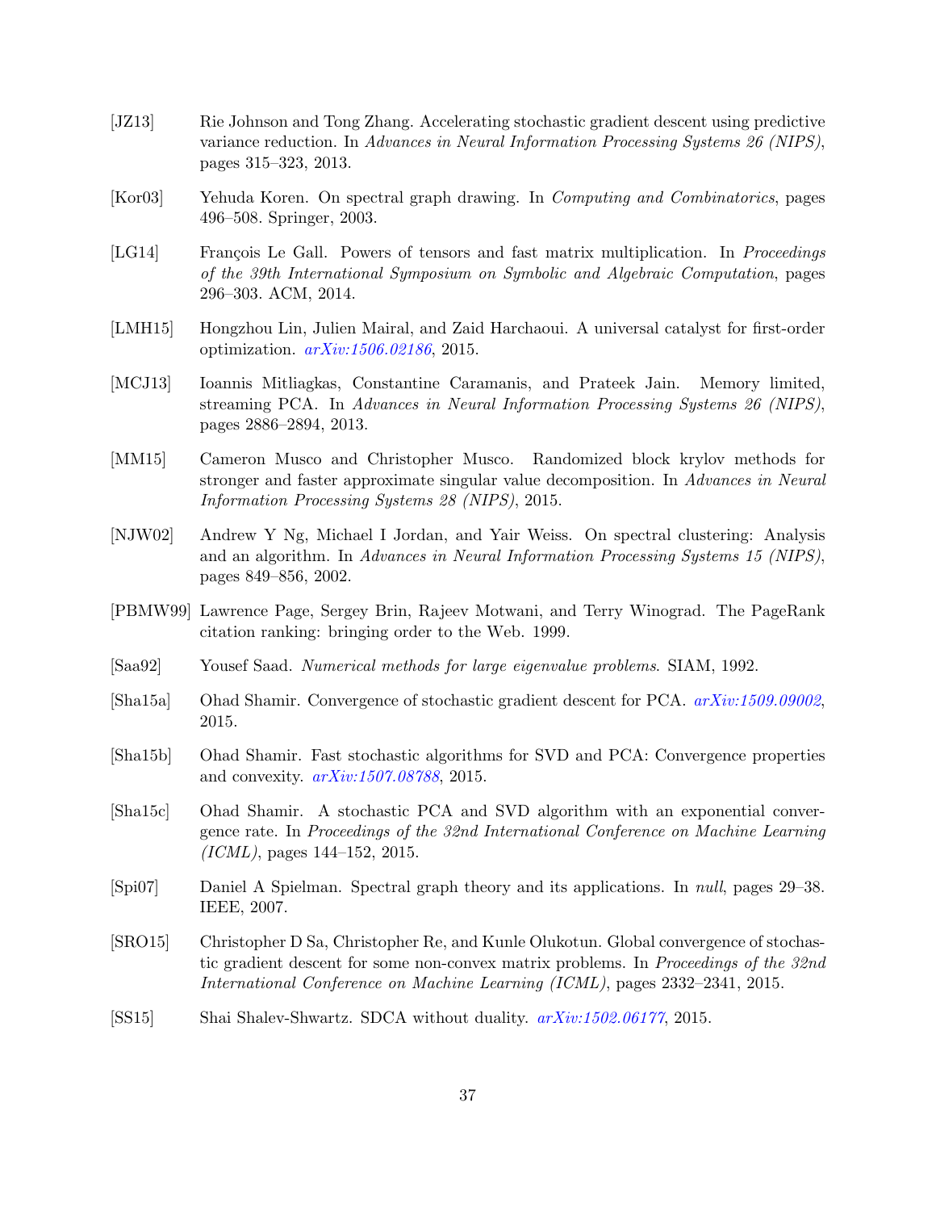[JZ13] Rie Johnson and Tong Zhang. Accelerating stochastic gradient descent using predictive variance reduction. In *Advances in Neural Information Processing Systems 26 (NIPS)*, pages 315–323, 2013.

[Kor03] Yehuda Koren. On spectral graph drawing. In *Computing and Combinatorics*, pages 496–508. Springer, 2003.

[LG14] François Le Gall. Powers of tensors and fast matrix multiplication. In *Proceedings of the 39th International Symposium on Symbolic and Algebraic Computation*, pages 296–303. ACM, 2014.

[LMH15] Hongzhou Lin, Julien Mairal, and Zaid Harchaoui. A universal catalyst for first-order optimization. *arXiv:1506.02186*, 2015.

[MCJ13] Ioannis Mitliagkas, Constantine Caramanis, and Prateek Jain. Memory limited, streaming PCA. In *Advances in Neural Information Processing Systems 26 (NIPS)*, pages 2886–2894, 2013.

[MM15] Cameron Musco and Christopher Musco. Randomized block krylov methods for stronger and faster approximate singular value decomposition. In *Advances in Neural Information Processing Systems 28 (NIPS)*, 2015.

[NJW02] Andrew Y Ng, Michael I Jordan, and Yair Weiss. On spectral clustering: Analysis and an algorithm. In *Advances in Neural Information Processing Systems 15 (NIPS)*, pages 849–856, 2002.

[PBMW99] Lawrence Page, Sergey Brin, Rajeev Motwani, and Terry Winograd. The PageRank citation ranking: bringing order to the Web. 1999.

[Saa92] Yousef Saad. *Numerical methods for large eigenvalue problems*. SIAM, 1992.

[Sha15a] Ohad Shamir. Convergence of stochastic gradient descent for PCA. *arXiv:1509.09002*, 2015.

[Sha15b] Ohad Shamir. Fast stochastic algorithms for SVD and PCA: Convergence properties and convexity. *arXiv:1507.08788*, 2015.

[Sha15c] Ohad Shamir. A stochastic PCA and SVD algorithm with an exponential convergence rate. In *Proceedings of the 32nd International Conference on Machine Learning (ICML)*, pages 144–152, 2015.

[Spi07] Daniel A Spielman. Spectral graph theory and its applications. In *null*, pages 29–38. IEEE, 2007.

[SRO15] Christopher D Sa, Christopher Re, and Kunle Olukotun. Global convergence of stochastic gradient descent for some non-convex matrix problems. In *Proceedings of the 32nd International Conference on Machine Learning (ICML)*, pages 2332–2341, 2015.

[SS15] Shai Shalev-Shwartz. SDCA without duality. *arXiv:1502.06177*, 2015.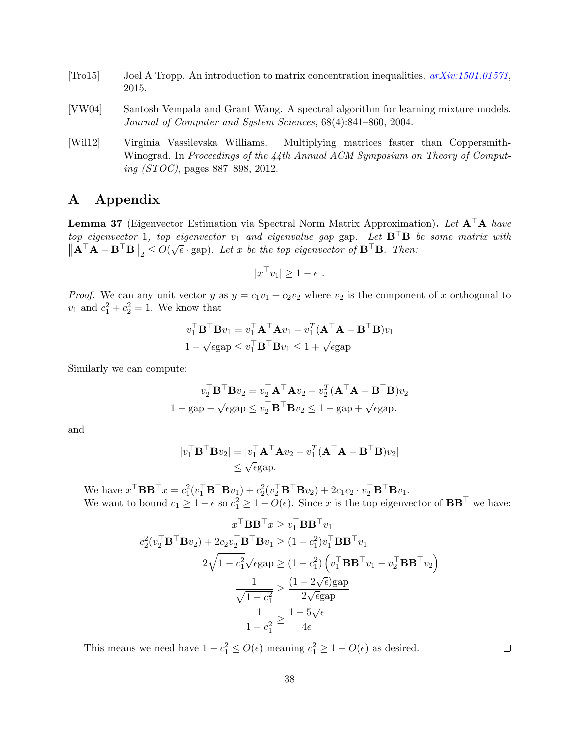[Tro15] Joel A Tropp. An introduction to matrix concentration inequalities. *arXiv:1501.01571*, 2015.

[VW04] Santosh Vempala and Grant Wang. A spectral algorithm for learning mixture models. *Journal of Computer and System Sciences*, 68(4):841–860, 2004.

[Wil12] Virginia Vassilevska Williams. Multiplying matrices faster than Coppersmith-Winograd. In *Proceedings of the 44th Annual ACM Symposium on Theory of Computing (STOC)*, pages 887–898, 2012.

# A Appendix

**Lemma 37** (Eigenvector Estimation via Spectral Norm Matrix Approximation)**.** *Let $\mathbf{A}^\top \mathbf{A}$ have top eigenvector 1, top eigenvector $v_1$ and eigenvalue gap* gap*. Let $\mathbf{B}^\top \mathbf{B}$ be some matrix with $\left\|\mathbf{A}^\top \mathbf{A} - \mathbf{B}^\top \mathbf{B}\right\|_2 \leq O(\sqrt{\epsilon} \cdot \mathrm{gap})$. Let $x$ be the top eigenvector of $\mathbf{B}^\top \mathbf{B}$. Then:*

$$|x^\top v_1| \geq 1 - \epsilon \ .$$

*Proof.* We can any unit vector $y$ as $y = c_1 v_1 + c_2 v_2$ where $v_2$ is the component of $x$ orthogonal to $v_1$ and $c_1^2 + c_2^2 = 1$. We know that

$$\begin{aligned} v_1^\top \mathbf{B}^\top \mathbf{B} v_1 &= v_1^\top \mathbf{A}^\top \mathbf{A} v_1 - v_1^T (\mathbf{A}^\top \mathbf{A} - \mathbf{B}^\top \mathbf{B}) v_1 \\ 1 - \sqrt{\epsilon}\mathrm{gap} \leq v_1^\top &\mathbf{B}^\top \mathbf{B} v_1 \leq 1 + \sqrt{\epsilon}\mathrm{gap} \end{aligned}$$

Similarly we can compute:

$$\begin{aligned} v_2^\top \mathbf{B}^\top \mathbf{B} v_2 &= v_2^\top \mathbf{A}^\top \mathbf{A} v_2 - v_2^T (\mathbf{A}^\top \mathbf{A} - \mathbf{B}^\top \mathbf{B}) v_2 \\ 1 - \mathrm{gap} - \sqrt{\epsilon}\mathrm{gap} \leq v_2^\top &\mathbf{B}^\top \mathbf{B} v_2 \leq 1 - \mathrm{gap} + \sqrt{\epsilon}\mathrm{gap}. \end{aligned}$$

and

$$\begin{aligned} |v_1^\top \mathbf{B}^\top \mathbf{B} v_2| &= |v_1^\top \mathbf{A}^\top \mathbf{A} v_2 - v_1^T (\mathbf{A}^\top \mathbf{A} - \mathbf{B}^\top \mathbf{B}) v_2| \\ &\leq \sqrt{\epsilon}\mathrm{gap}. \end{aligned}$$

We have $x^\top \mathbf{B}\mathbf{B}^\top x = c_1^2 (v_1^\top \mathbf{B}^\top \mathbf{B} v_1) + c_2^2 (v_2^\top \mathbf{B}^\top \mathbf{B} v_2) + 2 c_1 c_2 \cdot v_2^\top \mathbf{B}^\top \mathbf{B} v_1$.

We want to bound $c_1 \geq 1 - \epsilon$ so $c_1^2 \geq 1 - O(\epsilon)$. Since $x$ is the top eigenvector of $\mathbf{B}\mathbf{B}^\top$ we have:

$$\begin{aligned} x^\top \mathbf{B}\mathbf{B}^\top x &\geq v_1^\top \mathbf{B}\mathbf{B}^\top v_1 \\ c_2^2 (v_2^\top \mathbf{B}^\top \mathbf{B} v_2) + 2 c_2 v_2^\top \mathbf{B}^\top \mathbf{B} v_1 &\geq (1 - c_1^2) v_1^\top \mathbf{B}\mathbf{B}^\top v_1 \\ 2\sqrt{1 - c_1^2}\sqrt{\epsilon}\mathrm{gap} &\geq (1 - c_1^2)\left(v_1^\top \mathbf{B}\mathbf{B}^\top v_1 - v_2^\top \mathbf{B}\mathbf{B}^\top v_2\right) \\ \frac{1}{\sqrt{1 - c_1^2}} &\geq \frac{(1 - 2\sqrt{\epsilon})\mathrm{gap}}{2\sqrt{\epsilon}\mathrm{gap}} \\ \frac{1}{1 - c_1^2} &\geq \frac{1 - 5\sqrt{\epsilon}}{4\epsilon} \end{aligned}$$

This means we need have $1 - c_1^2 \leq O(\epsilon)$ meaning $c_1^2 \geq 1 - O(\epsilon)$ as desired. $\square$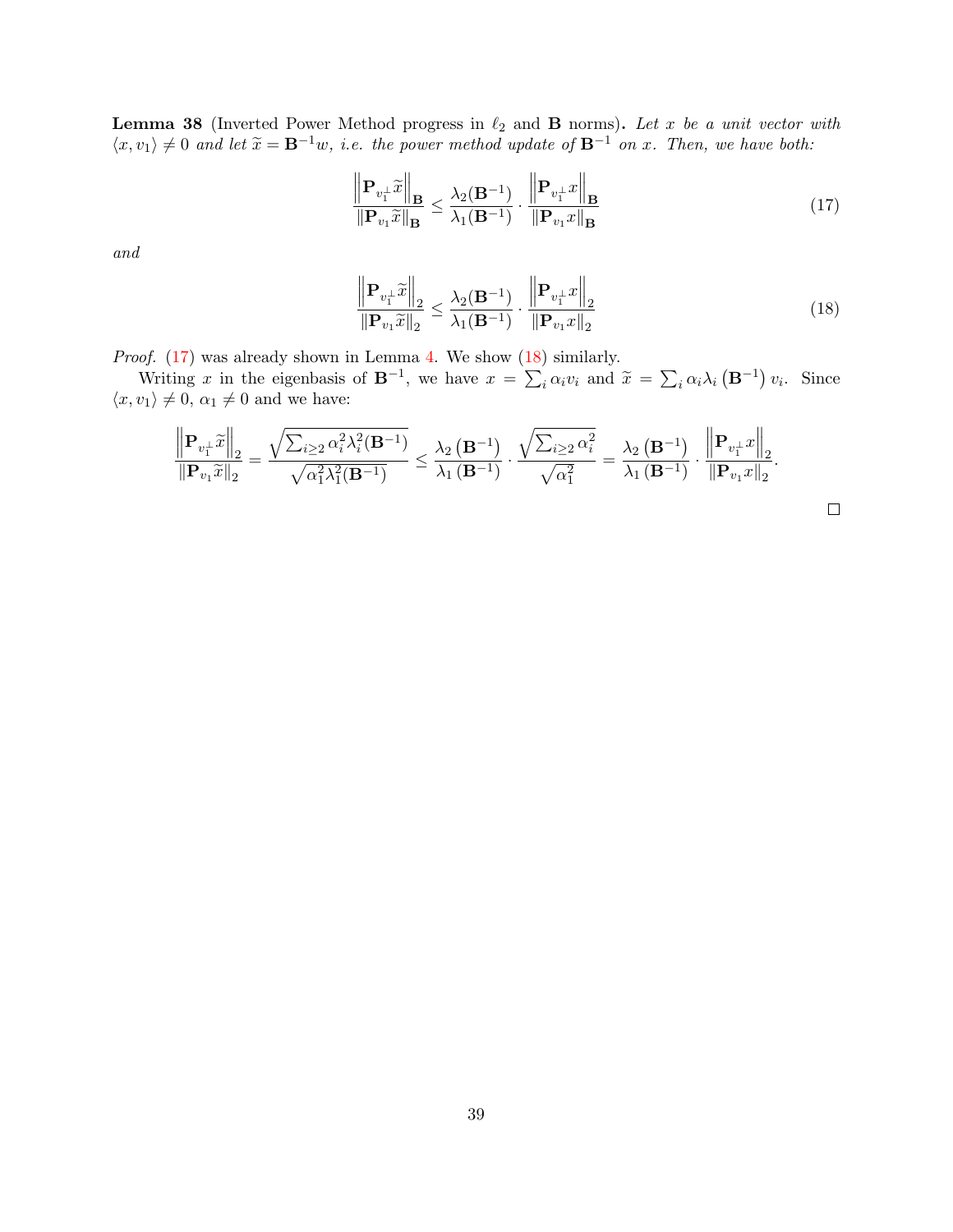**Lemma 38** (Inverted Power Method progress in $\ell_2$ and $\mathbf{B}$ norms)**.** *Let $x$ be a unit vector with $\langle x, v_1 \rangle \neq 0$ and let $\widetilde{x} = \mathbf{B}^{-1}w$, i.e. the power method update of $\mathbf{B}^{-1}$ on $x$. Then, we have both:*

$$\frac{\left\|\mathbf{P}_{v_1^\perp}\widetilde{x}\right\|_{\mathbf{B}}}{\|\mathbf{P}_{v_1}\widetilde{x}\|_{\mathbf{B}}} \leq \frac{\lambda_2(\mathbf{B}^{-1})}{\lambda_1(\mathbf{B}^{-1})} \cdot \frac{\left\|\mathbf{P}_{v_1^\perp}x\right\|_{\mathbf{B}}}{\|\mathbf{P}_{v_1}x\|_{\mathbf{B}}} \tag{17}$$

*and*

$$\frac{\left\|\mathbf{P}_{v_1^\perp}\widetilde{x}\right\|_2}{\|\mathbf{P}_{v_1}\widetilde{x}\|_2} \leq \frac{\lambda_2(\mathbf{B}^{-1})}{\lambda_1(\mathbf{B}^{-1})} \cdot \frac{\left\|\mathbf{P}_{v_1^\perp}x\right\|_2}{\|\mathbf{P}_{v_1}x\|_2} \tag{18}$$

*Proof.* (17) was already shown in Lemma 4. We show (18) similarly.

Writing $x$ in the eigenbasis of $\mathbf{B}^{-1}$, we have $x = \sum_i \alpha_i v_i$ and $\widetilde{x} = \sum_i \alpha_i \lambda_i \left(\mathbf{B}^{-1}\right) v_i$. Since $\langle x, v_1 \rangle \neq 0$, $\alpha_1 \neq 0$ and we have:

$$\frac{\left\|\mathbf{P}_{v_1^\perp}\widetilde{x}\right\|_2}{\|\mathbf{P}_{v_1}\widetilde{x}\|_2} = \frac{\sqrt{\sum_{i\geq 2}\alpha_i^2\lambda_i^2(\mathbf{B}^{-1})}}{\sqrt{\alpha_1^2\lambda_1^2(\mathbf{B}^{-1})}} \leq \frac{\lambda_2\left(\mathbf{B}^{-1}\right)}{\lambda_1\left(\mathbf{B}^{-1}\right)} \cdot \frac{\sqrt{\sum_{i\geq 2}\alpha_i^2}}{\sqrt{\alpha_1^2}} = \frac{\lambda_2\left(\mathbf{B}^{-1}\right)}{\lambda_1\left(\mathbf{B}^{-1}\right)} \cdot \frac{\left\|\mathbf{P}_{v_1^\perp}x\right\|_2}{\|\mathbf{P}_{v_1}x\|_2}.$$

□